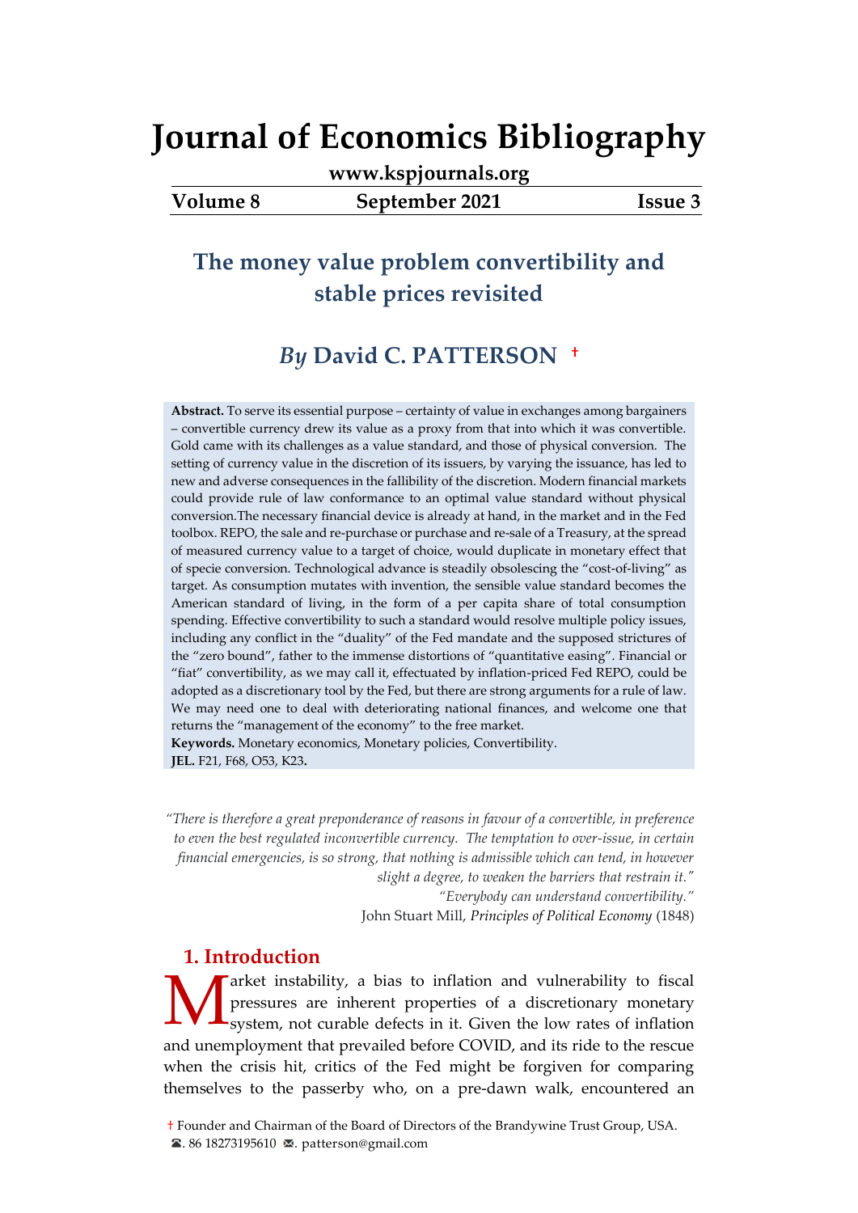# Journal of Economics Bibliography

www.kspjournals.org

**Volume 8 September 2021 Issue 3**

## The money value problem convertibility and stable prices revisited

### *By* David C. PATTERSON †

**Abstract.** To serve its essential purpose – certainty of value in exchanges among bargainers – convertible currency drew its value as a proxy from that into which it was convertible. Gold came with its challenges as a value standard, and those of physical conversion. The setting of currency value in the discretion of its issuers, by varying the issuance, has led to new and adverse consequences in the fallibility of the discretion. Modern financial markets could provide rule of law conformance to an optimal value standard without physical conversion.The necessary financial device is already at hand, in the market and in the Fed toolbox. REPO, the sale and re-purchase or purchase and re-sale of a Treasury, at the spread of measured currency value to a target of choice, would duplicate in monetary effect that of specie conversion. Technological advance is steadily obsolescing the "cost-of-living" as target. As consumption mutates with invention, the sensible value standard becomes the American standard of living, in the form of a per capita share of total consumption spending. Effective convertibility to such a standard would resolve multiple policy issues, including any conflict in the "duality" of the Fed mandate and the supposed strictures of the "zero bound", father to the immense distortions of "quantitative easing". Financial or "fiat" convertibility, as we may call it, effectuated by inflation-priced Fed REPO, could be adopted as a discretionary tool by the Fed, but there are strong arguments for a rule of law. We may need one to deal with deteriorating national finances, and welcome one that returns the "management of the economy" to the free market.

**Keywords.** Monetary economics, Monetary policies, Convertibility.

**JEL.** F21, F68, O53, K23.

> *"There is therefore a great preponderance of reasons in favour of a convertible, in preference to even the best regulated inconvertible currency. The temptation to over-issue, in certain financial emergencies, is so strong, that nothing is admissible which can tend, in however slight a degree, to weaken the barriers that restrain it."*
>
> *"Everybody can understand convertibility."*
>
> John Stuart Mill, *Principles of Political Economy* (1848)

## 1. Introduction

Market instability, a bias to inflation and vulnerability to fiscal pressures are inherent properties of a discretionary monetary system, not curable defects in it. Given the low rates of inflation and unemployment that prevailed before COVID, and its ride to the rescue when the crisis hit, critics of the Fed might be forgiven for comparing themselves to the passerby who, on a pre-dawn walk, encountered an

† Founder and Chairman of the Board of Directors of the Brandywine Trust Group, USA.
☎. 86 18273195610 ✉. patterson@gmail.com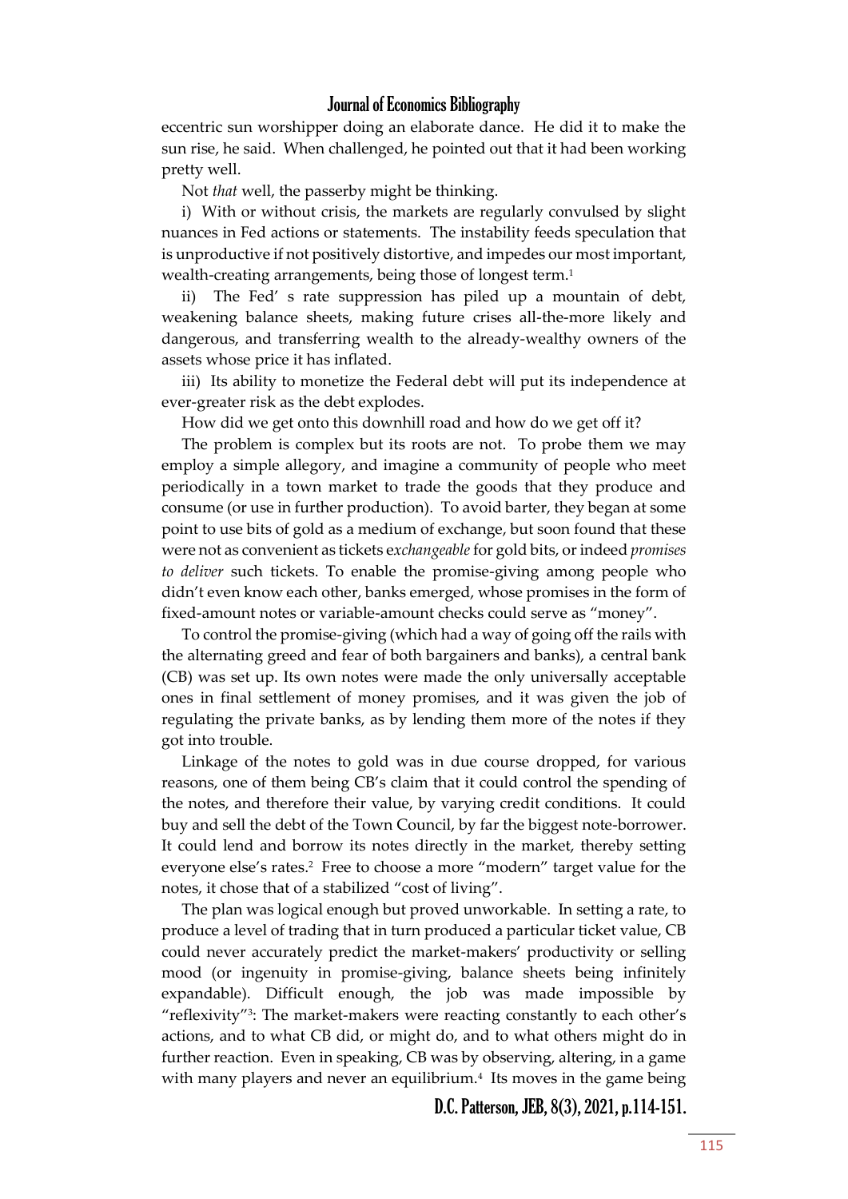eccentric sun worshipper doing an elaborate dance. He did it to make the sun rise, he said. When challenged, he pointed out that it had been working pretty well.

Not *that* well, the passerby might be thinking.

i) With or without crisis, the markets are regularly convulsed by slight nuances in Fed actions or statements. The instability feeds speculation that is unproductive if not positively distortive, and impedes our most important, wealth-creating arrangements, being those of longest term.[1]

ii) The Fed' s rate suppression has piled up a mountain of debt, weakening balance sheets, making future crises all-the-more likely and dangerous, and transferring wealth to the already-wealthy owners of the assets whose price it has inflated.

iii) Its ability to monetize the Federal debt will put its independence at ever-greater risk as the debt explodes.

How did we get onto this downhill road and how do we get off it?

The problem is complex but its roots are not. To probe them we may employ a simple allegory, and imagine a community of people who meet periodically in a town market to trade the goods that they produce and consume (or use in further production). To avoid barter, they began at some point to use bits of gold as a medium of exchange, but soon found that these were not as convenient as tickets e*xchangeable* for gold bits, or indeed *promises to deliver* such tickets. To enable the promise-giving among people who didn't even know each other, banks emerged, whose promises in the form of fixed-amount notes or variable-amount checks could serve as "money".

To control the promise-giving (which had a way of going off the rails with the alternating greed and fear of both bargainers and banks), a central bank (CB) was set up. Its own notes were made the only universally acceptable ones in final settlement of money promises, and it was given the job of regulating the private banks, as by lending them more of the notes if they got into trouble.

Linkage of the notes to gold was in due course dropped, for various reasons, one of them being CB's claim that it could control the spending of the notes, and therefore their value, by varying credit conditions. It could buy and sell the debt of the Town Council, by far the biggest note-borrower. It could lend and borrow its notes directly in the market, thereby setting everyone else's rates.[2] Free to choose a more "modern" target value for the notes, it chose that of a stabilized "cost of living".

The plan was logical enough but proved unworkable. In setting a rate, to produce a level of trading that in turn produced a particular ticket value, CB could never accurately predict the market-makers' productivity or selling mood (or ingenuity in promise-giving, balance sheets being infinitely expandable). Difficult enough, the job was made impossible by "reflexivity"[3]: The market-makers were reacting constantly to each other's actions, and to what CB did, or might do, and to what others might do in further reaction. Even in speaking, CB was by observing, altering, in a game with many players and never an equilibrium.[4] Its moves in the game being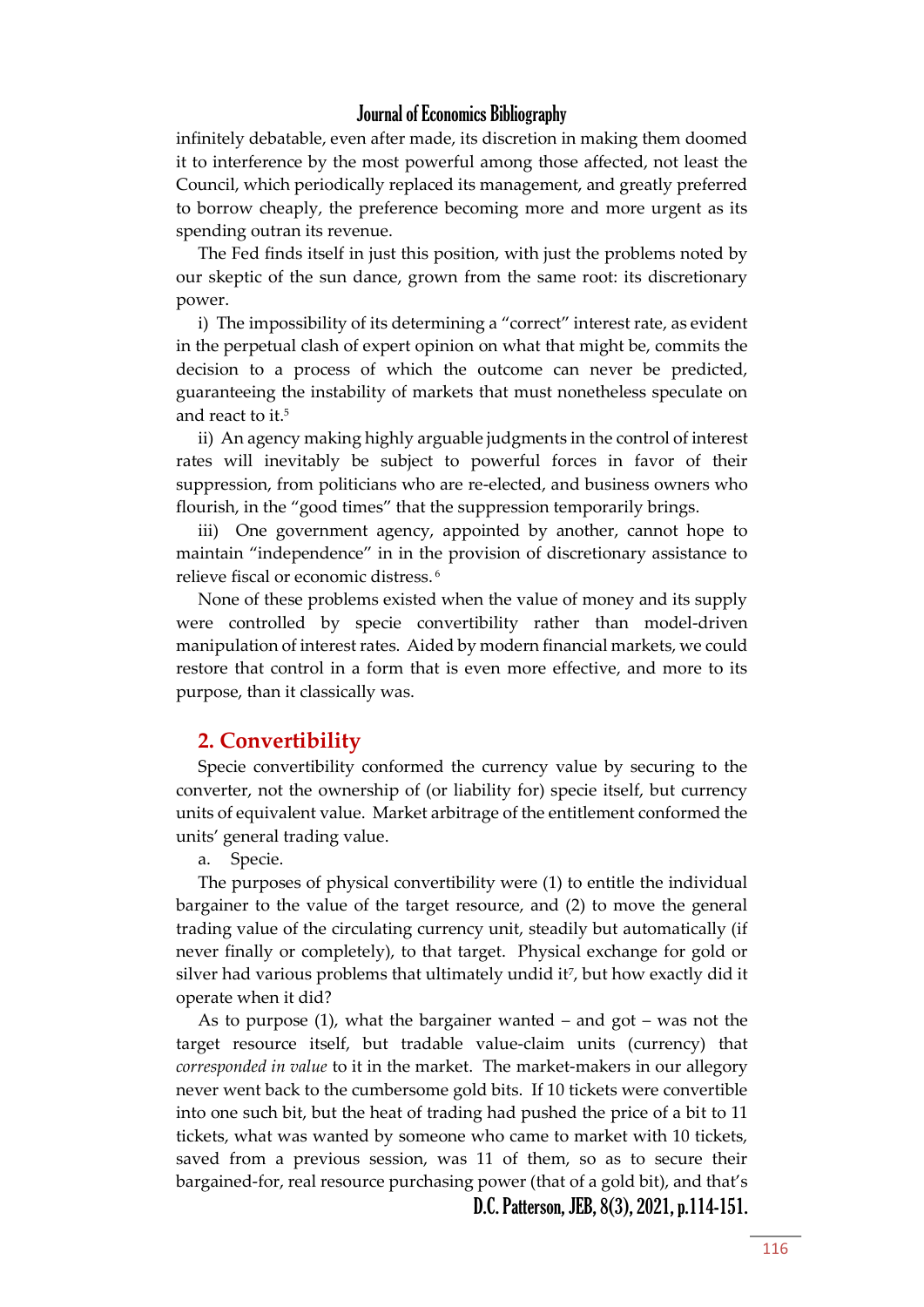infinitely debatable, even after made, its discretion in making them doomed it to interference by the most powerful among those affected, not least the Council, which periodically replaced its management, and greatly preferred to borrow cheaply, the preference becoming more and more urgent as its spending outran its revenue.

The Fed finds itself in just this position, with just the problems noted by our skeptic of the sun dance, grown from the same root: its discretionary power.

i) The impossibility of its determining a "correct" interest rate, as evident in the perpetual clash of expert opinion on what that might be, commits the decision to a process of which the outcome can never be predicted, guaranteeing the instability of markets that must nonetheless speculate on and react to it.[5]

ii) An agency making highly arguable judgments in the control of interest rates will inevitably be subject to powerful forces in favor of their suppression, from politicians who are re-elected, and business owners who flourish, in the "good times" that the suppression temporarily brings.

iii) One government agency, appointed by another, cannot hope to maintain "independence" in in the provision of discretionary assistance to relieve fiscal or economic distress.[6]

None of these problems existed when the value of money and its supply were controlled by specie convertibility rather than model-driven manipulation of interest rates. Aided by modern financial markets, we could restore that control in a form that is even more effective, and more to its purpose, than it classically was.

## 2. Convertibility

Specie convertibility conformed the currency value by securing to the converter, not the ownership of (or liability for) specie itself, but currency units of equivalent value. Market arbitrage of the entitlement conformed the units' general trading value.

a. Specie.

The purposes of physical convertibility were (1) to entitle the individual bargainer to the value of the target resource, and (2) to move the general trading value of the circulating currency unit, steadily but automatically (if never finally or completely), to that target. Physical exchange for gold or silver had various problems that ultimately undid it[7], but how exactly did it operate when it did?

As to purpose (1), what the bargainer wanted – and got – was not the target resource itself, but tradable value-claim units (currency) that *corresponded in value* to it in the market. The market-makers in our allegory never went back to the cumbersome gold bits. If 10 tickets were convertible into one such bit, but the heat of trading had pushed the price of a bit to 11 tickets, what was wanted by someone who came to market with 10 tickets, saved from a previous session, was 11 of them, so as to secure their bargained-for, real resource purchasing power (that of a gold bit), and that's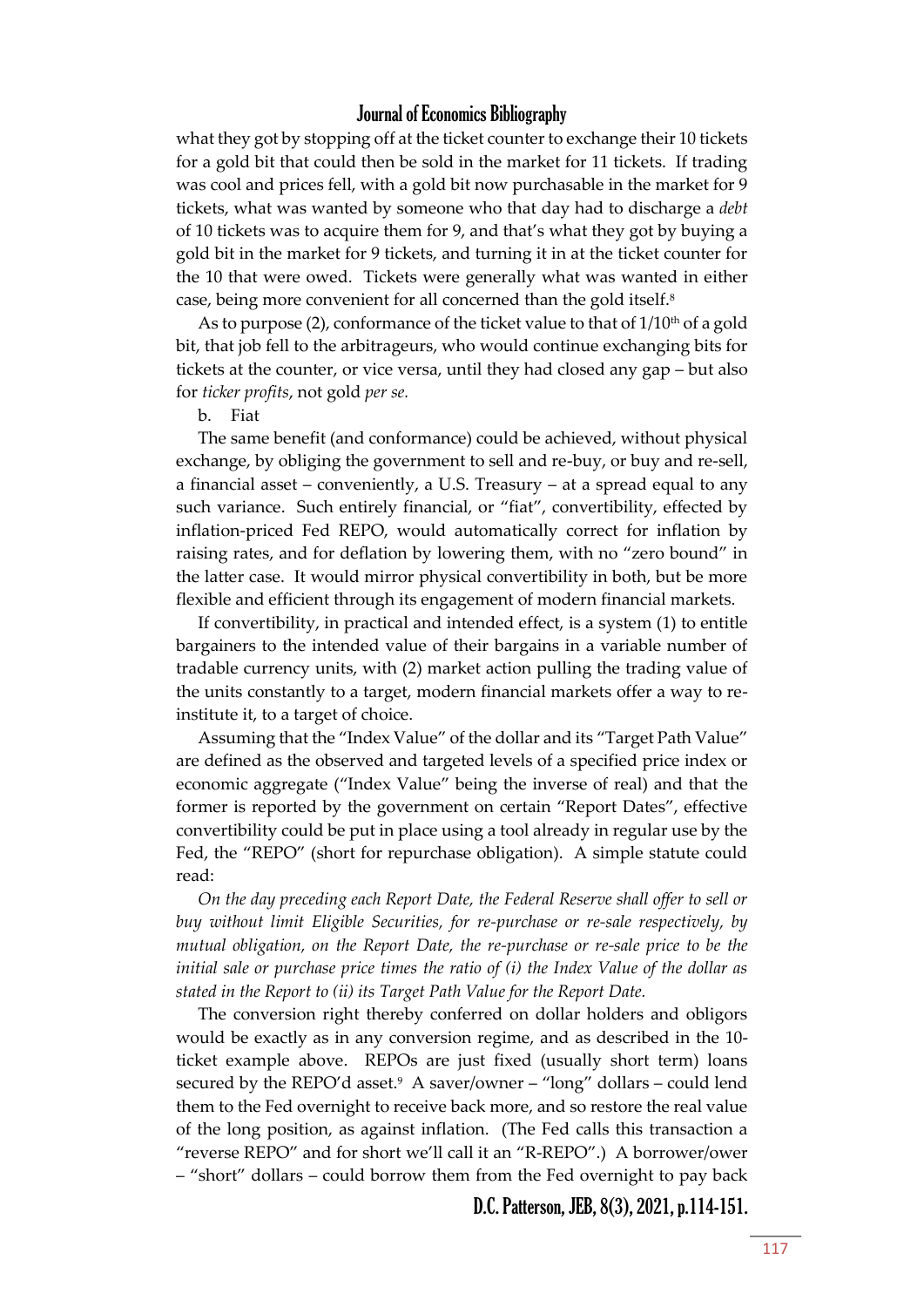what they got by stopping off at the ticket counter to exchange their 10 tickets for a gold bit that could then be sold in the market for 11 tickets. If trading was cool and prices fell, with a gold bit now purchasable in the market for 9 tickets, what was wanted by someone who that day had to discharge a *debt* of 10 tickets was to acquire them for 9, and that's what they got by buying a gold bit in the market for 9 tickets, and turning it in at the ticket counter for the 10 that were owed. Tickets were generally what was wanted in either case, being more convenient for all concerned than the gold itself.[8]

As to purpose (2), conformance of the ticket value to that of 1/10th of a gold bit, that job fell to the arbitrageurs, who would continue exchanging bits for tickets at the counter, or vice versa, until they had closed any gap – but also for *ticker profits*, not gold *per se.*

b. Fiat

The same benefit (and conformance) could be achieved, without physical exchange, by obliging the government to sell and re-buy, or buy and re-sell, a financial asset – conveniently, a U.S. Treasury – at a spread equal to any such variance. Such entirely financial, or "fiat", convertibility, effected by inflation-priced Fed REPO, would automatically correct for inflation by raising rates, and for deflation by lowering them, with no "zero bound" in the latter case. It would mirror physical convertibility in both, but be more flexible and efficient through its engagement of modern financial markets.

If convertibility, in practical and intended effect, is a system (1) to entitle bargainers to the intended value of their bargains in a variable number of tradable currency units, with (2) market action pulling the trading value of the units constantly to a target, modern financial markets offer a way to re-institute it, to a target of choice.

Assuming that the "Index Value" of the dollar and its "Target Path Value" are defined as the observed and targeted levels of a specified price index or economic aggregate ("Index Value" being the inverse of real) and that the former is reported by the government on certain "Report Dates", effective convertibility could be put in place using a tool already in regular use by the Fed, the "REPO" (short for repurchase obligation). A simple statute could read:

*On the day preceding each Report Date, the Federal Reserve shall offer to sell or buy without limit Eligible Securities, for re-purchase or re-sale respectively, by mutual obligation, on the Report Date, the re-purchase or re-sale price to be the initial sale or purchase price times the ratio of (i) the Index Value of the dollar as stated in the Report to (ii) its Target Path Value for the Report Date.*

The conversion right thereby conferred on dollar holders and obligors would be exactly as in any conversion regime, and as described in the 10-ticket example above. REPOs are just fixed (usually short term) loans secured by the REPO'd asset.[9] A saver/owner – "long" dollars – could lend them to the Fed overnight to receive back more, and so restore the real value of the long position, as against inflation. (The Fed calls this transaction a "reverse REPO" and for short we'll call it an "R-REPO".) A borrower/ower – "short" dollars – could borrow them from the Fed overnight to pay back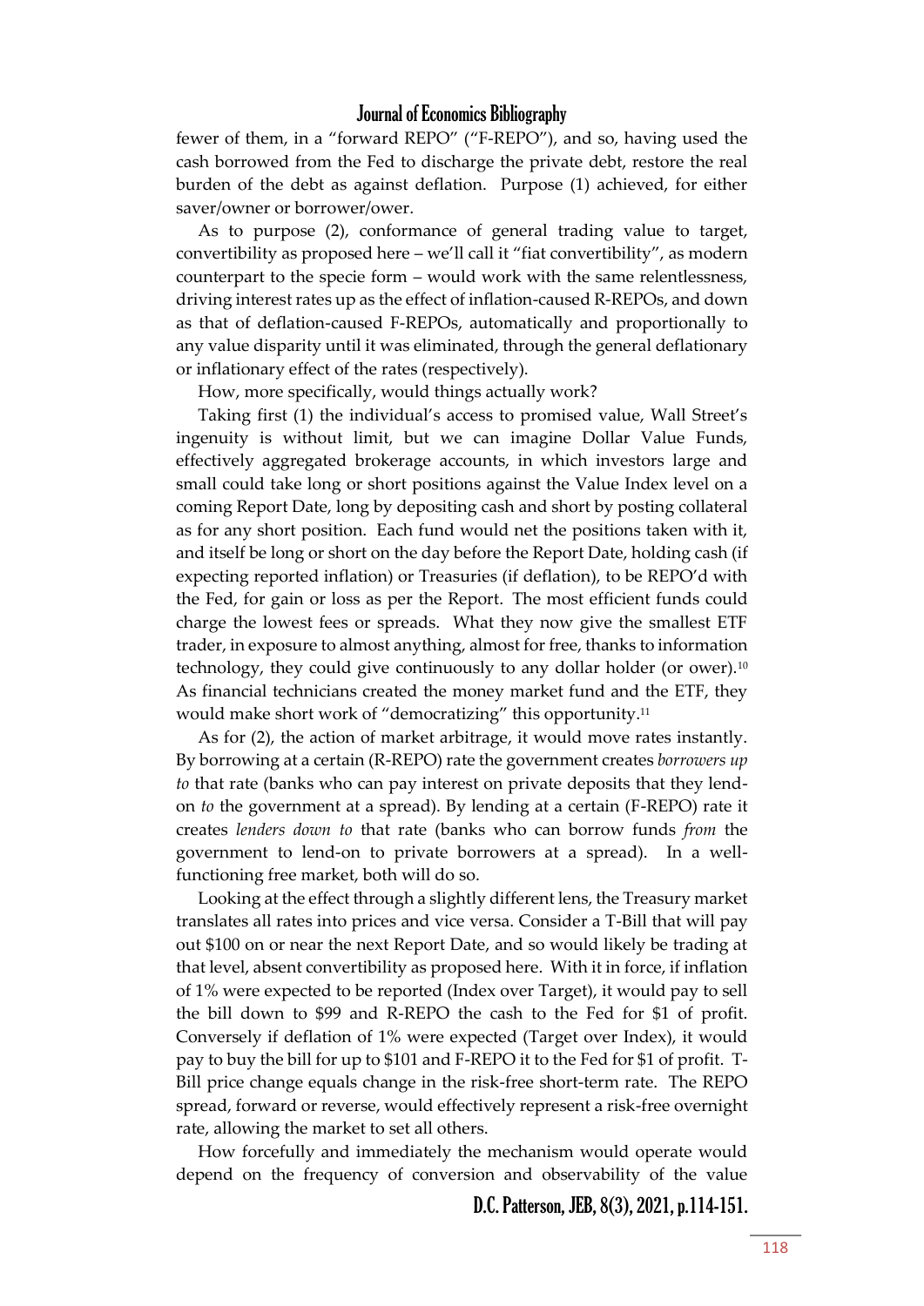fewer of them, in a "forward REPO" ("F-REPO"), and so, having used the cash borrowed from the Fed to discharge the private debt, restore the real burden of the debt as against deflation. Purpose (1) achieved, for either saver/owner or borrower/ower.

As to purpose (2), conformance of general trading value to target, convertibility as proposed here – we'll call it "fiat convertibility", as modern counterpart to the specie form – would work with the same relentlessness, driving interest rates up as the effect of inflation-caused R-REPOs, and down as that of deflation-caused F-REPOs, automatically and proportionally to any value disparity until it was eliminated, through the general deflationary or inflationary effect of the rates (respectively).

How, more specifically, would things actually work?

Taking first (1) the individual's access to promised value, Wall Street's ingenuity is without limit, but we can imagine Dollar Value Funds, effectively aggregated brokerage accounts, in which investors large and small could take long or short positions against the Value Index level on a coming Report Date, long by depositing cash and short by posting collateral as for any short position. Each fund would net the positions taken with it, and itself be long or short on the day before the Report Date, holding cash (if expecting reported inflation) or Treasuries (if deflation), to be REPO'd with the Fed, for gain or loss as per the Report. The most efficient funds could charge the lowest fees or spreads. What they now give the smallest ETF trader, in exposure to almost anything, almost for free, thanks to information technology, they could give continuously to any dollar holder (or ower).[10] As financial technicians created the money market fund and the ETF, they would make short work of "democratizing" this opportunity.[11]

As for (2), the action of market arbitrage, it would move rates instantly. By borrowing at a certain (R-REPO) rate the government creates *borrowers up to* that rate (banks who can pay interest on private deposits that they lend-on *to* the government at a spread). By lending at a certain (F-REPO) rate it creates *lenders down to* that rate (banks who can borrow funds *from* the government to lend-on to private borrowers at a spread). In a well-functioning free market, both will do so.

Looking at the effect through a slightly different lens, the Treasury market translates all rates into prices and vice versa. Consider a T-Bill that will pay out $100 on or near the next Report Date, and so would likely be trading at that level, absent convertibility as proposed here. With it in force, if inflation of 1% were expected to be reported (Index over Target), it would pay to sell the bill down to $99 and R-REPO the cash to the Fed for $1 of profit. Conversely if deflation of 1% were expected (Target over Index), it would pay to buy the bill for up to $101 and F-REPO it to the Fed for $1 of profit. T-Bill price change equals change in the risk-free short-term rate. The REPO spread, forward or reverse, would effectively represent a risk-free overnight rate, allowing the market to set all others.

How forcefully and immediately the mechanism would operate would depend on the frequency of conversion and observability of the value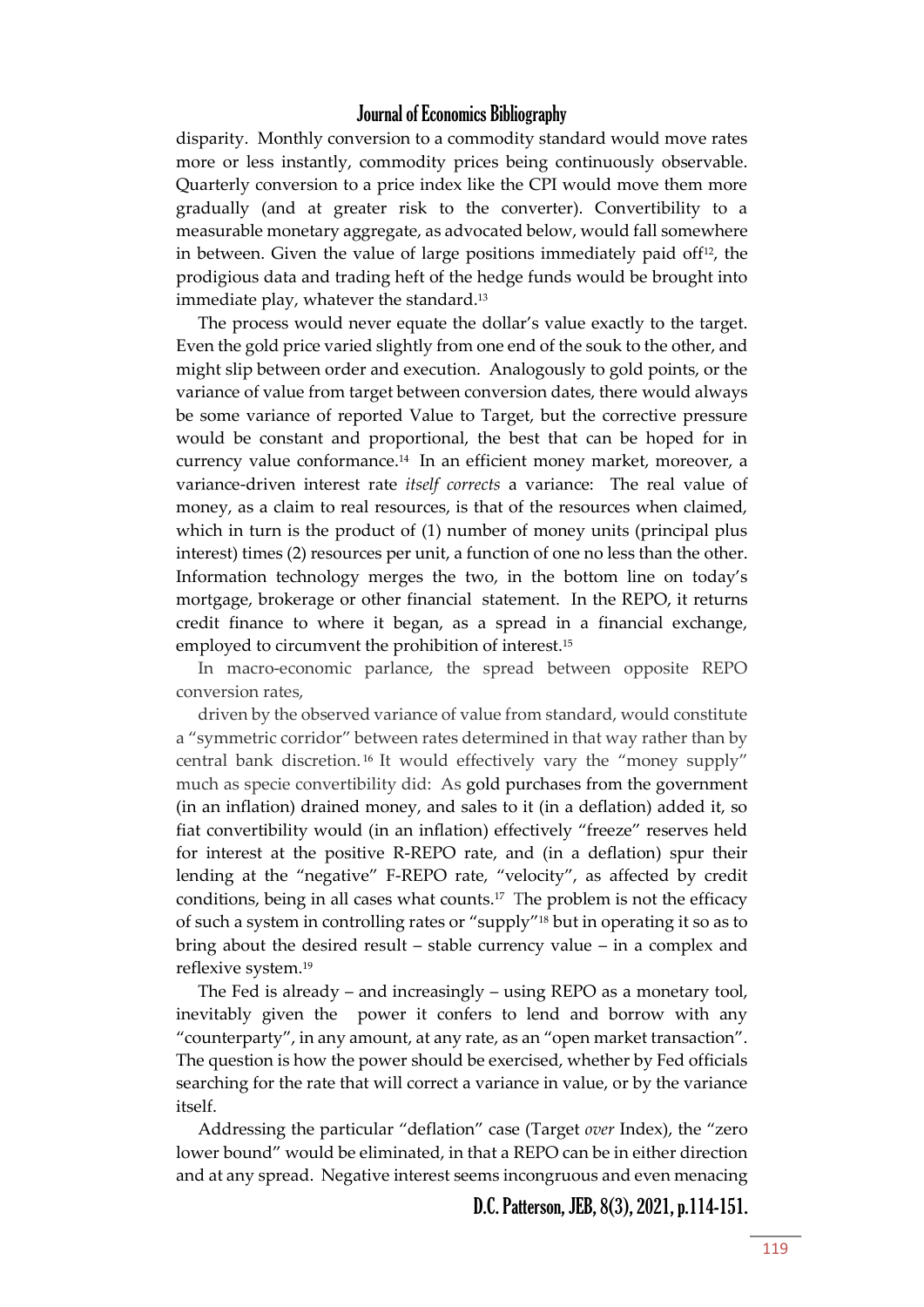disparity. Monthly conversion to a commodity standard would move rates more or less instantly, commodity prices being continuously observable. Quarterly conversion to a price index like the CPI would move them more gradually (and at greater risk to the converter). Convertibility to a measurable monetary aggregate, as advocated below, would fall somewhere in between. Given the value of large positions immediately paid off[12], the prodigious data and trading heft of the hedge funds would be brought into immediate play, whatever the standard.[13]

The process would never equate the dollar's value exactly to the target. Even the gold price varied slightly from one end of the souk to the other, and might slip between order and execution. Analogously to gold points, or the variance of value from target between conversion dates, there would always be some variance of reported Value to Target, but the corrective pressure would be constant and proportional, the best that can be hoped for in currency value conformance.[14] In an efficient money market, moreover, a variance-driven interest rate *itself corrects* a variance: The real value of money, as a claim to real resources, is that of the resources when claimed, which in turn is the product of (1) number of money units (principal plus interest) times (2) resources per unit, a function of one no less than the other. Information technology merges the two, in the bottom line on today's mortgage, brokerage or other financial statement. In the REPO, it returns credit finance to where it began, as a spread in a financial exchange, employed to circumvent the prohibition of interest.[15]

In macro-economic parlance, the spread between opposite REPO conversion rates,

driven by the observed variance of value from standard, would constitute a "symmetric corridor" between rates determined in that way rather than by central bank discretion.[16] It would effectively vary the "money supply" much as specie convertibility did: As gold purchases from the government (in an inflation) drained money, and sales to it (in a deflation) added it, so fiat convertibility would (in an inflation) effectively "freeze" reserves held for interest at the positive R-REPO rate, and (in a deflation) spur their lending at the "negative" F-REPO rate, "velocity", as affected by credit conditions, being in all cases what counts.[17] The problem is not the efficacy of such a system in controlling rates or "supply"[18] but in operating it so as to bring about the desired result – stable currency value – in a complex and reflexive system.[19]

The Fed is already – and increasingly – using REPO as a monetary tool, inevitably given the power it confers to lend and borrow with any "counterparty", in any amount, at any rate, as an "open market transaction". The question is how the power should be exercised, whether by Fed officials searching for the rate that will correct a variance in value, or by the variance itself.

Addressing the particular "deflation" case (Target *over* Index), the "zero lower bound" would be eliminated, in that a REPO can be in either direction and at any spread. Negative interest seems incongruous and even menacing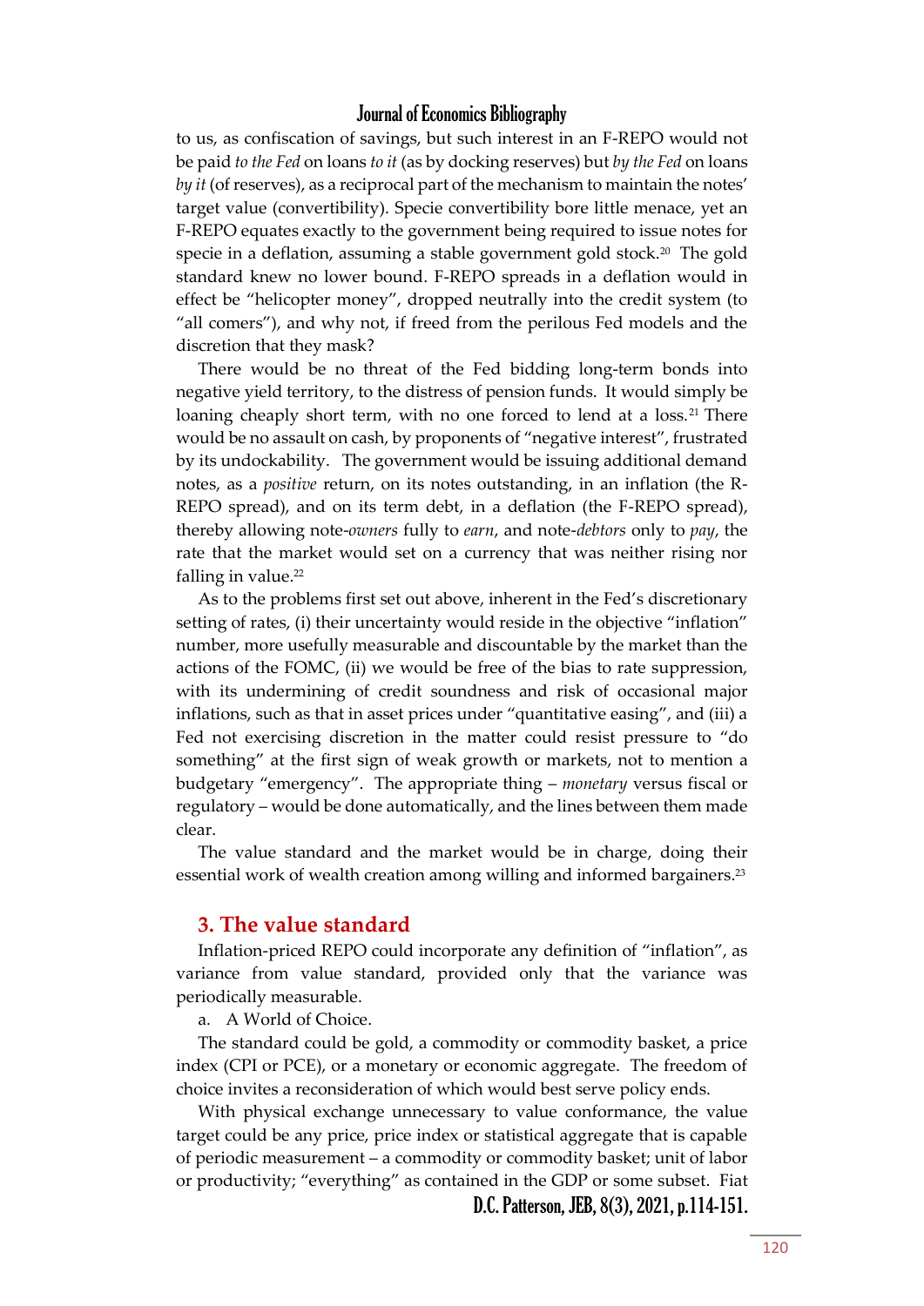to us, as confiscation of savings, but such interest in an F-REPO would not be paid *to the Fed* on loans *to it* (as by docking reserves) but *by the Fed* on loans *by it* (of reserves), as a reciprocal part of the mechanism to maintain the notes' target value (convertibility). Specie convertibility bore little menace, yet an F-REPO equates exactly to the government being required to issue notes for specie in a deflation, assuming a stable government gold stock.[20] The gold standard knew no lower bound. F-REPO spreads in a deflation would in effect be "helicopter money", dropped neutrally into the credit system (to "all comers"), and why not, if freed from the perilous Fed models and the discretion that they mask?

There would be no threat of the Fed bidding long-term bonds into negative yield territory, to the distress of pension funds. It would simply be loaning cheaply short term, with no one forced to lend at a loss.[21] There would be no assault on cash, by proponents of "negative interest", frustrated by its undockability. The government would be issuing additional demand notes, as a *positive* return, on its notes outstanding, in an inflation (the R-REPO spread), and on its term debt, in a deflation (the F-REPO spread), thereby allowing note-*owners* fully to *earn*, and note-*debtors* only to *pay*, the rate that the market would set on a currency that was neither rising nor falling in value.[22]

As to the problems first set out above, inherent in the Fed's discretionary setting of rates, (i) their uncertainty would reside in the objective "inflation" number, more usefully measurable and discountable by the market than the actions of the FOMC, (ii) we would be free of the bias to rate suppression, with its undermining of credit soundness and risk of occasional major inflations, such as that in asset prices under "quantitative easing", and (iii) a Fed not exercising discretion in the matter could resist pressure to "do something" at the first sign of weak growth or markets, not to mention a budgetary "emergency". The appropriate thing – *monetary* versus fiscal or regulatory – would be done automatically, and the lines between them made clear.

The value standard and the market would be in charge, doing their essential work of wealth creation among willing and informed bargainers.[23]

## 3. The value standard

Inflation-priced REPO could incorporate any definition of "inflation", as variance from value standard, provided only that the variance was periodically measurable.

a. A World of Choice.

The standard could be gold, a commodity or commodity basket, a price index (CPI or PCE), or a monetary or economic aggregate. The freedom of choice invites a reconsideration of which would best serve policy ends.

With physical exchange unnecessary to value conformance, the value target could be any price, price index or statistical aggregate that is capable of periodic measurement – a commodity or commodity basket; unit of labor or productivity; "everything" as contained in the GDP or some subset. Fiat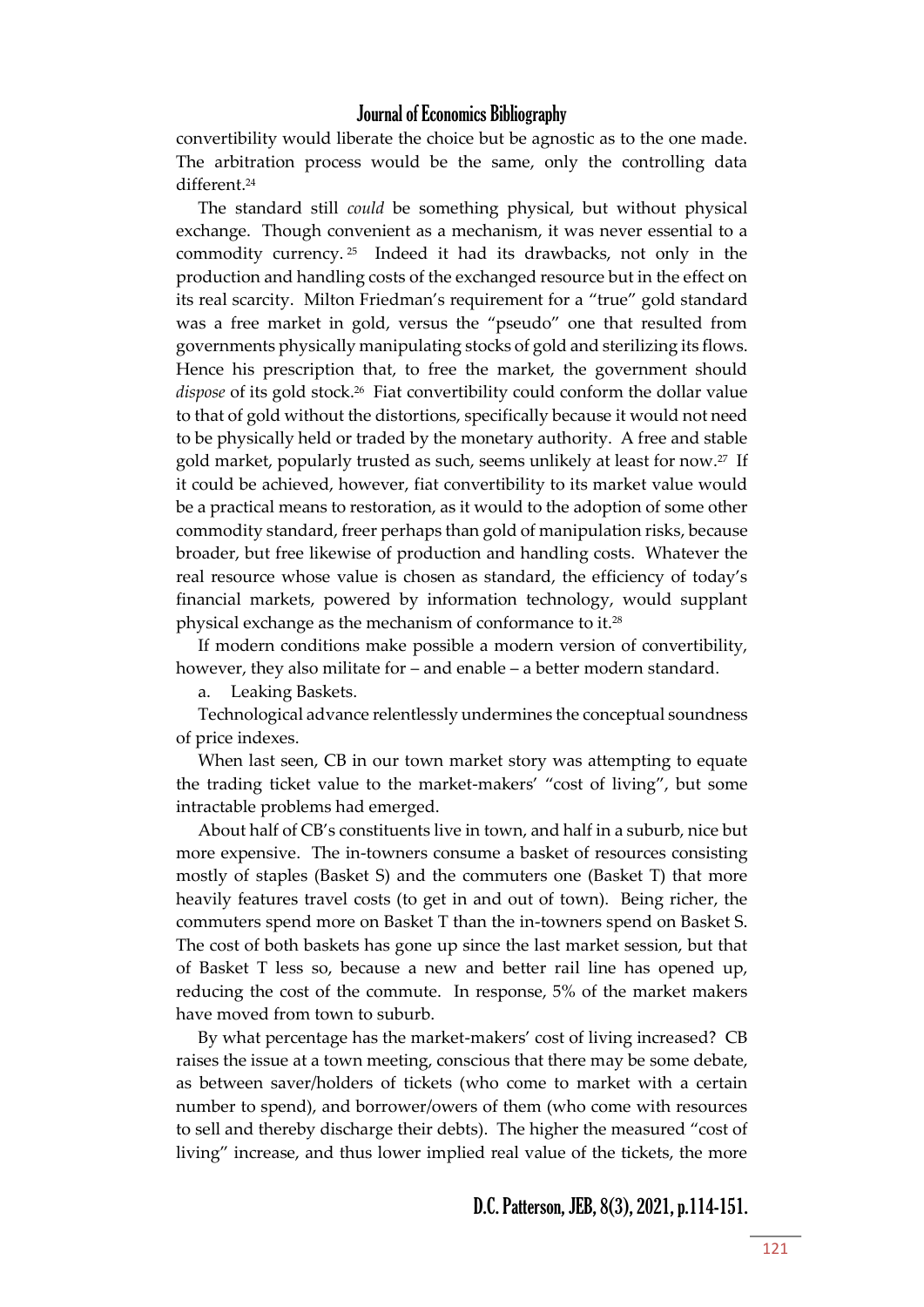convertibility would liberate the choice but be agnostic as to the one made. The arbitration process would be the same, only the controlling data different.[24]

The standard still *could* be something physical, but without physical exchange. Though convenient as a mechanism, it was never essential to a commodity currency.[25] Indeed it had its drawbacks, not only in the production and handling costs of the exchanged resource but in the effect on its real scarcity. Milton Friedman's requirement for a "true" gold standard was a free market in gold, versus the "pseudo" one that resulted from governments physically manipulating stocks of gold and sterilizing its flows. Hence his prescription that, to free the market, the government should *dispose* of its gold stock.[26] Fiat convertibility could conform the dollar value to that of gold without the distortions, specifically because it would not need to be physically held or traded by the monetary authority. A free and stable gold market, popularly trusted as such, seems unlikely at least for now.[27] If it could be achieved, however, fiat convertibility to its market value would be a practical means to restoration, as it would to the adoption of some other commodity standard, freer perhaps than gold of manipulation risks, because broader, but free likewise of production and handling costs. Whatever the real resource whose value is chosen as standard, the efficiency of today's financial markets, powered by information technology, would supplant physical exchange as the mechanism of conformance to it.[28]

If modern conditions make possible a modern version of convertibility, however, they also militate for – and enable – a better modern standard.

a. Leaking Baskets.

Technological advance relentlessly undermines the conceptual soundness of price indexes.

When last seen, CB in our town market story was attempting to equate the trading ticket value to the market-makers' "cost of living", but some intractable problems had emerged.

About half of CB's constituents live in town, and half in a suburb, nice but more expensive. The in-towners consume a basket of resources consisting mostly of staples (Basket S) and the commuters one (Basket T) that more heavily features travel costs (to get in and out of town). Being richer, the commuters spend more on Basket T than the in-towners spend on Basket S. The cost of both baskets has gone up since the last market session, but that of Basket T less so, because a new and better rail line has opened up, reducing the cost of the commute. In response, 5% of the market makers have moved from town to suburb.

By what percentage has the market-makers' cost of living increased? CB raises the issue at a town meeting, conscious that there may be some debate, as between saver/holders of tickets (who come to market with a certain number to spend), and borrower/owers of them (who come with resources to sell and thereby discharge their debts). The higher the measured "cost of living" increase, and thus lower implied real value of the tickets, the more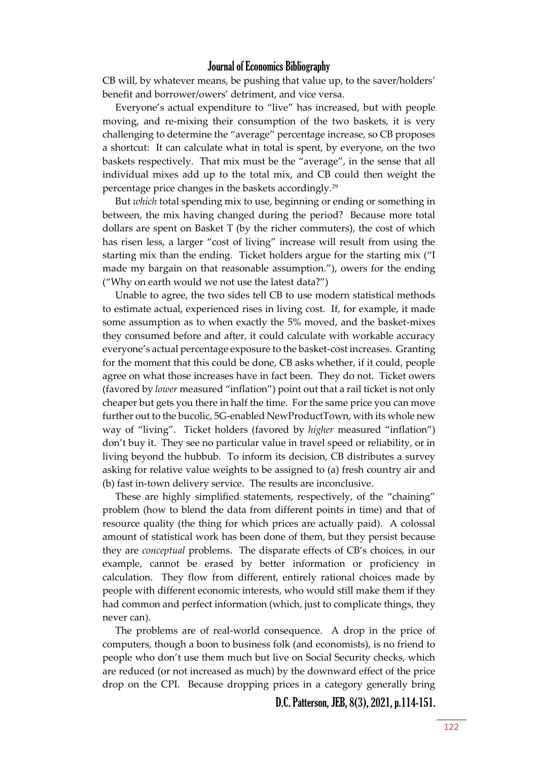CB will, by whatever means, be pushing that value up, to the saver/holders' benefit and borrower/owers' detriment, and vice versa.

Everyone's actual expenditure to "live" has increased, but with people moving, and re-mixing their consumption of the two baskets, it is very challenging to determine the "average" percentage increase, so CB proposes a shortcut: It can calculate what in total is spent, by everyone, on the two baskets respectively. That mix must be the "average", in the sense that all individual mixes add up to the total mix, and CB could then weight the percentage price changes in the baskets accordingly.[29]

But *which* total spending mix to use, beginning or ending or something in between, the mix having changed during the period? Because more total dollars are spent on Basket T (by the richer commuters), the cost of which has risen less, a larger "cost of living" increase will result from using the starting mix than the ending. Ticket holders argue for the starting mix ("I made my bargain on that reasonable assumption."), owers for the ending ("Why on earth would we not use the latest data?")

Unable to agree, the two sides tell CB to use modern statistical methods to estimate actual, experienced rises in living cost. If, for example, it made some assumption as to when exactly the 5% moved, and the basket-mixes they consumed before and after, it could calculate with workable accuracy everyone's actual percentage exposure to the basket-cost increases. Granting for the moment that this could be done, CB asks whether, if it could, people agree on what those increases have in fact been. They do not. Ticket owers (favored by *lower* measured "inflation") point out that a rail ticket is not only cheaper but gets you there in half the time. For the same price you can move further out to the bucolic, 5G-enabled NewProductTown, with its whole new way of "living". Ticket holders (favored by *higher* measured "inflation") don't buy it. They see no particular value in travel speed or reliability, or in living beyond the hubbub. To inform its decision, CB distributes a survey asking for relative value weights to be assigned to (a) fresh country air and (b) fast in-town delivery service. The results are inconclusive.

These are highly simplified statements, respectively, of the "chaining" problem (how to blend the data from different points in time) and that of resource quality (the thing for which prices are actually paid). A colossal amount of statistical work has been done of them, but they persist because they are *conceptual* problems. The disparate effects of CB's choices, in our example, cannot be erased by better information or proficiency in calculation. They flow from different, entirely rational choices made by people with different economic interests, who would still make them if they had common and perfect information (which, just to complicate things, they never can).

The problems are of real-world consequence. A drop in the price of computers, though a boon to business folk (and economists), is no friend to people who don't use them much but live on Social Security checks, which are reduced (or not increased as much) by the downward effect of the price drop on the CPI. Because dropping prices in a category generally bring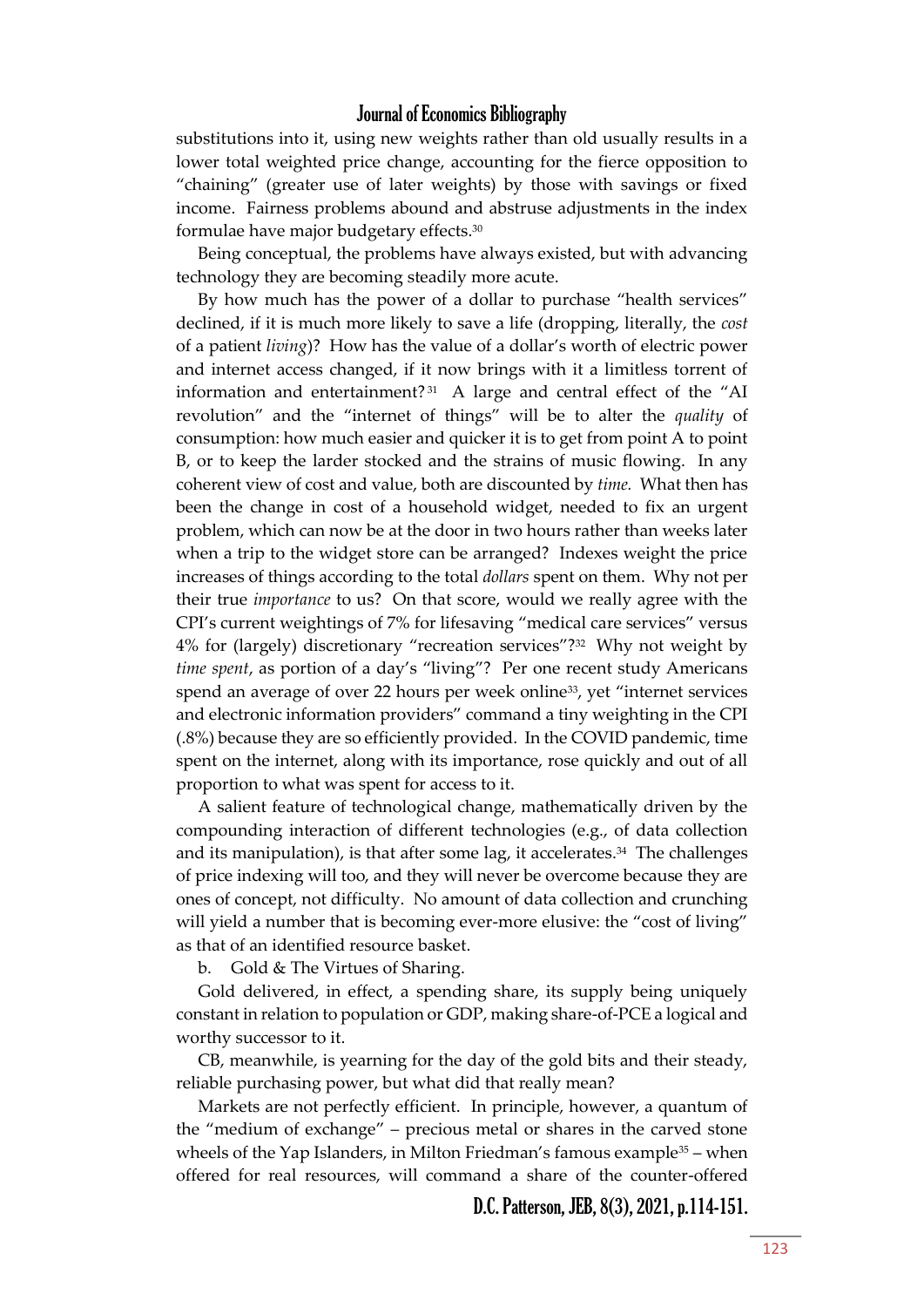substitutions into it, using new weights rather than old usually results in a lower total weighted price change, accounting for the fierce opposition to "chaining" (greater use of later weights) by those with savings or fixed income. Fairness problems abound and abstruse adjustments in the index formulae have major budgetary effects.[30]

Being conceptual, the problems have always existed, but with advancing technology they are becoming steadily more acute.

By how much has the power of a dollar to purchase "health services" declined, if it is much more likely to save a life (dropping, literally, the *cost* of a patient *living*)? How has the value of a dollar's worth of electric power and internet access changed, if it now brings with it a limitless torrent of information and entertainment?[31] A large and central effect of the "AI revolution" and the "internet of things" will be to alter the *quality* of consumption: how much easier and quicker it is to get from point A to point B, or to keep the larder stocked and the strains of music flowing. In any coherent view of cost and value, both are discounted by *time.* What then has been the change in cost of a household widget, needed to fix an urgent problem, which can now be at the door in two hours rather than weeks later when a trip to the widget store can be arranged? Indexes weight the price increases of things according to the total *dollars* spent on them. Why not per their true *importance* to us? On that score, would we really agree with the CPI's current weightings of 7% for lifesaving "medical care services" versus 4% for (largely) discretionary "recreation services"?[32] Why not weight by *time spent*, as portion of a day's "living"? Per one recent study Americans spend an average of over 22 hours per week online[33], yet "internet services and electronic information providers" command a tiny weighting in the CPI (.8%) because they are so efficiently provided. In the COVID pandemic, time spent on the internet, along with its importance, rose quickly and out of all proportion to what was spent for access to it.

A salient feature of technological change, mathematically driven by the compounding interaction of different technologies (e.g., of data collection and its manipulation), is that after some lag, it accelerates.[34] The challenges of price indexing will too, and they will never be overcome because they are ones of concept, not difficulty. No amount of data collection and crunching will yield a number that is becoming ever-more elusive: the "cost of living" as that of an identified resource basket.

b. Gold & The Virtues of Sharing.

Gold delivered, in effect, a spending share, its supply being uniquely constant in relation to population or GDP, making share-of-PCE a logical and worthy successor to it.

CB, meanwhile, is yearning for the day of the gold bits and their steady, reliable purchasing power, but what did that really mean?

Markets are not perfectly efficient. In principle, however, a quantum of the "medium of exchange" – precious metal or shares in the carved stone wheels of the Yap Islanders, in Milton Friedman's famous example[35] – when offered for real resources, will command a share of the counter-offered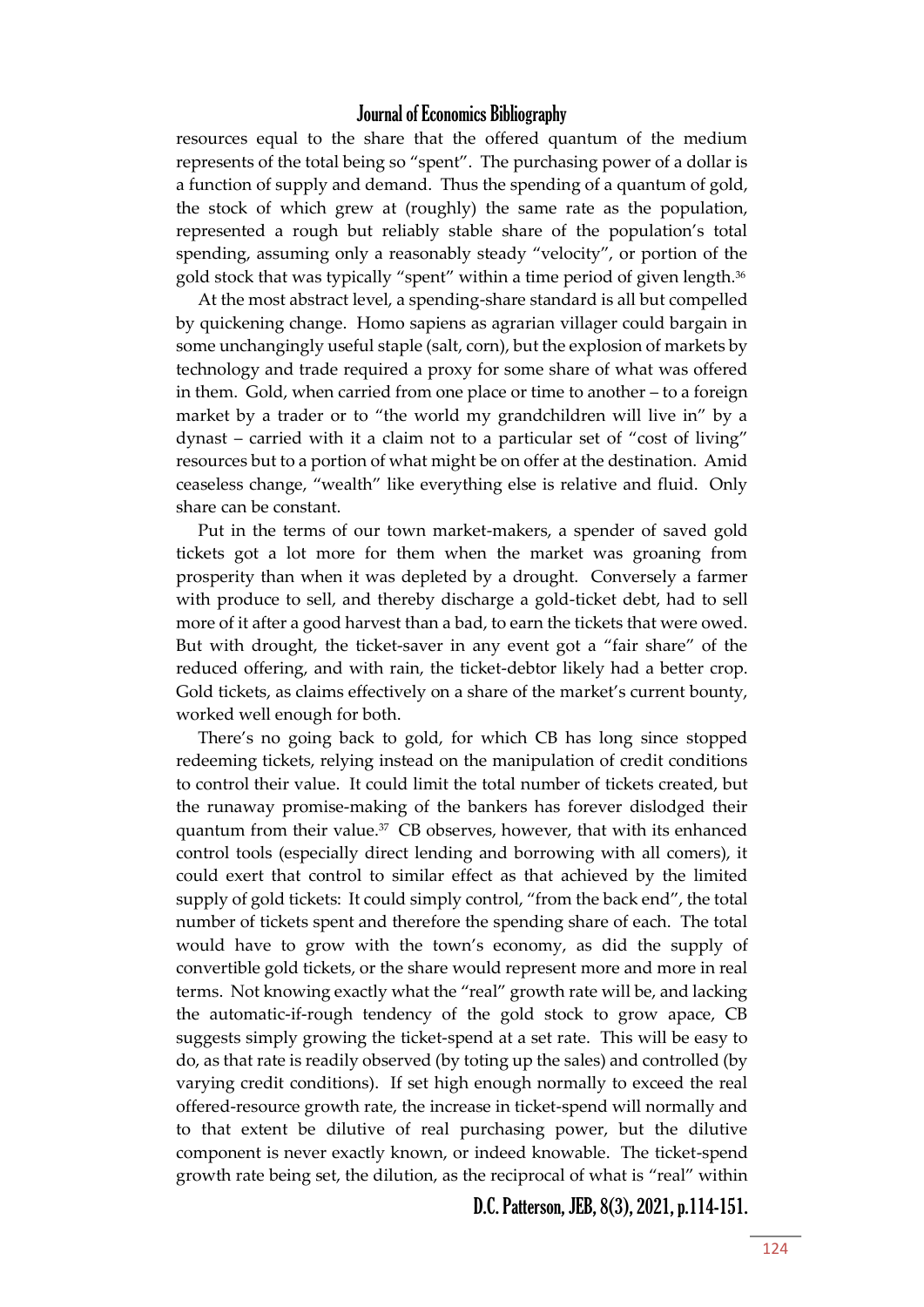resources equal to the share that the offered quantum of the medium represents of the total being so "spent". The purchasing power of a dollar is a function of supply and demand. Thus the spending of a quantum of gold, the stock of which grew at (roughly) the same rate as the population, represented a rough but reliably stable share of the population's total spending, assuming only a reasonably steady "velocity", or portion of the gold stock that was typically "spent" within a time period of given length.[36]

At the most abstract level, a spending-share standard is all but compelled by quickening change. Homo sapiens as agrarian villager could bargain in some unchangingly useful staple (salt, corn), but the explosion of markets by technology and trade required a proxy for some share of what was offered in them. Gold, when carried from one place or time to another – to a foreign market by a trader or to "the world my grandchildren will live in" by a dynast – carried with it a claim not to a particular set of "cost of living" resources but to a portion of what might be on offer at the destination. Amid ceaseless change, "wealth" like everything else is relative and fluid. Only share can be constant.

Put in the terms of our town market-makers, a spender of saved gold tickets got a lot more for them when the market was groaning from prosperity than when it was depleted by a drought. Conversely a farmer with produce to sell, and thereby discharge a gold-ticket debt, had to sell more of it after a good harvest than a bad, to earn the tickets that were owed. But with drought, the ticket-saver in any event got a "fair share" of the reduced offering, and with rain, the ticket-debtor likely had a better crop. Gold tickets, as claims effectively on a share of the market's current bounty, worked well enough for both.

There's no going back to gold, for which CB has long since stopped redeeming tickets, relying instead on the manipulation of credit conditions to control their value. It could limit the total number of tickets created, but the runaway promise-making of the bankers has forever dislodged their quantum from their value.[37] CB observes, however, that with its enhanced control tools (especially direct lending and borrowing with all comers), it could exert that control to similar effect as that achieved by the limited supply of gold tickets: It could simply control, "from the back end", the total number of tickets spent and therefore the spending share of each. The total would have to grow with the town's economy, as did the supply of convertible gold tickets, or the share would represent more and more in real terms. Not knowing exactly what the "real" growth rate will be, and lacking the automatic-if-rough tendency of the gold stock to grow apace, CB suggests simply growing the ticket-spend at a set rate. This will be easy to do, as that rate is readily observed (by toting up the sales) and controlled (by varying credit conditions). If set high enough normally to exceed the real offered-resource growth rate, the increase in ticket-spend will normally and to that extent be dilutive of real purchasing power, but the dilutive component is never exactly known, or indeed knowable. The ticket-spend growth rate being set, the dilution, as the reciprocal of what is "real" within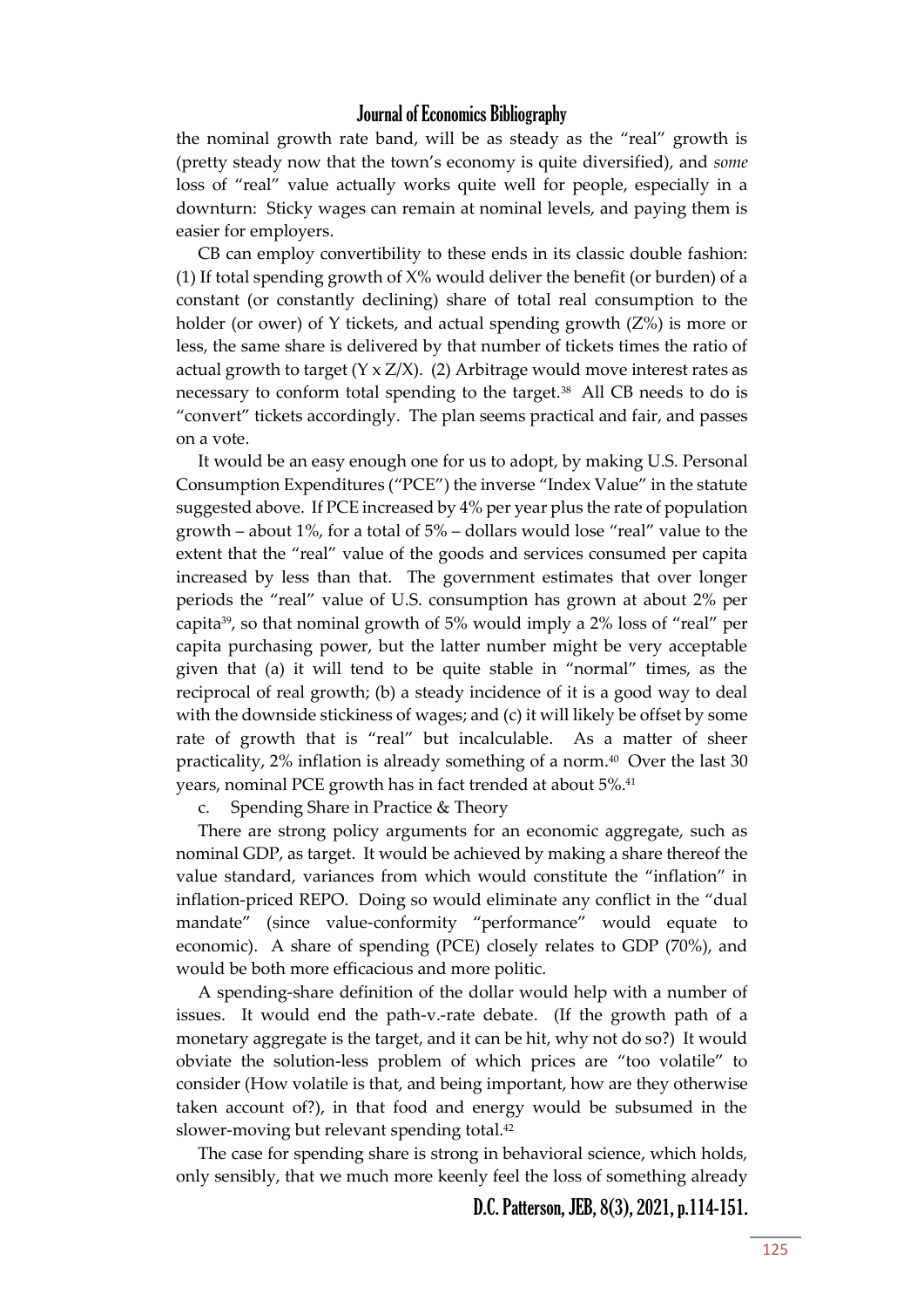the nominal growth rate band, will be as steady as the "real" growth is (pretty steady now that the town's economy is quite diversified), and *some* loss of "real" value actually works quite well for people, especially in a downturn: Sticky wages can remain at nominal levels, and paying them is easier for employers.

CB can employ convertibility to these ends in its classic double fashion: (1) If total spending growth of X% would deliver the benefit (or burden) of a constant (or constantly declining) share of total real consumption to the holder (or ower) of Y tickets, and actual spending growth (Z%) is more or less, the same share is delivered by that number of tickets times the ratio of actual growth to target (Y x Z/X). (2) Arbitrage would move interest rates as necessary to conform total spending to the target.[38] All CB needs to do is "convert" tickets accordingly. The plan seems practical and fair, and passes on a vote.

It would be an easy enough one for us to adopt, by making U.S. Personal Consumption Expenditures ("PCE") the inverse "Index Value" in the statute suggested above. If PCE increased by 4% per year plus the rate of population growth – about 1%, for a total of 5% – dollars would lose "real" value to the extent that the "real" value of the goods and services consumed per capita increased by less than that. The government estimates that over longer periods the "real" value of U.S. consumption has grown at about 2% per capita[39], so that nominal growth of 5% would imply a 2% loss of "real" per capita purchasing power, but the latter number might be very acceptable given that (a) it will tend to be quite stable in "normal" times, as the reciprocal of real growth; (b) a steady incidence of it is a good way to deal with the downside stickiness of wages; and (c) it will likely be offset by some rate of growth that is "real" but incalculable. As a matter of sheer practicality, 2% inflation is already something of a norm.[40] Over the last 30 years, nominal PCE growth has in fact trended at about 5%.[41]

c. Spending Share in Practice & Theory

There are strong policy arguments for an economic aggregate, such as nominal GDP, as target. It would be achieved by making a share thereof the value standard, variances from which would constitute the "inflation" in inflation-priced REPO. Doing so would eliminate any conflict in the "dual mandate" (since value-conformity "performance" would equate to economic). A share of spending (PCE) closely relates to GDP (70%), and would be both more efficacious and more politic.

A spending-share definition of the dollar would help with a number of issues. It would end the path-v.-rate debate. (If the growth path of a monetary aggregate is the target, and it can be hit, why not do so?) It would obviate the solution-less problem of which prices are "too volatile" to consider (How volatile is that, and being important, how are they otherwise taken account of?), in that food and energy would be subsumed in the slower-moving but relevant spending total.[42]

The case for spending share is strong in behavioral science, which holds, only sensibly, that we much more keenly feel the loss of something already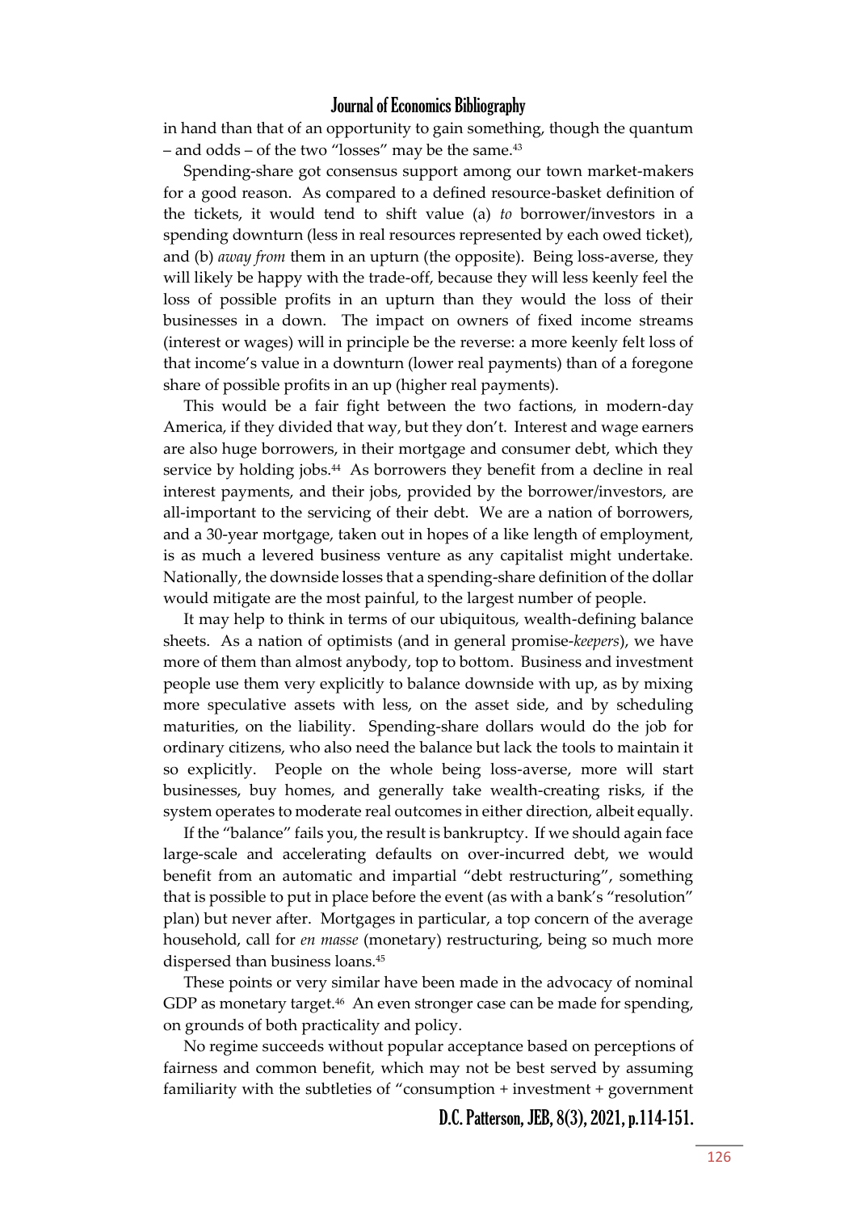in hand than that of an opportunity to gain something, though the quantum – and odds – of the two "losses" may be the same.[43]

Spending-share got consensus support among our town market-makers for a good reason. As compared to a defined resource-basket definition of the tickets, it would tend to shift value (a) *to* borrower/investors in a spending downturn (less in real resources represented by each owed ticket), and (b) *away from* them in an upturn (the opposite). Being loss-averse, they will likely be happy with the trade-off, because they will less keenly feel the loss of possible profits in an upturn than they would the loss of their businesses in a down. The impact on owners of fixed income streams (interest or wages) will in principle be the reverse: a more keenly felt loss of that income's value in a downturn (lower real payments) than of a foregone share of possible profits in an up (higher real payments).

This would be a fair fight between the two factions, in modern-day America, if they divided that way, but they don't. Interest and wage earners are also huge borrowers, in their mortgage and consumer debt, which they service by holding jobs.[44] As borrowers they benefit from a decline in real interest payments, and their jobs, provided by the borrower/investors, are all-important to the servicing of their debt. We are a nation of borrowers, and a 30-year mortgage, taken out in hopes of a like length of employment, is as much a levered business venture as any capitalist might undertake. Nationally, the downside losses that a spending-share definition of the dollar would mitigate are the most painful, to the largest number of people.

It may help to think in terms of our ubiquitous, wealth-defining balance sheets. As a nation of optimists (and in general promise-*keepers*), we have more of them than almost anybody, top to bottom. Business and investment people use them very explicitly to balance downside with up, as by mixing more speculative assets with less, on the asset side, and by scheduling maturities, on the liability. Spending-share dollars would do the job for ordinary citizens, who also need the balance but lack the tools to maintain it so explicitly. People on the whole being loss-averse, more will start businesses, buy homes, and generally take wealth-creating risks, if the system operates to moderate real outcomes in either direction, albeit equally.

If the "balance" fails you, the result is bankruptcy. If we should again face large-scale and accelerating defaults on over-incurred debt, we would benefit from an automatic and impartial "debt restructuring", something that is possible to put in place before the event (as with a bank's "resolution" plan) but never after. Mortgages in particular, a top concern of the average household, call for *en masse* (monetary) restructuring, being so much more dispersed than business loans.[45]

These points or very similar have been made in the advocacy of nominal GDP as monetary target.[46] An even stronger case can be made for spending, on grounds of both practicality and policy.

No regime succeeds without popular acceptance based on perceptions of fairness and common benefit, which may not be best served by assuming familiarity with the subtleties of "consumption + investment + government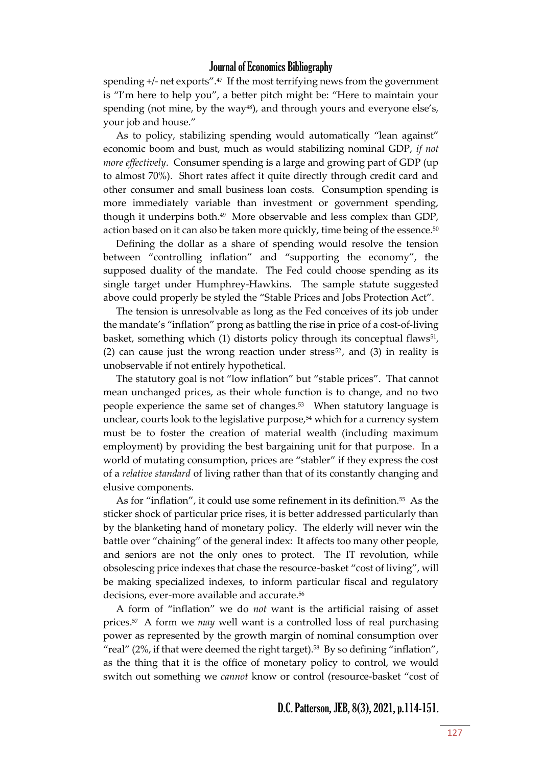spending +/- net exports".[47] If the most terrifying news from the government is "I'm here to help you", a better pitch might be: "Here to maintain your spending (not mine, by the way[48]), and through yours and everyone else's, your job and house."

As to policy, stabilizing spending would automatically "lean against" economic boom and bust, much as would stabilizing nominal GDP, *if not more effectively*. Consumer spending is a large and growing part of GDP (up to almost 70%). Short rates affect it quite directly through credit card and other consumer and small business loan costs. Consumption spending is more immediately variable than investment or government spending, though it underpins both.[49] More observable and less complex than GDP, action based on it can also be taken more quickly, time being of the essence.[50]

Defining the dollar as a share of spending would resolve the tension between "controlling inflation" and "supporting the economy", the supposed duality of the mandate. The Fed could choose spending as its single target under Humphrey-Hawkins. The sample statute suggested above could properly be styled the "Stable Prices and Jobs Protection Act".

The tension is unresolvable as long as the Fed conceives of its job under the mandate's "inflation" prong as battling the rise in price of a cost-of-living basket, something which (1) distorts policy through its conceptual flaws[51], (2) can cause just the wrong reaction under stress[52], and (3) in reality is unobservable if not entirely hypothetical.

The statutory goal is not "low inflation" but "stable prices". That cannot mean unchanged prices, as their whole function is to change, and no two people experience the same set of changes.[53] When statutory language is unclear, courts look to the legislative purpose,[54] which for a currency system must be to foster the creation of material wealth (including maximum employment) by providing the best bargaining unit for that purpose. In a world of mutating consumption, prices are "stabler" if they express the cost of a *relative standard* of living rather than that of its constantly changing and elusive components.

As for "inflation", it could use some refinement in its definition.[55] As the sticker shock of particular price rises, it is better addressed particularly than by the blanketing hand of monetary policy. The elderly will never win the battle over "chaining" of the general index: It affects too many other people, and seniors are not the only ones to protect. The IT revolution, while obsolescing price indexes that chase the resource-basket "cost of living", will be making specialized indexes, to inform particular fiscal and regulatory decisions, ever-more available and accurate.[56]

A form of "inflation" we do *not* want is the artificial raising of asset prices.[57] A form we *may* well want is a controlled loss of real purchasing power as represented by the growth margin of nominal consumption over "real" (2%, if that were deemed the right target).[58] By so defining "inflation", as the thing that it is the office of monetary policy to control, we would switch out something we *cannot* know or control (resource-basket "cost of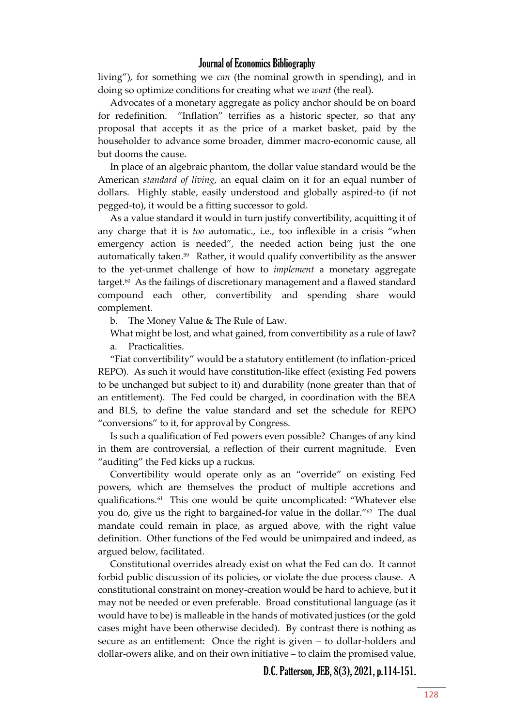living"), for something we *can* (the nominal growth in spending), and in doing so optimize conditions for creating what we *want* (the real).

Advocates of a monetary aggregate as policy anchor should be on board for redefinition. "Inflation" terrifies as a historic specter, so that any proposal that accepts it as the price of a market basket, paid by the householder to advance some broader, dimmer macro-economic cause, all but dooms the cause.

In place of an algebraic phantom, the dollar value standard would be the American *standard of living*, an equal claim on it for an equal number of dollars. Highly stable, easily understood and globally aspired-to (if not pegged-to), it would be a fitting successor to gold.

As a value standard it would in turn justify convertibility, acquitting it of any charge that it is *too* automatic., i.e., too inflexible in a crisis "when emergency action is needed", the needed action being just the one automatically taken.[59] Rather, it would qualify convertibility as the answer to the yet-unmet challenge of how to *implement* a monetary aggregate target.[60] As the failings of discretionary management and a flawed standard compound each other, convertibility and spending share would complement.

b. The Money Value & The Rule of Law.

What might be lost, and what gained, from convertibility as a rule of law?

a. Practicalities.

"Fiat convertibility" would be a statutory entitlement (to inflation-priced REPO). As such it would have constitution-like effect (existing Fed powers to be unchanged but subject to it) and durability (none greater than that of an entitlement). The Fed could be charged, in coordination with the BEA and BLS, to define the value standard and set the schedule for REPO "conversions" to it, for approval by Congress.

Is such a qualification of Fed powers even possible? Changes of any kind in them are controversial, a reflection of their current magnitude. Even "auditing" the Fed kicks up a ruckus.

Convertibility would operate only as an "override" on existing Fed powers, which are themselves the product of multiple accretions and qualifications.[61] This one would be quite uncomplicated: "Whatever else you do, give us the right to bargained-for value in the dollar."[62] The dual mandate could remain in place, as argued above, with the right value definition. Other functions of the Fed would be unimpaired and indeed, as argued below, facilitated.

Constitutional overrides already exist on what the Fed can do. It cannot forbid public discussion of its policies, or violate the due process clause. A constitutional constraint on money-creation would be hard to achieve, but it may not be needed or even preferable. Broad constitutional language (as it would have to be) is malleable in the hands of motivated justices (or the gold cases might have been otherwise decided). By contrast there is nothing as secure as an entitlement: Once the right is given – to dollar-holders and dollar-owers alike, and on their own initiative – to claim the promised value,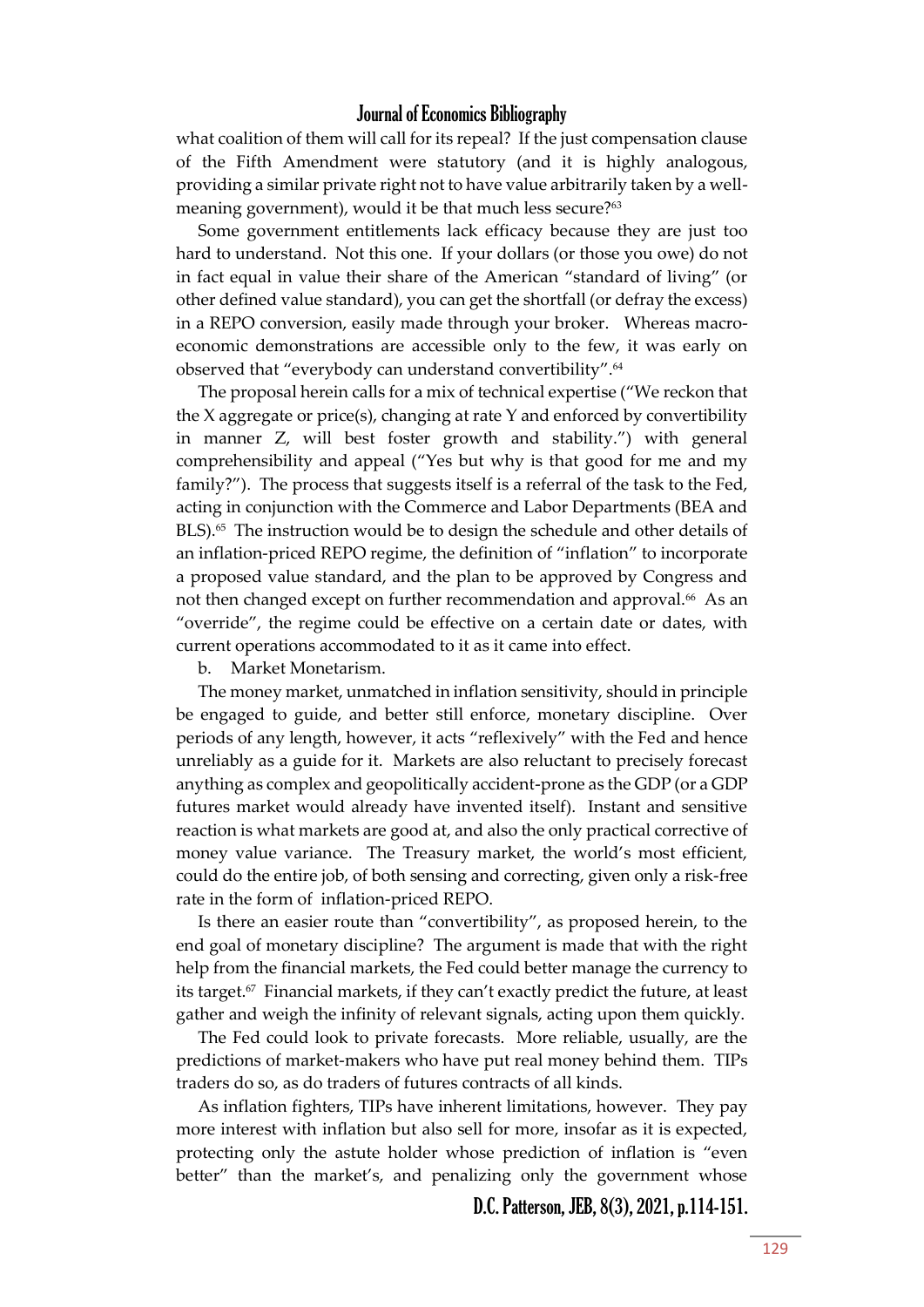what coalition of them will call for its repeal? If the just compensation clause of the Fifth Amendment were statutory (and it is highly analogous, providing a similar private right not to have value arbitrarily taken by a well-meaning government), would it be that much less secure?[63]

Some government entitlements lack efficacy because they are just too hard to understand. Not this one. If your dollars (or those you owe) do not in fact equal in value their share of the American "standard of living" (or other defined value standard), you can get the shortfall (or defray the excess) in a REPO conversion, easily made through your broker. Whereas macro-economic demonstrations are accessible only to the few, it was early on observed that "everybody can understand convertibility".[64]

The proposal herein calls for a mix of technical expertise ("We reckon that the X aggregate or price(s), changing at rate Y and enforced by convertibility in manner Z, will best foster growth and stability.") with general comprehensibility and appeal ("Yes but why is that good for me and my family?"). The process that suggests itself is a referral of the task to the Fed, acting in conjunction with the Commerce and Labor Departments (BEA and BLS).[65] The instruction would be to design the schedule and other details of an inflation-priced REPO regime, the definition of "inflation" to incorporate a proposed value standard, and the plan to be approved by Congress and not then changed except on further recommendation and approval.[66] As an "override", the regime could be effective on a certain date or dates, with current operations accommodated to it as it came into effect.

b. Market Monetarism.

The money market, unmatched in inflation sensitivity, should in principle be engaged to guide, and better still enforce, monetary discipline. Over periods of any length, however, it acts "reflexively" with the Fed and hence unreliably as a guide for it. Markets are also reluctant to precisely forecast anything as complex and geopolitically accident-prone as the GDP (or a GDP futures market would already have invented itself). Instant and sensitive reaction is what markets are good at, and also the only practical corrective of money value variance. The Treasury market, the world's most efficient, could do the entire job, of both sensing and correcting, given only a risk-free rate in the form of inflation-priced REPO.

Is there an easier route than "convertibility", as proposed herein, to the end goal of monetary discipline? The argument is made that with the right help from the financial markets, the Fed could better manage the currency to its target.[67] Financial markets, if they can't exactly predict the future, at least gather and weigh the infinity of relevant signals, acting upon them quickly.

The Fed could look to private forecasts. More reliable, usually, are the predictions of market-makers who have put real money behind them. TIPs traders do so, as do traders of futures contracts of all kinds.

As inflation fighters, TIPs have inherent limitations, however. They pay more interest with inflation but also sell for more, insofar as it is expected, protecting only the astute holder whose prediction of inflation is "even better" than the market's, and penalizing only the government whose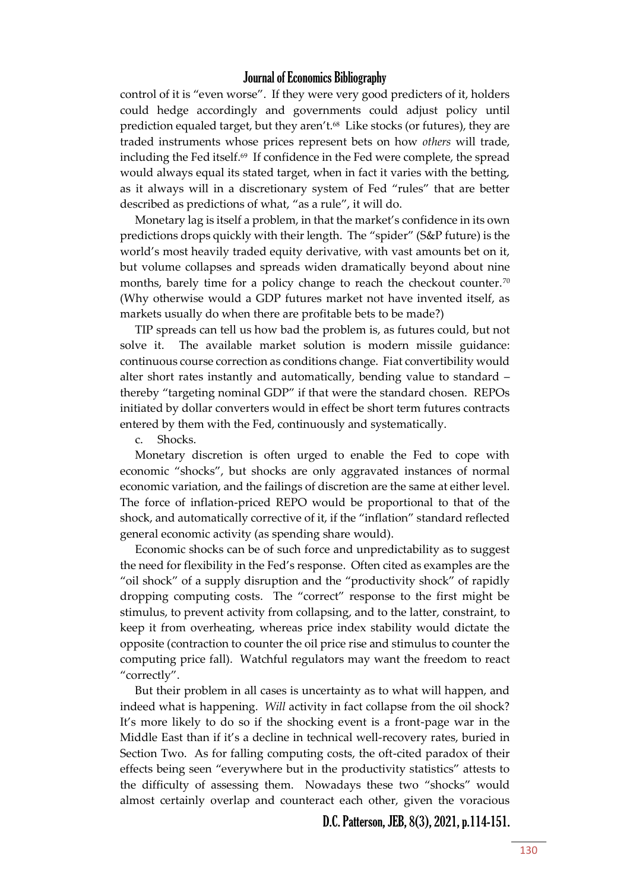control of it is "even worse". If they were very good predicters of it, holders could hedge accordingly and governments could adjust policy until prediction equaled target, but they aren't.[68] Like stocks (or futures), they are traded instruments whose prices represent bets on how *others* will trade, including the Fed itself.[69] If confidence in the Fed were complete, the spread would always equal its stated target, when in fact it varies with the betting, as it always will in a discretionary system of Fed "rules" that are better described as predictions of what, "as a rule", it will do.

Monetary lag is itself a problem, in that the market's confidence in its own predictions drops quickly with their length. The "spider" (S&P future) is the world's most heavily traded equity derivative, with vast amounts bet on it, but volume collapses and spreads widen dramatically beyond about nine months, barely time for a policy change to reach the checkout counter.[70] (Why otherwise would a GDP futures market not have invented itself, as markets usually do when there are profitable bets to be made?)

TIP spreads can tell us how bad the problem is, as futures could, but not solve it. The available market solution is modern missile guidance: continuous course correction as conditions change. Fiat convertibility would alter short rates instantly and automatically, bending value to standard – thereby "targeting nominal GDP" if that were the standard chosen. REPOs initiated by dollar converters would in effect be short term futures contracts entered by them with the Fed, continuously and systematically.

c. Shocks.

Monetary discretion is often urged to enable the Fed to cope with economic "shocks", but shocks are only aggravated instances of normal economic variation, and the failings of discretion are the same at either level. The force of inflation-priced REPO would be proportional to that of the shock, and automatically corrective of it, if the "inflation" standard reflected general economic activity (as spending share would).

Economic shocks can be of such force and unpredictability as to suggest the need for flexibility in the Fed's response. Often cited as examples are the "oil shock" of a supply disruption and the "productivity shock" of rapidly dropping computing costs. The "correct" response to the first might be stimulus, to prevent activity from collapsing, and to the latter, constraint, to keep it from overheating, whereas price index stability would dictate the opposite (contraction to counter the oil price rise and stimulus to counter the computing price fall). Watchful regulators may want the freedom to react "correctly".

But their problem in all cases is uncertainty as to what will happen, and indeed what is happening. *Will* activity in fact collapse from the oil shock? It's more likely to do so if the shocking event is a front-page war in the Middle East than if it's a decline in technical well-recovery rates, buried in Section Two. As for falling computing costs, the oft-cited paradox of their effects being seen "everywhere but in the productivity statistics" attests to the difficulty of assessing them. Nowadays these two "shocks" would almost certainly overlap and counteract each other, given the voracious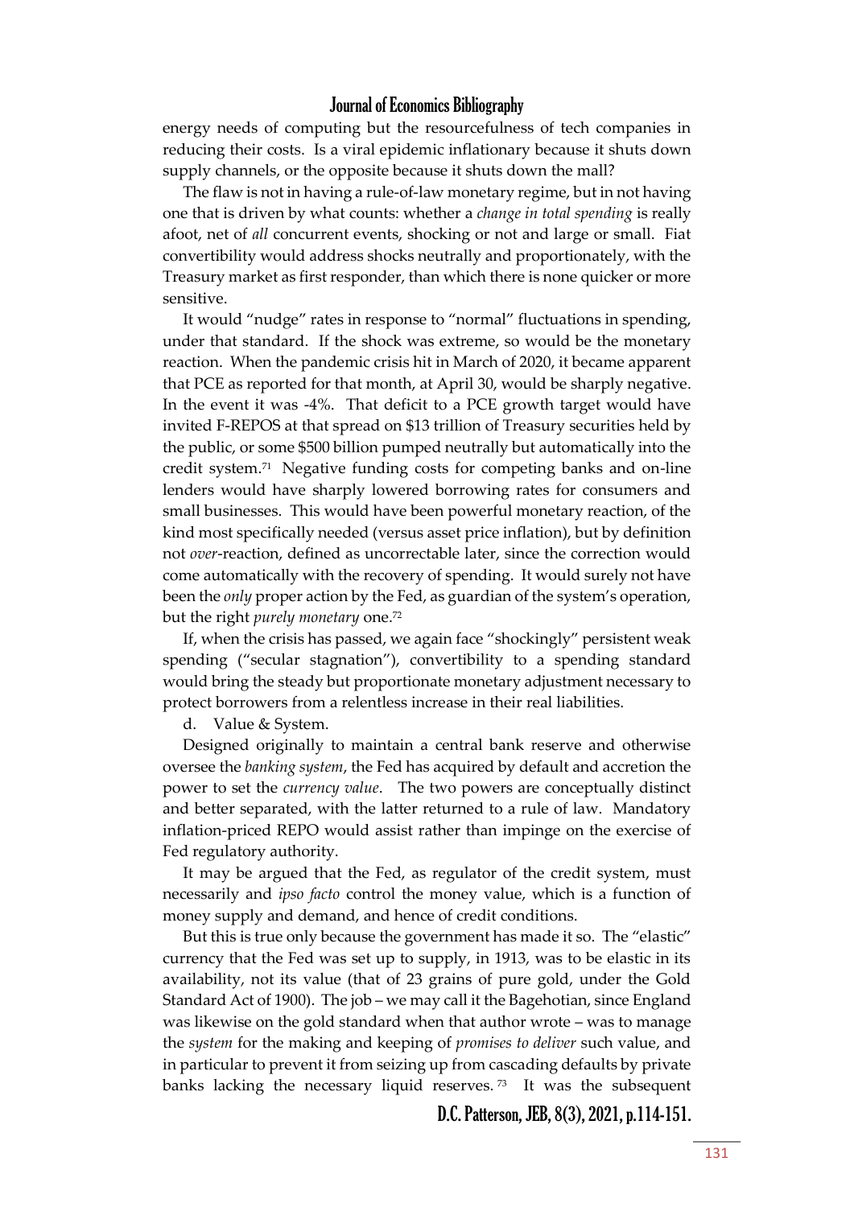energy needs of computing but the resourcefulness of tech companies in reducing their costs. Is a viral epidemic inflationary because it shuts down supply channels, or the opposite because it shuts down the mall?

The flaw is not in having a rule-of-law monetary regime, but in not having one that is driven by what counts: whether a *change in total spending* is really afoot, net of *all* concurrent events, shocking or not and large or small. Fiat convertibility would address shocks neutrally and proportionately, with the Treasury market as first responder, than which there is none quicker or more sensitive.

It would "nudge" rates in response to "normal" fluctuations in spending, under that standard. If the shock was extreme, so would be the monetary reaction. When the pandemic crisis hit in March of 2020, it became apparent that PCE as reported for that month, at April 30, would be sharply negative. In the event it was -4%. That deficit to a PCE growth target would have invited F-REPOS at that spread on $13 trillion of Treasury securities held by the public, or some $500 billion pumped neutrally but automatically into the credit system.[71] Negative funding costs for competing banks and on-line lenders would have sharply lowered borrowing rates for consumers and small businesses. This would have been powerful monetary reaction, of the kind most specifically needed (versus asset price inflation), but by definition not *over*-reaction, defined as uncorrectable later, since the correction would come automatically with the recovery of spending. It would surely not have been the *only* proper action by the Fed, as guardian of the system's operation, but the right *purely monetary* one.[72]

If, when the crisis has passed, we again face "shockingly" persistent weak spending ("secular stagnation"), convertibility to a spending standard would bring the steady but proportionate monetary adjustment necessary to protect borrowers from a relentless increase in their real liabilities.

d. Value & System.

Designed originally to maintain a central bank reserve and otherwise oversee the *banking system*, the Fed has acquired by default and accretion the power to set the *currency value*. The two powers are conceptually distinct and better separated, with the latter returned to a rule of law. Mandatory inflation-priced REPO would assist rather than impinge on the exercise of Fed regulatory authority.

It may be argued that the Fed, as regulator of the credit system, must necessarily and *ipso facto* control the money value, which is a function of money supply and demand, and hence of credit conditions.

But this is true only because the government has made it so. The "elastic" currency that the Fed was set up to supply, in 1913, was to be elastic in its availability, not its value (that of 23 grains of pure gold, under the Gold Standard Act of 1900). The job – we may call it the Bagehotian, since England was likewise on the gold standard when that author wrote – was to manage the *system* for the making and keeping of *promises to deliver* such value, and in particular to prevent it from seizing up from cascading defaults by private banks lacking the necessary liquid reserves.[73] It was the subsequent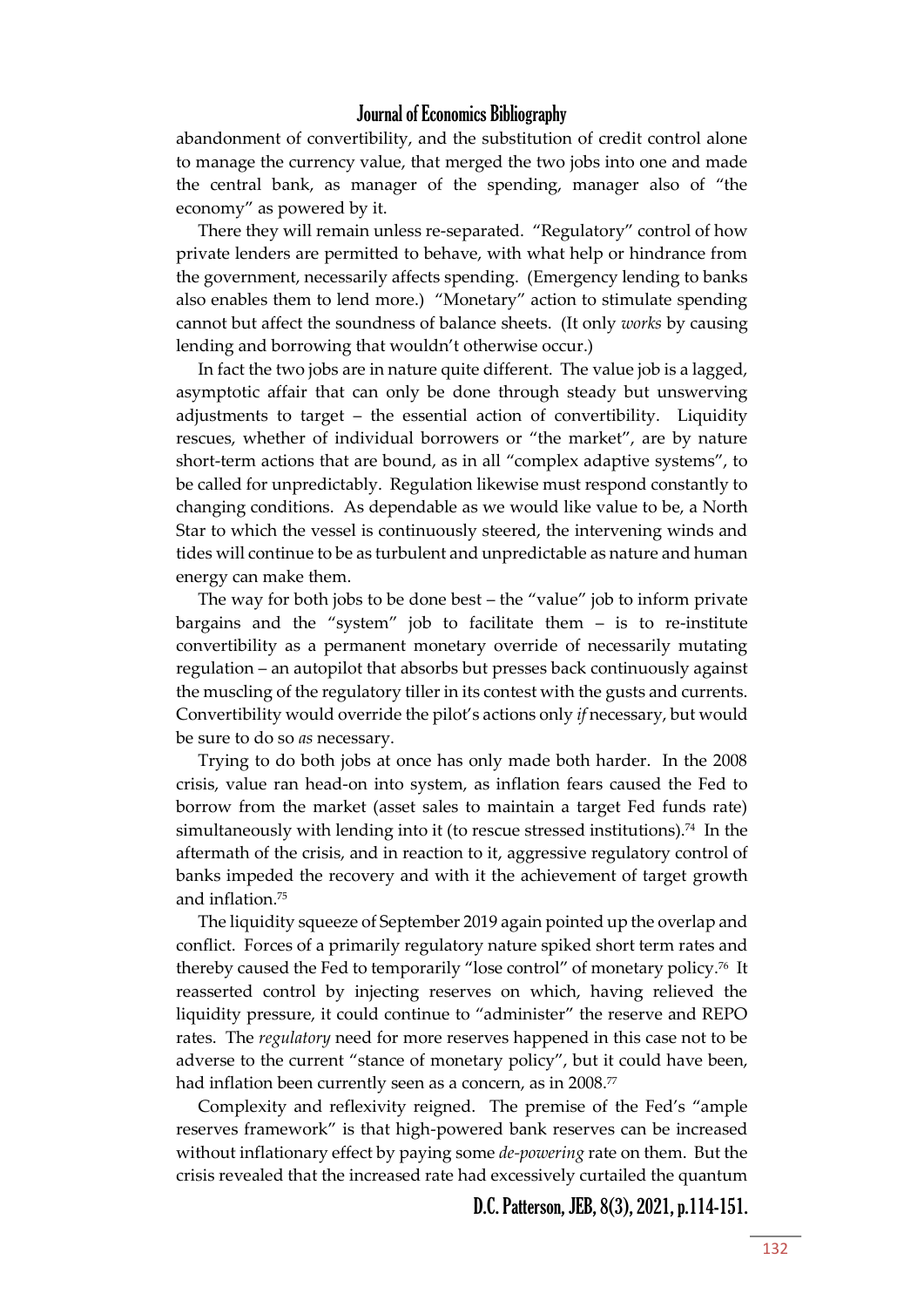abandonment of convertibility, and the substitution of credit control alone to manage the currency value, that merged the two jobs into one and made the central bank, as manager of the spending, manager also of "the economy" as powered by it.

There they will remain unless re-separated. "Regulatory" control of how private lenders are permitted to behave, with what help or hindrance from the government, necessarily affects spending. (Emergency lending to banks also enables them to lend more.) "Monetary" action to stimulate spending cannot but affect the soundness of balance sheets. (It only *works* by causing lending and borrowing that wouldn't otherwise occur.)

In fact the two jobs are in nature quite different. The value job is a lagged, asymptotic affair that can only be done through steady but unswerving adjustments to target – the essential action of convertibility. Liquidity rescues, whether of individual borrowers or "the market", are by nature short-term actions that are bound, as in all "complex adaptive systems", to be called for unpredictably. Regulation likewise must respond constantly to changing conditions. As dependable as we would like value to be, a North Star to which the vessel is continuously steered, the intervening winds and tides will continue to be as turbulent and unpredictable as nature and human energy can make them.

The way for both jobs to be done best – the "value" job to inform private bargains and the "system" job to facilitate them – is to re-institute convertibility as a permanent monetary override of necessarily mutating regulation – an autopilot that absorbs but presses back continuously against the muscling of the regulatory tiller in its contest with the gusts and currents. Convertibility would override the pilot's actions only *if* necessary, but would be sure to do so *as* necessary.

Trying to do both jobs at once has only made both harder. In the 2008 crisis, value ran head-on into system, as inflation fears caused the Fed to borrow from the market (asset sales to maintain a target Fed funds rate) simultaneously with lending into it (to rescue stressed institutions).[74] In the aftermath of the crisis, and in reaction to it, aggressive regulatory control of banks impeded the recovery and with it the achievement of target growth and inflation.[75]

The liquidity squeeze of September 2019 again pointed up the overlap and conflict. Forces of a primarily regulatory nature spiked short term rates and thereby caused the Fed to temporarily "lose control" of monetary policy.[76] It reasserted control by injecting reserves on which, having relieved the liquidity pressure, it could continue to "administer" the reserve and REPO rates. The *regulatory* need for more reserves happened in this case not to be adverse to the current "stance of monetary policy", but it could have been, had inflation been currently seen as a concern, as in 2008.[77]

Complexity and reflexivity reigned. The premise of the Fed's "ample reserves framework" is that high-powered bank reserves can be increased without inflationary effect by paying some *de-powering* rate on them. But the crisis revealed that the increased rate had excessively curtailed the quantum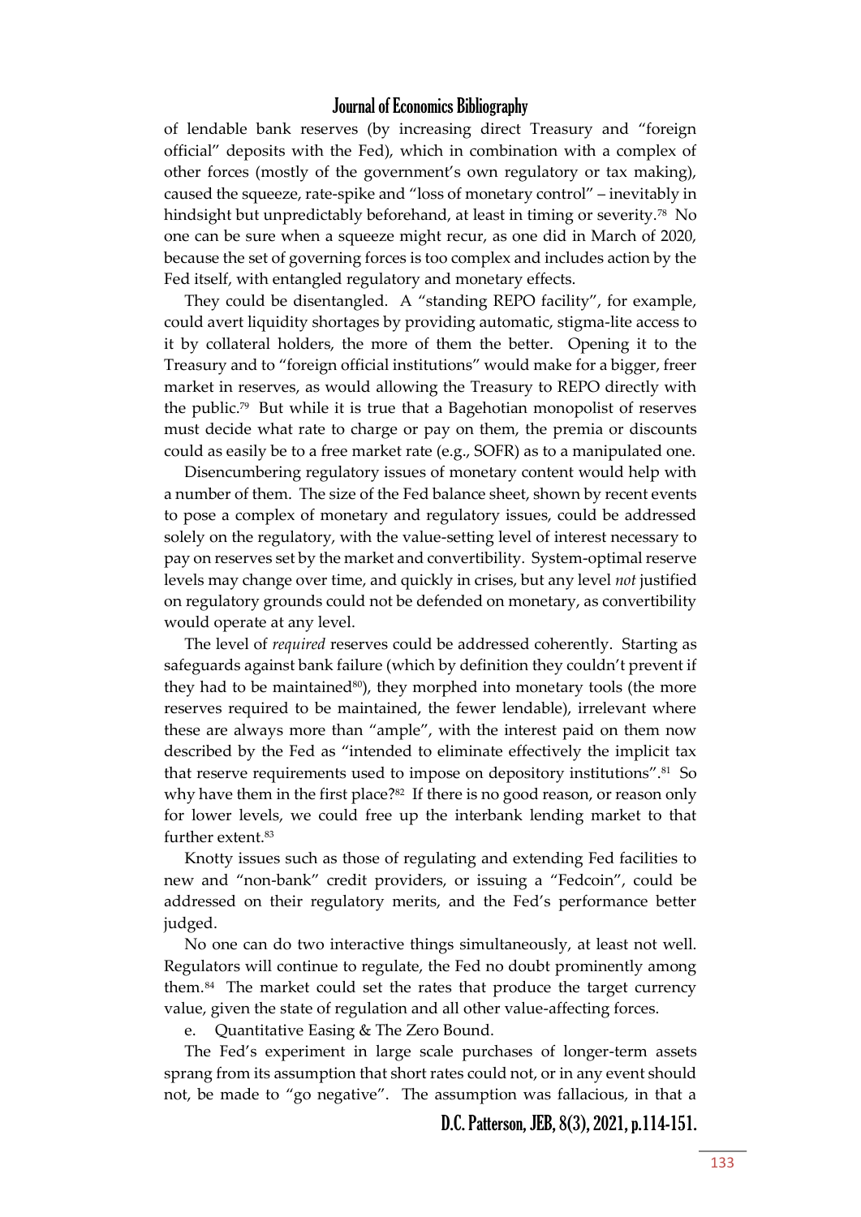of lendable bank reserves (by increasing direct Treasury and "foreign official" deposits with the Fed), which in combination with a complex of other forces (mostly of the government's own regulatory or tax making), caused the squeeze, rate-spike and "loss of monetary control" – inevitably in hindsight but unpredictably beforehand, at least in timing or severity.[78] No one can be sure when a squeeze might recur, as one did in March of 2020, because the set of governing forces is too complex and includes action by the Fed itself, with entangled regulatory and monetary effects.

They could be disentangled. A "standing REPO facility", for example, could avert liquidity shortages by providing automatic, stigma-lite access to it by collateral holders, the more of them the better. Opening it to the Treasury and to "foreign official institutions" would make for a bigger, freer market in reserves, as would allowing the Treasury to REPO directly with the public.[79] But while it is true that a Bagehotian monopolist of reserves must decide what rate to charge or pay on them, the premia or discounts could as easily be to a free market rate (e.g., SOFR) as to a manipulated one.

Disencumbering regulatory issues of monetary content would help with a number of them. The size of the Fed balance sheet, shown by recent events to pose a complex of monetary and regulatory issues, could be addressed solely on the regulatory, with the value-setting level of interest necessary to pay on reserves set by the market and convertibility. System-optimal reserve levels may change over time, and quickly in crises, but any level *not* justified on regulatory grounds could not be defended on monetary, as convertibility would operate at any level.

The level of *required* reserves could be addressed coherently. Starting as safeguards against bank failure (which by definition they couldn't prevent if they had to be maintained[80]), they morphed into monetary tools (the more reserves required to be maintained, the fewer lendable), irrelevant where these are always more than "ample", with the interest paid on them now described by the Fed as "intended to eliminate effectively the implicit tax that reserve requirements used to impose on depository institutions".[81] So why have them in the first place?[82] If there is no good reason, or reason only for lower levels, we could free up the interbank lending market to that further extent.[83]

Knotty issues such as those of regulating and extending Fed facilities to new and "non-bank" credit providers, or issuing a "Fedcoin", could be addressed on their regulatory merits, and the Fed's performance better judged.

No one can do two interactive things simultaneously, at least not well. Regulators will continue to regulate, the Fed no doubt prominently among them.[84] The market could set the rates that produce the target currency value, given the state of regulation and all other value-affecting forces.

e. Quantitative Easing & The Zero Bound.

The Fed's experiment in large scale purchases of longer-term assets sprang from its assumption that short rates could not, or in any event should not, be made to "go negative". The assumption was fallacious, in that a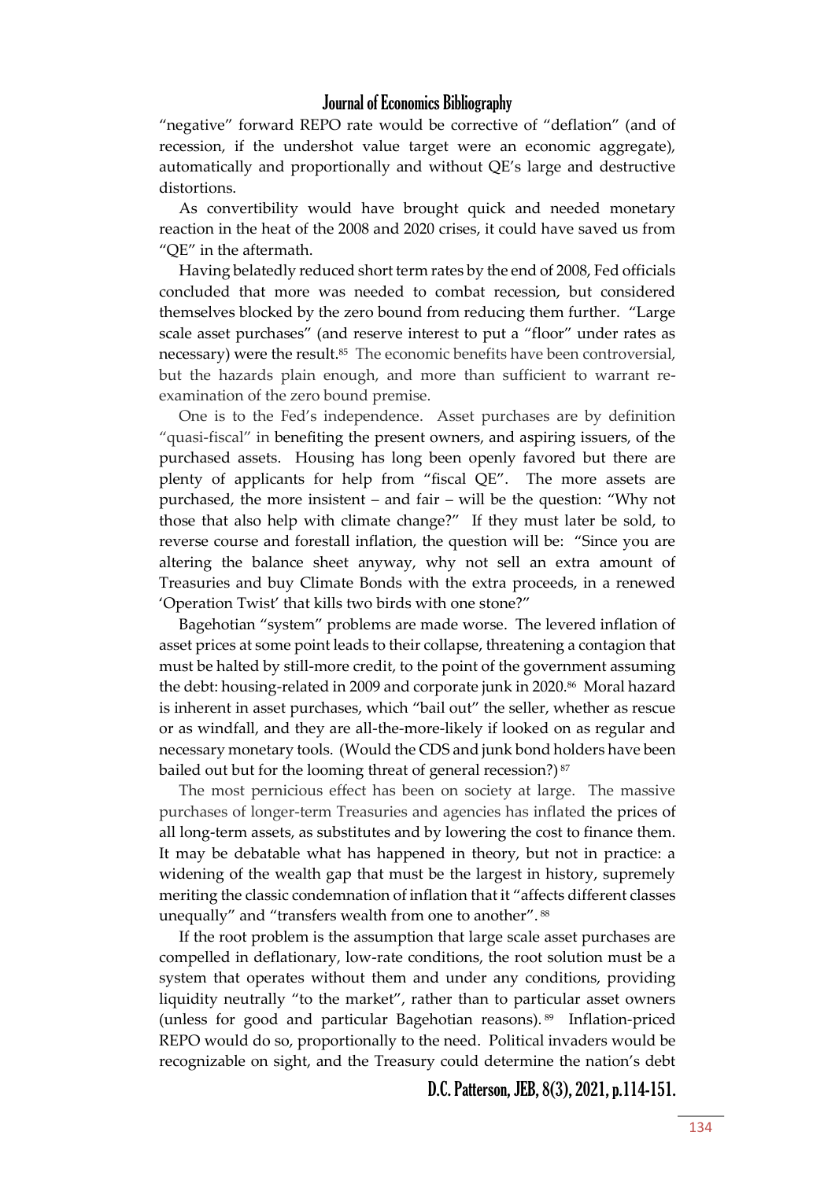"negative" forward REPO rate would be corrective of "deflation" (and of recession, if the undershot value target were an economic aggregate), automatically and proportionally and without QE's large and destructive distortions.

As convertibility would have brought quick and needed monetary reaction in the heat of the 2008 and 2020 crises, it could have saved us from "QE" in the aftermath.

Having belatedly reduced short term rates by the end of 2008, Fed officials concluded that more was needed to combat recession, but considered themselves blocked by the zero bound from reducing them further. "Large scale asset purchases" (and reserve interest to put a "floor" under rates as necessary) were the result.[85] The economic benefits have been controversial, but the hazards plain enough, and more than sufficient to warrant re-examination of the zero bound premise.

One is to the Fed's independence. Asset purchases are by definition "quasi-fiscal" in benefiting the present owners, and aspiring issuers, of the purchased assets. Housing has long been openly favored but there are plenty of applicants for help from "fiscal QE". The more assets are purchased, the more insistent – and fair – will be the question: "Why not those that also help with climate change?" If they must later be sold, to reverse course and forestall inflation, the question will be: "Since you are altering the balance sheet anyway, why not sell an extra amount of Treasuries and buy Climate Bonds with the extra proceeds, in a renewed 'Operation Twist' that kills two birds with one stone?"

Bagehotian "system" problems are made worse. The levered inflation of asset prices at some point leads to their collapse, threatening a contagion that must be halted by still-more credit, to the point of the government assuming the debt: housing-related in 2009 and corporate junk in 2020.[86] Moral hazard is inherent in asset purchases, which "bail out" the seller, whether as rescue or as windfall, and they are all-the-more-likely if looked on as regular and necessary monetary tools. (Would the CDS and junk bond holders have been bailed out but for the looming threat of general recession?)[87]

The most pernicious effect has been on society at large. The massive purchases of longer-term Treasuries and agencies has inflated the prices of all long-term assets, as substitutes and by lowering the cost to finance them. It may be debatable what has happened in theory, but not in practice: a widening of the wealth gap that must be the largest in history, supremely meriting the classic condemnation of inflation that it "affects different classes unequally" and "transfers wealth from one to another".[88]

If the root problem is the assumption that large scale asset purchases are compelled in deflationary, low-rate conditions, the root solution must be a system that operates without them and under any conditions, providing liquidity neutrally "to the market", rather than to particular asset owners (unless for good and particular Bagehotian reasons).[89] Inflation-priced REPO would do so, proportionally to the need. Political invaders would be recognizable on sight, and the Treasury could determine the nation's debt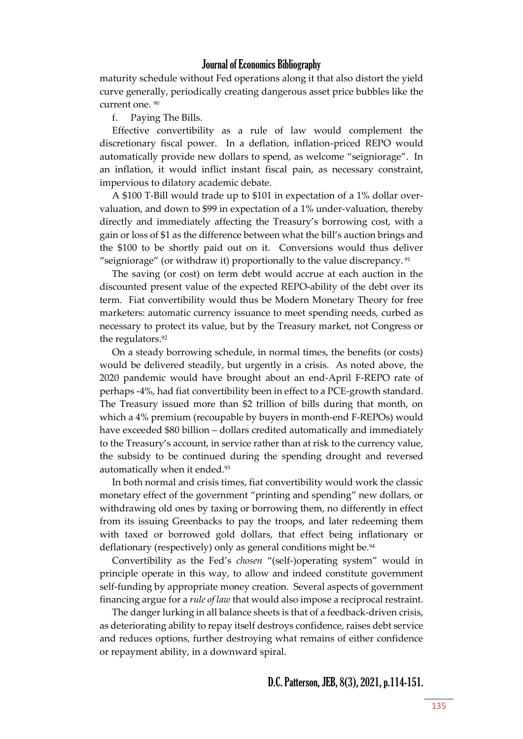maturity schedule without Fed operations along it that also distort the yield curve generally, periodically creating dangerous asset price bubbles like the current one. [90]

f. Paying The Bills.

Effective convertibility as a rule of law would complement the discretionary fiscal power. In a deflation, inflation-priced REPO would automatically provide new dollars to spend, as welcome "seigniorage". In an inflation, it would inflict instant fiscal pain, as necessary constraint, impervious to dilatory academic debate.

A \$100 T-Bill would trade up to \$101 in expectation of a 1% dollar over-valuation, and down to \$99 in expectation of a 1% under-valuation, thereby directly and immediately affecting the Treasury's borrowing cost, with a gain or loss of \$1 as the difference between what the bill's auction brings and the \$100 to be shortly paid out on it. Conversions would thus deliver "seigniorage" (or withdraw it) proportionally to the value discrepancy. [91]

The saving (or cost) on term debt would accrue at each auction in the discounted present value of the expected REPO-ability of the debt over its term. Fiat convertibility would thus be Modern Monetary Theory for free marketers: automatic currency issuance to meet spending needs, curbed as necessary to protect its value, but by the Treasury market, not Congress or the regulators.[92]

On a steady borrowing schedule, in normal times, the benefits (or costs) would be delivered steadily, but urgently in a crisis. As noted above, the 2020 pandemic would have brought about an end-April F-REPO rate of perhaps -4%, had fiat convertibility been in effect to a PCE-growth standard. The Treasury issued more than \$2 trillion of bills during that month, on which a 4% premium (recoupable by buyers in month-end F-REPOs) would have exceeded \$80 billion – dollars credited automatically and immediately to the Treasury's account, in service rather than at risk to the currency value, the subsidy to be continued during the spending drought and reversed automatically when it ended.[93]

In both normal and crisis times, fiat convertibility would work the classic monetary effect of the government "printing and spending" new dollars, or withdrawing old ones by taxing or borrowing them, no differently in effect from its issuing Greenbacks to pay the troops, and later redeeming them with taxed or borrowed gold dollars, that effect being inflationary or deflationary (respectively) only as general conditions might be.[94]

Convertibility as the Fed's *chosen* "(self-)operating system" would in principle operate in this way, to allow and indeed constitute government self-funding by appropriate money creation. Several aspects of government financing argue for a *rule of law* that would also impose a reciprocal restraint.

The danger lurking in all balance sheets is that of a feedback-driven crisis, as deteriorating ability to repay itself destroys confidence, raises debt service and reduces options, further destroying what remains of either confidence or repayment ability, in a downward spiral.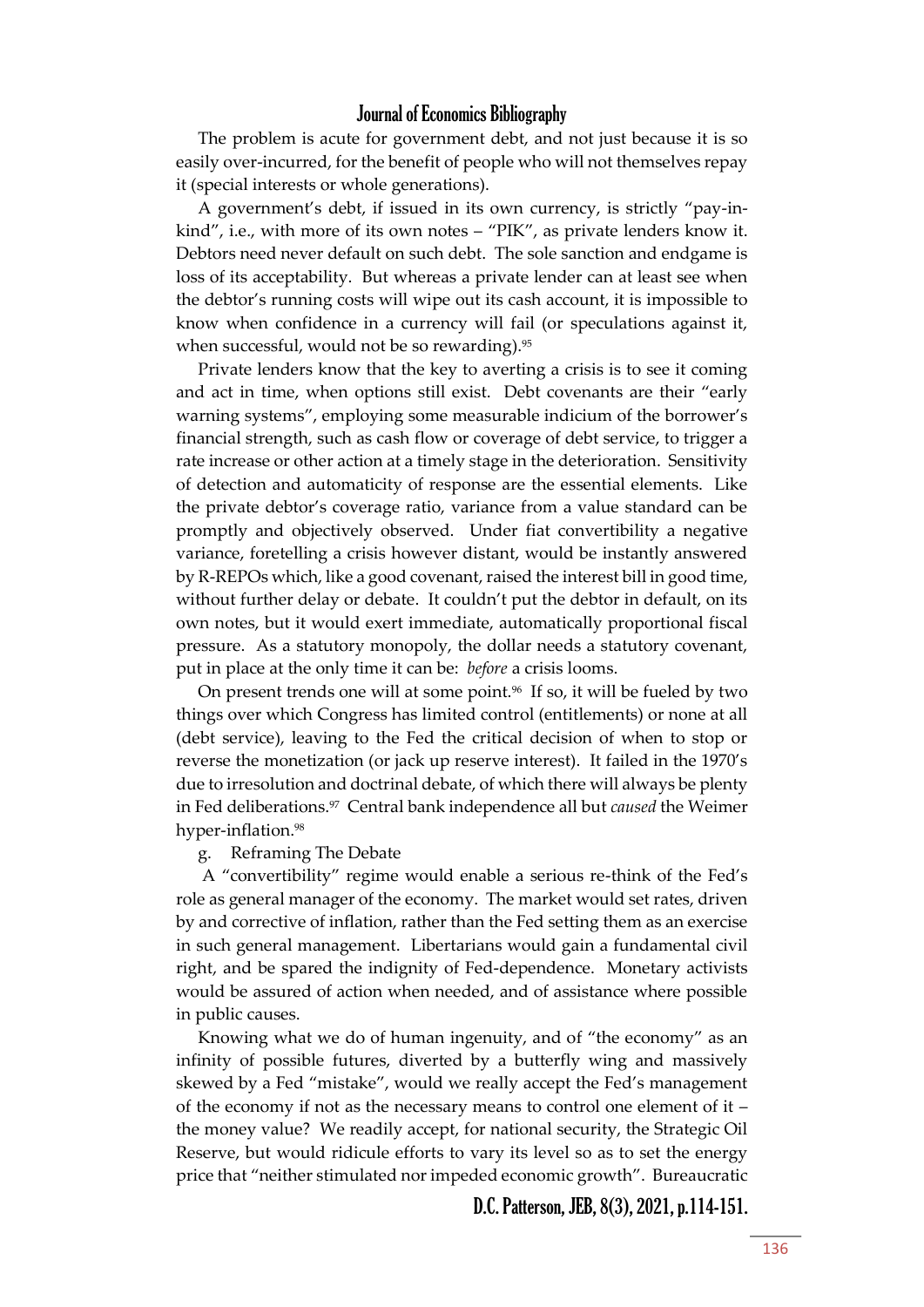The problem is acute for government debt, and not just because it is so easily over-incurred, for the benefit of people who will not themselves repay it (special interests or whole generations).

A government's debt, if issued in its own currency, is strictly "pay-in-kind", i.e., with more of its own notes – "PIK", as private lenders know it. Debtors need never default on such debt. The sole sanction and endgame is loss of its acceptability. But whereas a private lender can at least see when the debtor's running costs will wipe out its cash account, it is impossible to know when confidence in a currency will fail (or speculations against it, when successful, would not be so rewarding).[95]

Private lenders know that the key to averting a crisis is to see it coming and act in time, when options still exist. Debt covenants are their "early warning systems", employing some measurable indicium of the borrower's financial strength, such as cash flow or coverage of debt service, to trigger a rate increase or other action at a timely stage in the deterioration. Sensitivity of detection and automaticity of response are the essential elements. Like the private debtor's coverage ratio, variance from a value standard can be promptly and objectively observed. Under fiat convertibility a negative variance, foretelling a crisis however distant, would be instantly answered by R-REPOs which, like a good covenant, raised the interest bill in good time, without further delay or debate. It couldn't put the debtor in default, on its own notes, but it would exert immediate, automatically proportional fiscal pressure. As a statutory monopoly, the dollar needs a statutory covenant, put in place at the only time it can be: *before* a crisis looms.

On present trends one will at some point.[96] If so, it will be fueled by two things over which Congress has limited control (entitlements) or none at all (debt service), leaving to the Fed the critical decision of when to stop or reverse the monetization (or jack up reserve interest). It failed in the 1970's due to irresolution and doctrinal debate, of which there will always be plenty in Fed deliberations.[97] Central bank independence all but *caused* the Weimer hyper-inflation.[98]

g. Reframing The Debate

A "convertibility" regime would enable a serious re-think of the Fed's role as general manager of the economy. The market would set rates, driven by and corrective of inflation, rather than the Fed setting them as an exercise in such general management. Libertarians would gain a fundamental civil right, and be spared the indignity of Fed-dependence. Monetary activists would be assured of action when needed, and of assistance where possible in public causes.

Knowing what we do of human ingenuity, and of "the economy" as an infinity of possible futures, diverted by a butterfly wing and massively skewed by a Fed "mistake", would we really accept the Fed's management of the economy if not as the necessary means to control one element of it – the money value? We readily accept, for national security, the Strategic Oil Reserve, but would ridicule efforts to vary its level so as to set the energy price that "neither stimulated nor impeded economic growth". Bureaucratic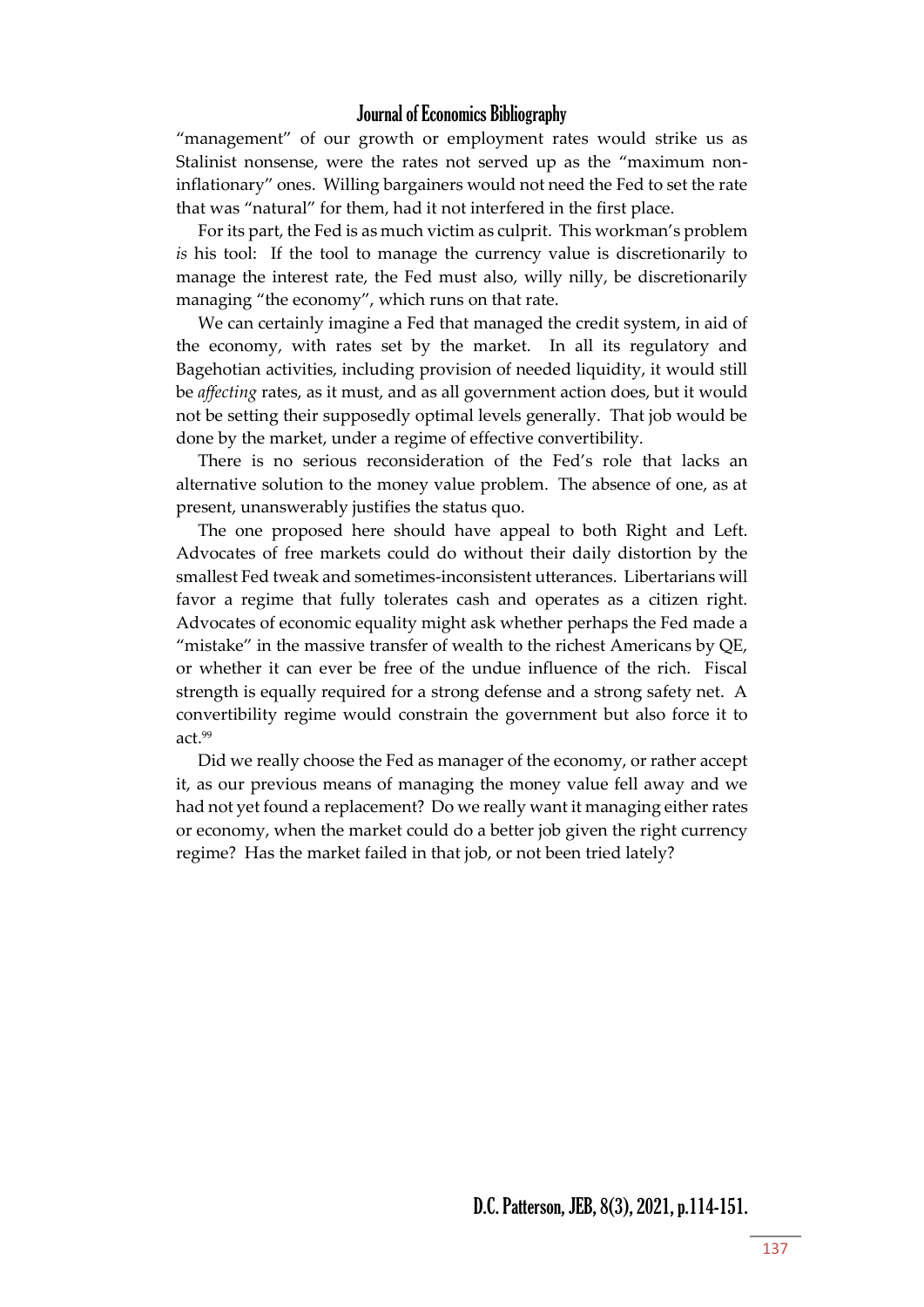"management" of our growth or employment rates would strike us as Stalinist nonsense, were the rates not served up as the "maximum non-inflationary" ones. Willing bargainers would not need the Fed to set the rate that was "natural" for them, had it not interfered in the first place.

For its part, the Fed is as much victim as culprit. This workman's problem *is* his tool: If the tool to manage the currency value is discretionarily to manage the interest rate, the Fed must also, willy nilly, be discretionarily managing "the economy", which runs on that rate.

We can certainly imagine a Fed that managed the credit system, in aid of the economy, with rates set by the market. In all its regulatory and Bagehotian activities, including provision of needed liquidity, it would still be *affecting* rates, as it must, and as all government action does, but it would not be setting their supposedly optimal levels generally. That job would be done by the market, under a regime of effective convertibility.

There is no serious reconsideration of the Fed's role that lacks an alternative solution to the money value problem. The absence of one, as at present, unanswerably justifies the status quo.

The one proposed here should have appeal to both Right and Left. Advocates of free markets could do without their daily distortion by the smallest Fed tweak and sometimes-inconsistent utterances. Libertarians will favor a regime that fully tolerates cash and operates as a citizen right. Advocates of economic equality might ask whether perhaps the Fed made a "mistake" in the massive transfer of wealth to the richest Americans by QE, or whether it can ever be free of the undue influence of the rich. Fiscal strength is equally required for a strong defense and a strong safety net. A convertibility regime would constrain the government but also force it to act.[99]

Did we really choose the Fed as manager of the economy, or rather accept it, as our previous means of managing the money value fell away and we had not yet found a replacement? Do we really want it managing either rates or economy, when the market could do a better job given the right currency regime? Has the market failed in that job, or not been tried lately?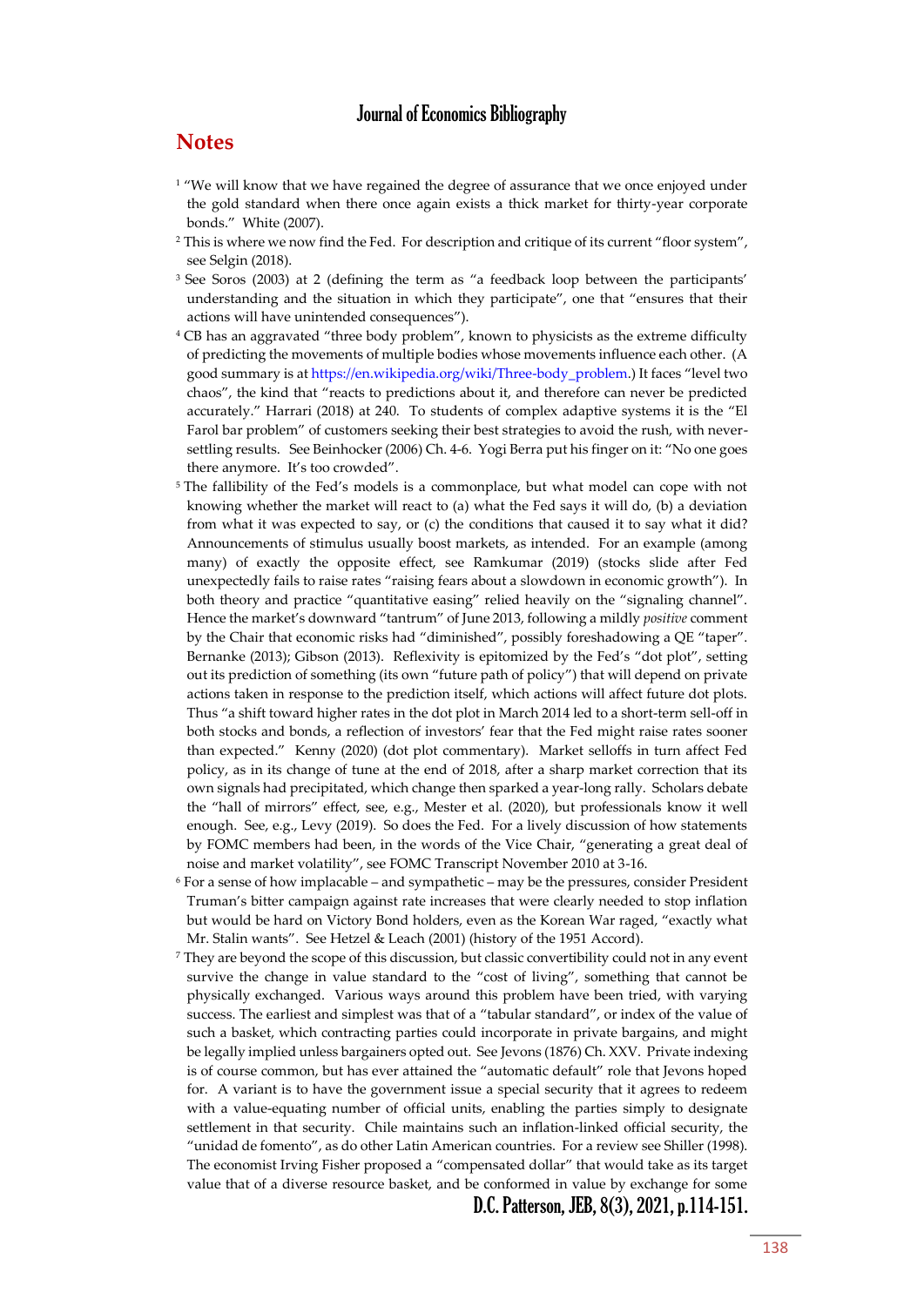## Notes

[1] "We will know that we have regained the degree of assurance that we once enjoyed under the gold standard when there once again exists a thick market for thirty-year corporate bonds." White (2007).

[2] This is where we now find the Fed. For description and critique of its current "floor system", see Selgin (2018).

[3] See Soros (2003) at 2 (defining the term as "a feedback loop between the participants' understanding and the situation in which they participate", one that "ensures that their actions will have unintended consequences").

[4] CB has an aggravated "three body problem", known to physicists as the extreme difficulty of predicting the movements of multiple bodies whose movements influence each other. (A good summary is at https://en.wikipedia.org/wiki/Three-body_problem.) It faces "level two chaos", the kind that "reacts to predictions about it, and therefore can never be predicted accurately." Harrari (2018) at 240. To students of complex adaptive systems it is the "El Farol bar problem" of customers seeking their best strategies to avoid the rush, with never-settling results. See Beinhocker (2006) Ch. 4-6. Yogi Berra put his finger on it: "No one goes there anymore. It's too crowded".

[5] The fallibility of the Fed's models is a commonplace, but what model can cope with not knowing whether the market will react to (a) what the Fed says it will do, (b) a deviation from what it was expected to say, or (c) the conditions that caused it to say what it did? Announcements of stimulus usually boost markets, as intended. For an example (among many) of exactly the opposite effect, see Ramkumar (2019) (stocks slide after Fed unexpectedly fails to raise rates "raising fears about a slowdown in economic growth"). In both theory and practice "quantitative easing" relied heavily on the "signaling channel". Hence the market's downward "tantrum" of June 2013, following a mildly *positive* comment by the Chair that economic risks had "diminished", possibly foreshadowing a QE "taper". Bernanke (2013); Gibson (2013). Reflexivity is epitomized by the Fed's "dot plot", setting out its prediction of something (its own "future path of policy") that will depend on private actions taken in response to the prediction itself, which actions will affect future dot plots. Thus "a shift toward higher rates in the dot plot in March 2014 led to a short-term sell-off in both stocks and bonds, a reflection of investors' fear that the Fed might raise rates sooner than expected." Kenny (2020) (dot plot commentary). Market selloffs in turn affect Fed policy, as in its change of tune at the end of 2018, after a sharp market correction that its own signals had precipitated, which change then sparked a year-long rally. Scholars debate the "hall of mirrors" effect, see, e.g., Mester et al. (2020), but professionals know it well enough. See, e.g., Levy (2019). So does the Fed. For a lively discussion of how statements by FOMC members had been, in the words of the Vice Chair, "generating a great deal of noise and market volatility", see FOMC Transcript November 2010 at 3-16.

[6] For a sense of how implacable – and sympathetic – may be the pressures, consider President Truman's bitter campaign against rate increases that were clearly needed to stop inflation but would be hard on Victory Bond holders, even as the Korean War raged, "exactly what Mr. Stalin wants". See Hetzel & Leach (2001) (history of the 1951 Accord).

[7] They are beyond the scope of this discussion, but classic convertibility could not in any event survive the change in value standard to the "cost of living", something that cannot be physically exchanged. Various ways around this problem have been tried, with varying success. The earliest and simplest was that of a "tabular standard", or index of the value of such a basket, which contracting parties could incorporate in private bargains, and might be legally implied unless bargainers opted out. See Jevons (1876) Ch. XXV. Private indexing is of course common, but has ever attained the "automatic default" role that Jevons hoped for. A variant is to have the government issue a special security that it agrees to redeem with a value-equating number of official units, enabling the parties simply to designate settlement in that security. Chile maintains such an inflation-linked official security, the "unidad de fomento", as do other Latin American countries. For a review see Shiller (1998). The economist Irving Fisher proposed a "compensated dollar" that would take as its target value that of a diverse resource basket, and be conformed in value by exchange for some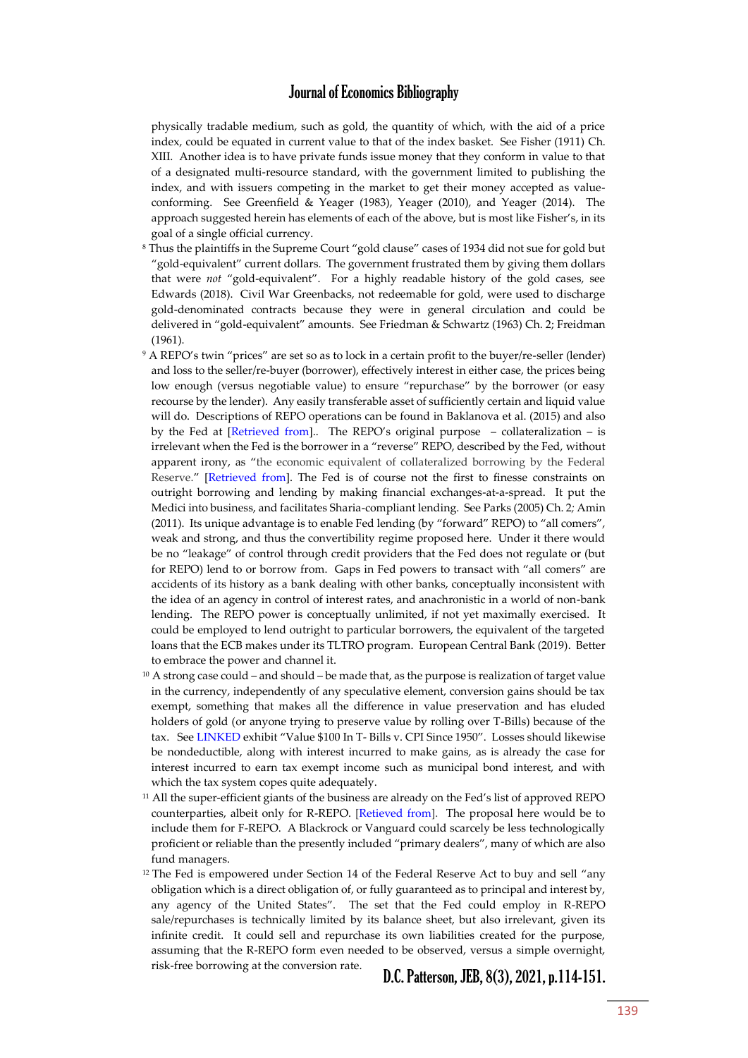physically tradable medium, such as gold, the quantity of which, with the aid of a price index, could be equated in current value to that of the index basket. See Fisher (1911) Ch. XIII. Another idea is to have private funds issue money that they conform in value to that of a designated multi-resource standard, with the government limited to publishing the index, and with issuers competing in the market to get their money accepted as value-conforming. See Greenfield & Yeager (1983), Yeager (2010), and Yeager (2014). The approach suggested herein has elements of each of the above, but is most like Fisher's, in its goal of a single official currency.

[8] Thus the plaintiffs in the Supreme Court "gold clause" cases of 1934 did not sue for gold but "gold-equivalent" current dollars. The government frustrated them by giving them dollars that were *not* "gold-equivalent". For a highly readable history of the gold cases, see Edwards (2018). Civil War Greenbacks, not redeemable for gold, were used to discharge gold-denominated contracts because they were in general circulation and could be delivered in "gold-equivalent" amounts. See Friedman & Schwartz (1963) Ch. 2; Freidman (1961).

[9] A REPO's twin "prices" are set so as to lock in a certain profit to the buyer/re-seller (lender) and loss to the seller/re-buyer (borrower), effectively interest in either case, the prices being low enough (versus negotiable value) to ensure "repurchase" by the borrower (or easy recourse by the lender). Any easily transferable asset of sufficiently certain and liquid value will do. Descriptions of REPO operations can be found in Baklanova et al. (2015) and also by the Fed at [Retrieved from].. The REPO's original purpose – collateralization – is irrelevant when the Fed is the borrower in a "reverse" REPO, described by the Fed, without apparent irony, as "the economic equivalent of collateralized borrowing by the Federal Reserve." [Retrieved from]. The Fed is of course not the first to finesse constraints on outright borrowing and lending by making financial exchanges-at-a-spread. It put the Medici into business, and facilitates Sharia-compliant lending. See Parks (2005) Ch. 2; Amin (2011). Its unique advantage is to enable Fed lending (by "forward" REPO) to "all comers", weak and strong, and thus the convertibility regime proposed here. Under it there would be no "leakage" of control through credit providers that the Fed does not regulate or (but for REPO) lend to or borrow from. Gaps in Fed powers to transact with "all comers" are accidents of its history as a bank dealing with other banks, conceptually inconsistent with the idea of an agency in control of interest rates, and anachronistic in a world of non-bank lending. The REPO power is conceptually unlimited, if not yet maximally exercised. It could be employed to lend outright to particular borrowers, the equivalent of the targeted loans that the ECB makes under its TLTRO program. European Central Bank (2019). Better to embrace the power and channel it.

[10] A strong case could – and should – be made that, as the purpose is realization of target value in the currency, independently of any speculative element, conversion gains should be tax exempt, something that makes all the difference in value preservation and has eluded holders of gold (or anyone trying to preserve value by rolling over T-Bills) because of the tax. See LINKED exhibit "Value $100 In T- Bills v. CPI Since 1950". Losses should likewise be nondeductible, along with interest incurred to make gains, as is already the case for interest incurred to earn tax exempt income such as municipal bond interest, and with which the tax system copes quite adequately.

[11] All the super-efficient giants of the business are already on the Fed's list of approved REPO counterparties, albeit only for R-REPO. [Retieved from]. The proposal here would be to include them for F-REPO. A Blackrock or Vanguard could scarcely be less technologically proficient or reliable than the presently included "primary dealers", many of which are also fund managers.

[12] The Fed is empowered under Section 14 of the Federal Reserve Act to buy and sell "any obligation which is a direct obligation of, or fully guaranteed as to principal and interest by, any agency of the United States". The set that the Fed could employ in R-REPO sale/repurchases is technically limited by its balance sheet, but also irrelevant, given its infinite credit. It could sell and repurchase its own liabilities created for the purpose, assuming that the R-REPO form even needed to be observed, versus a simple overnight, risk-free borrowing at the conversion rate.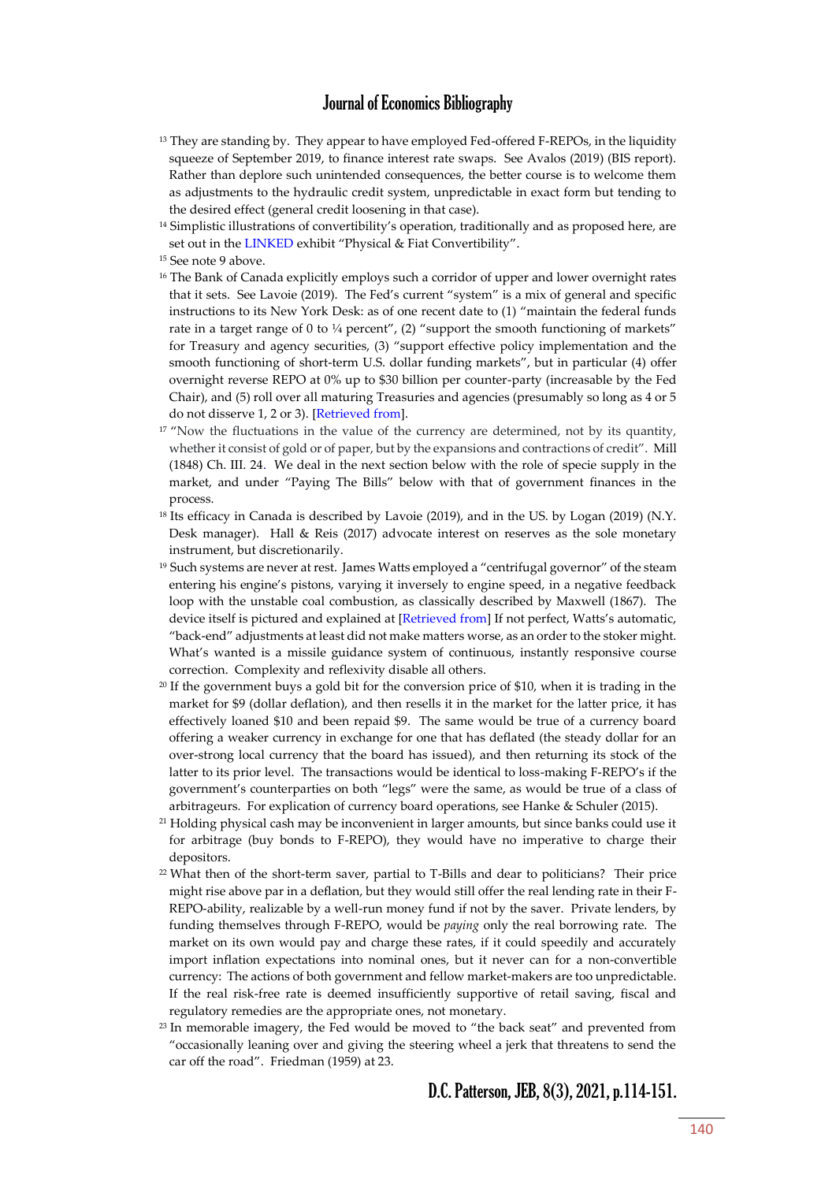[13] They are standing by. They appear to have employed Fed-offered F-REPOs, in the liquidity squeeze of September 2019, to finance interest rate swaps. See Avalos (2019) (BIS report). Rather than deplore such unintended consequences, the better course is to welcome them as adjustments to the hydraulic credit system, unpredictable in exact form but tending to the desired effect (general credit loosening in that case).

[14] Simplistic illustrations of convertibility's operation, traditionally and as proposed here, are set out in the LINKED exhibit "Physical & Fiat Convertibility".

[15] See note 9 above.

[16] The Bank of Canada explicitly employs such a corridor of upper and lower overnight rates that it sets. See Lavoie (2019). The Fed's current "system" is a mix of general and specific instructions to its New York Desk: as of one recent date to (1) "maintain the federal funds rate in a target range of 0 to ¼ percent", (2) "support the smooth functioning of markets" for Treasury and agency securities, (3) "support effective policy implementation and the smooth functioning of short-term U.S. dollar funding markets", but in particular (4) offer overnight reverse REPO at 0% up to $30 billion per counter-party (increasable by the Fed Chair), and (5) roll over all maturing Treasuries and agencies (presumably so long as 4 or 5 do not disserve 1, 2 or 3). [Retrieved from].

[17] "Now the fluctuations in the value of the currency are determined, not by its quantity, whether it consist of gold or of paper, but by the expansions and contractions of credit". Mill (1848) Ch. III. 24. We deal in the next section below with the role of specie supply in the market, and under "Paying The Bills" below with that of government finances in the process.

[18] Its efficacy in Canada is described by Lavoie (2019), and in the US. by Logan (2019) (N.Y. Desk manager). Hall & Reis (2017) advocate interest on reserves as the sole monetary instrument, but discretionarily.

[19] Such systems are never at rest. James Watts employed a "centrifugal governor" of the steam entering his engine's pistons, varying it inversely to engine speed, in a negative feedback loop with the unstable coal combustion, as classically described by Maxwell (1867). The device itself is pictured and explained at [Retrieved from] If not perfect, Watts's automatic, "back-end" adjustments at least did not make matters worse, as an order to the stoker might. What's wanted is a missile guidance system of continuous, instantly responsive course correction. Complexity and reflexivity disable all others.

[20] If the government buys a gold bit for the conversion price of $10, when it is trading in the market for $9 (dollar deflation), and then resells it in the market for the latter price, it has effectively loaned $10 and been repaid $9. The same would be true of a currency board offering a weaker currency in exchange for one that has deflated (the steady dollar for an over-strong local currency that the board has issued), and then returning its stock of the latter to its prior level. The transactions would be identical to loss-making F-REPO's if the government's counterparties on both "legs" were the same, as would be true of a class of arbitrageurs. For explication of currency board operations, see Hanke & Schuler (2015).

[21] Holding physical cash may be inconvenient in larger amounts, but since banks could use it for arbitrage (buy bonds to F-REPO), they would have no imperative to charge their depositors.

[22] What then of the short-term saver, partial to T-Bills and dear to politicians? Their price might rise above par in a deflation, but they would still offer the real lending rate in their F-REPO-ability, realizable by a well-run money fund if not by the saver. Private lenders, by funding themselves through F-REPO, would be *paying* only the real borrowing rate. The market on its own would pay and charge these rates, if it could speedily and accurately import inflation expectations into nominal ones, but it never can for a non-convertible currency: The actions of both government and fellow market-makers are too unpredictable. If the real risk-free rate is deemed insufficiently supportive of retail saving, fiscal and regulatory remedies are the appropriate ones, not monetary.

[23] In memorable imagery, the Fed would be moved to "the back seat" and prevented from "occasionally leaning over and giving the steering wheel a jerk that threatens to send the car off the road". Friedman (1959) at 23.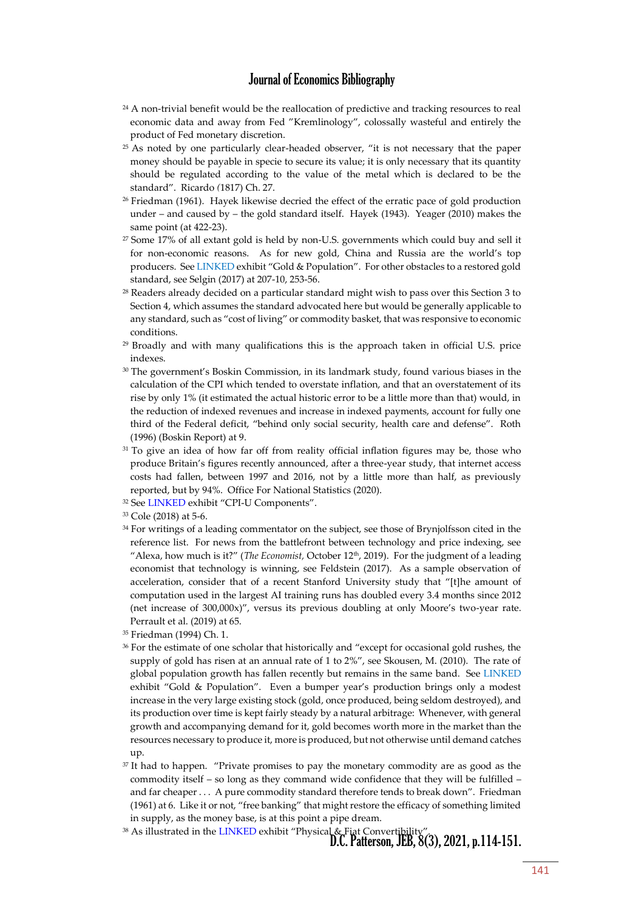[24] A non-trivial benefit would be the reallocation of predictive and tracking resources to real economic data and away from Fed "Kremlinology", colossally wasteful and entirely the product of Fed monetary discretion.

[25] As noted by one particularly clear-headed observer, "it is not necessary that the paper money should be payable in specie to secure its value; it is only necessary that its quantity should be regulated according to the value of the metal which is declared to be the standard". Ricardo (1817) Ch. 27.

[26] Friedman (1961). Hayek likewise decried the effect of the erratic pace of gold production under – and caused by – the gold standard itself. Hayek (1943). Yeager (2010) makes the same point (at 422-23).

[27] Some 17% of all extant gold is held by non-U.S. governments which could buy and sell it for non-economic reasons. As for new gold, China and Russia are the world's top producers. See LINKED exhibit "Gold & Population". For other obstacles to a restored gold standard, see Selgin (2017) at 207-10, 253-56.

[28] Readers already decided on a particular standard might wish to pass over this Section 3 to Section 4, which assumes the standard advocated here but would be generally applicable to any standard, such as "cost of living" or commodity basket, that was responsive to economic conditions.

[29] Broadly and with many qualifications this is the approach taken in official U.S. price indexes.

[30] The government's Boskin Commission, in its landmark study, found various biases in the calculation of the CPI which tended to overstate inflation, and that an overstatement of its rise by only 1% (it estimated the actual historic error to be a little more than that) would, in the reduction of indexed revenues and increase in indexed payments, account for fully one third of the Federal deficit, "behind only social security, health care and defense". Roth (1996) (Boskin Report) at 9.

[31] To give an idea of how far off from reality official inflation figures may be, those who produce Britain's figures recently announced, after a three-year study, that internet access costs had fallen, between 1997 and 2016, not by a little more than half, as previously reported, but by 94%. Office For National Statistics (2020).

[32] See LINKED exhibit "CPI-U Components".

[33] Cole (2018) at 5-6.

[34] For writings of a leading commentator on the subject, see those of Brynjolfsson cited in the reference list. For news from the battlefront between technology and price indexing, see "Alexa, how much is it?" (*The Economist,* October 12th, 2019). For the judgment of a leading economist that technology is winning, see Feldstein (2017). As a sample observation of acceleration, consider that of a recent Stanford University study that "[t]he amount of computation used in the largest AI training runs has doubled every 3.4 months since 2012 (net increase of 300,000x)", versus its previous doubling at only Moore's two-year rate. Perrault et al. (2019) at 65.

[35] Friedman (1994) Ch. 1.

[36] For the estimate of one scholar that historically and "except for occasional gold rushes, the supply of gold has risen at an annual rate of 1 to 2%", see Skousen, M. (2010). The rate of global population growth has fallen recently but remains in the same band. See LINKED exhibit "Gold & Population". Even a bumper year's production brings only a modest increase in the very large existing stock (gold, once produced, being seldom destroyed), and its production over time is kept fairly steady by a natural arbitrage: Whenever, with general growth and accompanying demand for it, gold becomes worth more in the market than the resources necessary to produce it, more is produced, but not otherwise until demand catches up.

[37] It had to happen. "Private promises to pay the monetary commodity are as good as the commodity itself – so long as they command wide confidence that they will be fulfilled – and far cheaper . . . A pure commodity standard therefore tends to break down". Friedman (1961) at 6. Like it or not, "free banking" that might restore the efficacy of something limited in supply, as the money base, is at this point a pipe dream.

[38] As illustrated in the LINKED exhibit "Physical & Fiat Convertibility".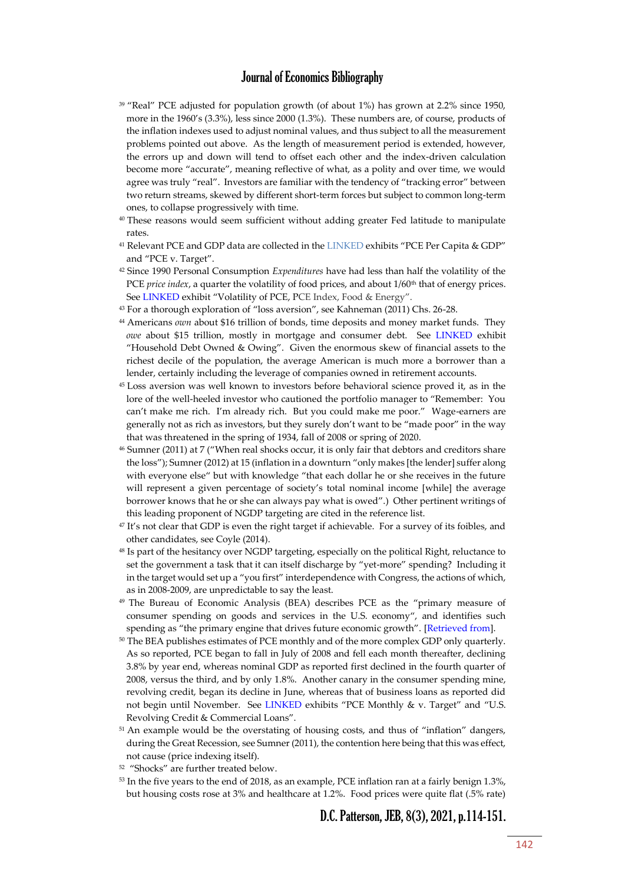[39] "Real" PCE adjusted for population growth (of about 1%) has grown at 2.2% since 1950, more in the 1960's (3.3%), less since 2000 (1.3%). These numbers are, of course, products of the inflation indexes used to adjust nominal values, and thus subject to all the measurement problems pointed out above. As the length of measurement period is extended, however, the errors up and down will tend to offset each other and the index-driven calculation become more "accurate", meaning reflective of what, as a polity and over time, we would agree was truly "real". Investors are familiar with the tendency of "tracking error" between two return streams, skewed by different short-term forces but subject to common long-term ones, to collapse progressively with time.

[40] These reasons would seem sufficient without adding greater Fed latitude to manipulate rates.

[41] Relevant PCE and GDP data are collected in the LINKED exhibits "PCE Per Capita & GDP" and "PCE v. Target".

[42] Since 1990 Personal Consumption *Expenditures* have had less than half the volatility of the PCE *price index*, a quarter the volatility of food prices, and about 1/60th that of energy prices. See LINKED exhibit "Volatility of PCE, PCE Index, Food & Energy".

[43] For a thorough exploration of "loss aversion", see Kahneman (2011) Chs. 26-28.

[44] Americans *own* about $16 trillion of bonds, time deposits and money market funds. They *owe* about $15 trillion, mostly in mortgage and consumer debt. See LINKED exhibit "Household Debt Owned & Owing". Given the enormous skew of financial assets to the richest decile of the population, the average American is much more a borrower than a lender, certainly including the leverage of companies owned in retirement accounts.

[45] Loss aversion was well known to investors before behavioral science proved it, as in the lore of the well-heeled investor who cautioned the portfolio manager to "Remember: You can't make me rich. I'm already rich. But you could make me poor." Wage-earners are generally not as rich as investors, but they surely don't want to be "made poor" in the way that was threatened in the spring of 1934, fall of 2008 or spring of 2020.

[46] Sumner (2011) at 7 ("When real shocks occur, it is only fair that debtors and creditors share the loss"); Sumner (2012) at 15 (inflation in a downturn "only makes [the lender] suffer along with everyone else" but with knowledge "that each dollar he or she receives in the future will represent a given percentage of society's total nominal income [while] the average borrower knows that he or she can always pay what is owed".) Other pertinent writings of this leading proponent of NGDP targeting are cited in the reference list.

[47] It's not clear that GDP is even the right target if achievable. For a survey of its foibles, and other candidates, see Coyle (2014).

[48] Is part of the hesitancy over NGDP targeting, especially on the political Right, reluctance to set the government a task that it can itself discharge by "yet-more" spending? Including it in the target would set up a "you first" interdependence with Congress, the actions of which, as in 2008-2009, are unpredictable to say the least.

[49] The Bureau of Economic Analysis (BEA) describes PCE as the "primary measure of consumer spending on goods and services in the U.S. economy", and identifies such spending as "the primary engine that drives future economic growth". [Retrieved from].

[50] The BEA publishes estimates of PCE monthly and of the more complex GDP only quarterly. As so reported, PCE began to fall in July of 2008 and fell each month thereafter, declining 3.8% by year end, whereas nominal GDP as reported first declined in the fourth quarter of 2008, versus the third, and by only 1.8%. Another canary in the consumer spending mine, revolving credit, began its decline in June, whereas that of business loans as reported did not begin until November. See LINKED exhibits "PCE Monthly & v. Target" and "U.S. Revolving Credit & Commercial Loans".

[51] An example would be the overstating of housing costs, and thus of "inflation" dangers, during the Great Recession, see Sumner (2011), the contention here being that this was effect, not cause (price indexing itself).

[52] "Shocks" are further treated below.

[53] In the five years to the end of 2018, as an example, PCE inflation ran at a fairly benign 1.3%, but housing costs rose at 3% and healthcare at 1.2%. Food prices were quite flat (.5% rate)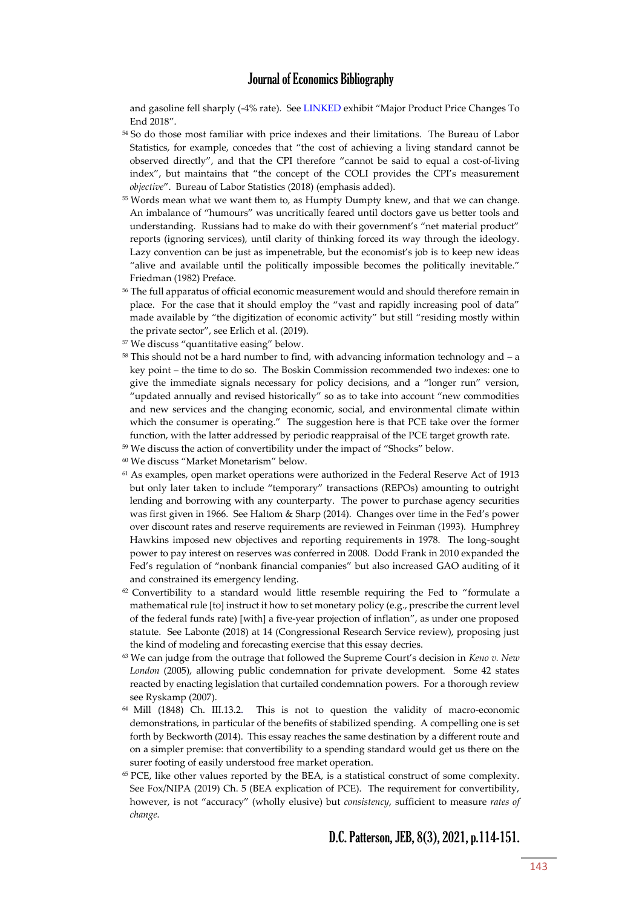and gasoline fell sharply (-4% rate). See LINKED exhibit "Major Product Price Changes To End 2018".

[54] So do those most familiar with price indexes and their limitations. The Bureau of Labor Statistics, for example, concedes that "the cost of achieving a living standard cannot be observed directly", and that the CPI therefore "cannot be said to equal a cost-of-living index", but maintains that "the concept of the COLI provides the CPI's measurement *objective*". Bureau of Labor Statistics (2018) (emphasis added).

[55] Words mean what we want them to, as Humpty Dumpty knew, and that we can change. An imbalance of "humours" was uncritically feared until doctors gave us better tools and understanding. Russians had to make do with their government's "net material product" reports (ignoring services), until clarity of thinking forced its way through the ideology. Lazy convention can be just as impenetrable, but the economist's job is to keep new ideas "alive and available until the politically impossible becomes the politically inevitable." Friedman (1982) Preface.

[56] The full apparatus of official economic measurement would and should therefore remain in place. For the case that it should employ the "vast and rapidly increasing pool of data" made available by "the digitization of economic activity" but still "residing mostly within the private sector", see Erlich et al. (2019).

[57] We discuss "quantitative easing" below.

[58] This should not be a hard number to find, with advancing information technology and – a key point – the time to do so. The Boskin Commission recommended two indexes: one to give the immediate signals necessary for policy decisions, and a "longer run" version, "updated annually and revised historically" so as to take into account "new commodities and new services and the changing economic, social, and environmental climate within which the consumer is operating." The suggestion here is that PCE take over the former function, with the latter addressed by periodic reappraisal of the PCE target growth rate.

[59] We discuss the action of convertibility under the impact of "Shocks" below.

[60] We discuss "Market Monetarism" below.

[61] As examples, open market operations were authorized in the Federal Reserve Act of 1913 but only later taken to include "temporary" transactions (REPOs) amounting to outright lending and borrowing with any counterparty. The power to purchase agency securities was first given in 1966. See Haltom & Sharp (2014). Changes over time in the Fed's power over discount rates and reserve requirements are reviewed in Feinman (1993). Humphrey Hawkins imposed new objectives and reporting requirements in 1978. The long-sought power to pay interest on reserves was conferred in 2008. Dodd Frank in 2010 expanded the Fed's regulation of "nonbank financial companies" but also increased GAO auditing of it and constrained its emergency lending.

[62] Convertibility to a standard would little resemble requiring the Fed to "formulate a mathematical rule [to] instruct it how to set monetary policy (e.g., prescribe the current level of the federal funds rate) [with] a five-year projection of inflation", as under one proposed statute. See Labonte (2018) at 14 (Congressional Research Service review), proposing just the kind of modeling and forecasting exercise that this essay decries.

[63] We can judge from the outrage that followed the Supreme Court's decision in *Keno v. New London* (2005), allowing public condemnation for private development. Some 42 states reacted by enacting legislation that curtailed condemnation powers. For a thorough review see Ryskamp (2007).

[64] Mill (1848) Ch. III.13.2. This is not to question the validity of macro-economic demonstrations, in particular of the benefits of stabilized spending. A compelling one is set forth by Beckworth (2014). This essay reaches the same destination by a different route and on a simpler premise: that convertibility to a spending standard would get us there on the surer footing of easily understood free market operation.

[65] PCE, like other values reported by the BEA, is a statistical construct of some complexity. See Fox/NIPA (2019) Ch. 5 (BEA explication of PCE). The requirement for convertibility, however, is not "accuracy" (wholly elusive) but *consistency*, sufficient to measure *rates of change*.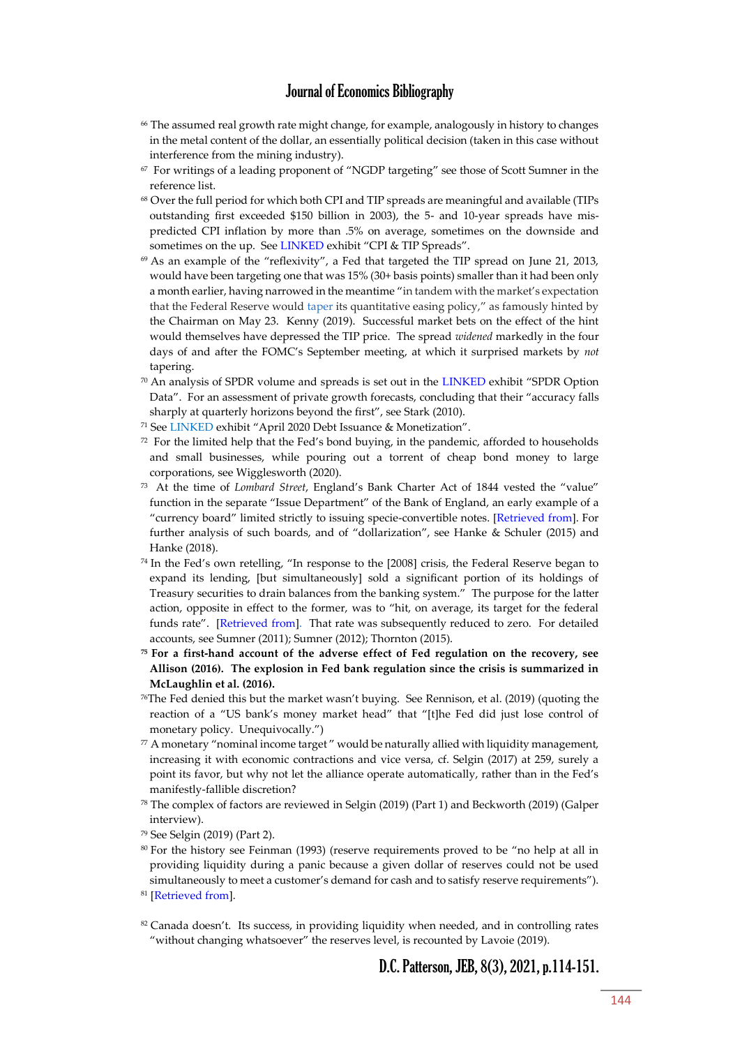[66] The assumed real growth rate might change, for example, analogously in history to changes in the metal content of the dollar, an essentially political decision (taken in this case without interference from the mining industry).

[67] For writings of a leading proponent of "NGDP targeting" see those of Scott Sumner in the reference list.

[68] Over the full period for which both CPI and TIP spreads are meaningful and available (TIPs outstanding first exceeded $150 billion in 2003), the 5- and 10-year spreads have mis-predicted CPI inflation by more than .5% on average, sometimes on the downside and sometimes on the up. See LINKED exhibit "CPI & TIP Spreads".

[69] As an example of the "reflexivity", a Fed that targeted the TIP spread on June 21, 2013, would have been targeting one that was 15% (30+ basis points) smaller than it had been only a month earlier, having narrowed in the meantime "in tandem with the market's expectation that the Federal Reserve would taper its quantitative easing policy," as famously hinted by the Chairman on May 23. Kenny (2019). Successful market bets on the effect of the hint would themselves have depressed the TIP price. The spread *widened* markedly in the four days of and after the FOMC's September meeting, at which it surprised markets by *not* tapering.

[70] An analysis of SPDR volume and spreads is set out in the LINKED exhibit "SPDR Option Data". For an assessment of private growth forecasts, concluding that their "accuracy falls sharply at quarterly horizons beyond the first", see Stark (2010).

[71] See LINKED exhibit "April 2020 Debt Issuance & Monetization".

[72] For the limited help that the Fed's bond buying, in the pandemic, afforded to households and small businesses, while pouring out a torrent of cheap bond money to large corporations, see Wigglesworth (2020).

[73] At the time of *Lombard Street*, England's Bank Charter Act of 1844 vested the "value" function in the separate "Issue Department" of the Bank of England, an early example of a "currency board" limited strictly to issuing specie-convertible notes. [Retrieved from]. For further analysis of such boards, and of "dollarization", see Hanke & Schuler (2015) and Hanke (2018).

[74] In the Fed's own retelling, "In response to the [2008] crisis, the Federal Reserve began to expand its lending, [but simultaneously] sold a significant portion of its holdings of Treasury securities to drain balances from the banking system." The purpose for the latter action, opposite in effect to the former, was to "hit, on average, its target for the federal funds rate". [Retrieved from]. That rate was subsequently reduced to zero. For detailed accounts, see Sumner (2011); Sumner (2012); Thornton (2015).

**[75] For a first-hand account of the adverse effect of Fed regulation on the recovery, see Allison (2016). The explosion in Fed bank regulation since the crisis is summarized in McLaughlin et al. (2016).**

[76] The Fed denied this but the market wasn't buying. See Rennison, et al. (2019) (quoting the reaction of a "US bank's money market head" that "[t]he Fed did just lose control of monetary policy. Unequivocally.")

[77] A monetary "nominal income target" would be naturally allied with liquidity management, increasing it with economic contractions and vice versa, cf. Selgin (2017) at 259, surely a point its favor, but why not let the alliance operate automatically, rather than in the Fed's manifestly-fallible discretion?

[78] The complex of factors are reviewed in Selgin (2019) (Part 1) and Beckworth (2019) (Galper interview).

[79] See Selgin (2019) (Part 2).

[80] For the history see Feinman (1993) (reserve requirements proved to be "no help at all in providing liquidity during a panic because a given dollar of reserves could not be used simultaneously to meet a customer's demand for cash and to satisfy reserve requirements").

[81] [Retrieved from].

[82] Canada doesn't. Its success, in providing liquidity when needed, and in controlling rates "without changing whatsoever" the reserves level, is recounted by Lavoie (2019).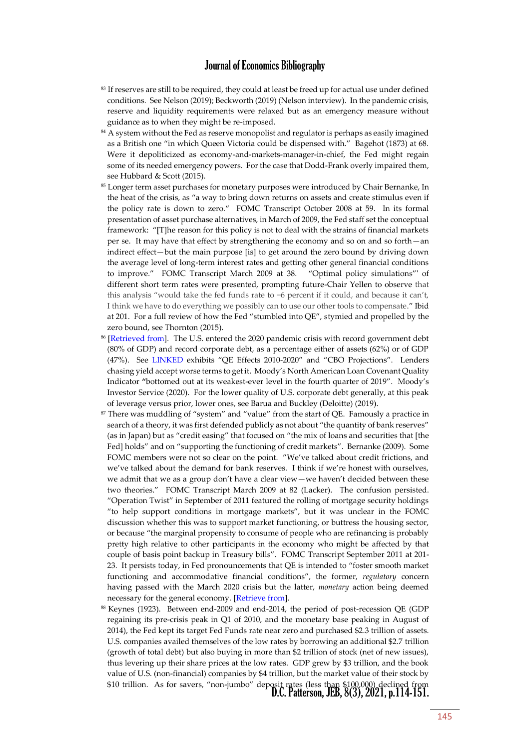[83] If reserves are still to be required, they could at least be freed up for actual use under defined conditions. See Nelson (2019); Beckworth (2019) (Nelson interview). In the pandemic crisis, reserve and liquidity requirements were relaxed but as an emergency measure without guidance as to when they might be re-imposed.

[84] A system without the Fed as reserve monopolist and regulator is perhaps as easily imagined as a British one "in which Queen Victoria could be dispensed with." Bagehot (1873) at 68. Were it depoliticized as economy-and-markets-manager-in-chief, the Fed might regain some of its needed emergency powers. For the case that Dodd-Frank overly impaired them, see Hubbard & Scott (2015).

[85] Longer term asset purchases for monetary purposes were introduced by Chair Bernanke, In the heat of the crisis, as "a way to bring down returns on assets and create stimulus even if the policy rate is down to zero." FOMC Transcript October 2008 at 59. In its formal presentation of asset purchase alternatives, in March of 2009, the Fed staff set the conceptual framework: "[T]he reason for this policy is not to deal with the strains of financial markets per se. It may have that effect by strengthening the economy and so on and so forth—an indirect effect—but the main purpose [is] to get around the zero bound by driving down the average level of long-term interest rates and getting other general financial conditions to improve." FOMC Transcript March 2009 at 38. "Optimal policy simulations"' of different short term rates were presented, prompting future-Chair Yellen to observe that this analysis "would take the fed funds rate to −6 percent if it could, and because it can't, I think we have to do everything we possibly can to use our other tools to compensate." Ibid at 201. For a full review of how the Fed "stumbled into QE", stymied and propelled by the zero bound, see Thornton (2015).

[86] [Retrieved from]. The U.S. entered the 2020 pandemic crisis with record government debt (80% of GDP) and record corporate debt, as a percentage either of assets (62%) or of GDP (47%). See LINKED exhibits "QE Effects 2010-2020" and "CBO Projections". Lenders chasing yield accept worse terms to get it. Moody's North American Loan Covenant Quality Indicator "bottomed out at its weakest-ever level in the fourth quarter of 2019". Moody's Investor Service (2020). For the lower quality of U.S. corporate debt generally, at this peak of leverage versus prior, lower ones, see Barua and Buckley (Deloitte) (2019).

[87] There was muddling of "system" and "value" from the start of QE. Famously a practice in search of a theory, it was first defended publicly as not about "the quantity of bank reserves" (as in Japan) but as "credit easing" that focused on "the mix of loans and securities that [the Fed] holds" and on "supporting the functioning of credit markets". Bernanke (2009). Some FOMC members were not so clear on the point. "We've talked about credit frictions, and we've talked about the demand for bank reserves. I think if we're honest with ourselves, we admit that we as a group don't have a clear view—we haven't decided between these two theories." FOMC Transcript March 2009 at 82 (Lacker). The confusion persisted. "Operation Twist" in September of 2011 featured the rolling of mortgage security holdings "to help support conditions in mortgage markets", but it was unclear in the FOMC discussion whether this was to support market functioning, or buttress the housing sector, or because "the marginal propensity to consume of people who are refinancing is probably pretty high relative to other participants in the economy who might be affected by that couple of basis point backup in Treasury bills". FOMC Transcript September 2011 at 201-23. It persists today, in Fed pronouncements that QE is intended to "foster smooth market functioning and accommodative financial conditions", the former, *regulatory* concern having passed with the March 2020 crisis but the latter, *monetary* action being deemed necessary for the general economy. [Retrieve from].

[88] Keynes (1923). Between end-2009 and end-2014, the period of post-recession QE (GDP regaining its pre-crisis peak in Q1 of 2010, and the monetary base peaking in August of 2014), the Fed kept its target Fed Funds rate near zero and purchased $2.3 trillion of assets. U.S. companies availed themselves of the low rates by borrowing an additional $2.7 trillion (growth of total debt) but also buying in more than $2 trillion of stock (net of new issues), thus levering up their share prices at the low rates. GDP grew by $3 trillion, and the book value of U.S. (non-financial) companies by $4 trillion, but the market value of their stock by $10 trillion. As for savers, "non-jumbo" deposit rates (less than $100,000) declined from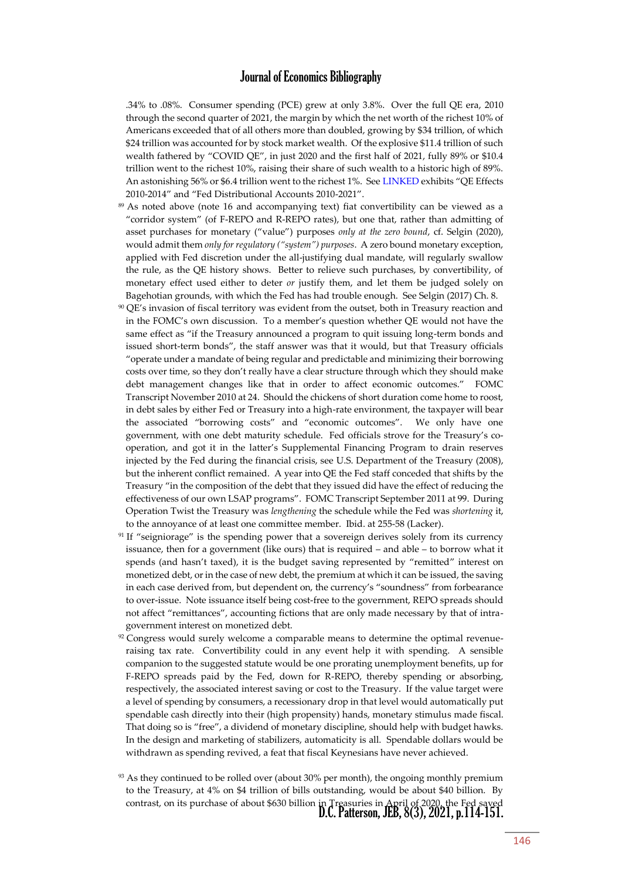.34% to .08%. Consumer spending (PCE) grew at only 3.8%. Over the full QE era, 2010 through the second quarter of 2021, the margin by which the net worth of the richest 10% of Americans exceeded that of all others more than doubled, growing by $34 trillion, of which $24 trillion was accounted for by stock market wealth. Of the explosive $11.4 trillion of such wealth fathered by "COVID QE", in just 2020 and the first half of 2021, fully 89% or $10.4 trillion went to the richest 10%, raising their share of such wealth to a historic high of 89%. An astonishing 56% or $6.4 trillion went to the richest 1%. See LINKED exhibits "QE Effects 2010-2014" and "Fed Distributional Accounts 2010-2021".

[89] As noted above (note 16 and accompanying text) fiat convertibility can be viewed as a "corridor system" (of F-REPO and R-REPO rates), but one that, rather than admitting of asset purchases for monetary ("value") purposes *only at the zero bound*, cf. Selgin (2020), would admit them *only for regulatory ("system") purposes*. A zero bound monetary exception, applied with Fed discretion under the all-justifying dual mandate, will regularly swallow the rule, as the QE history shows. Better to relieve such purchases, by convertibility, of monetary effect used either to deter *or* justify them, and let them be judged solely on Bagehotian grounds, with which the Fed has had trouble enough. See Selgin (2017) Ch. 8.

[90] QE's invasion of fiscal territory was evident from the outset, both in Treasury reaction and in the FOMC's own discussion. To a member's question whether QE would not have the same effect as "if the Treasury announced a program to quit issuing long-term bonds and issued short-term bonds", the staff answer was that it would, but that Treasury officials "operate under a mandate of being regular and predictable and minimizing their borrowing costs over time, so they don't really have a clear structure through which they should make debt management changes like that in order to affect economic outcomes." FOMC Transcript November 2010 at 24. Should the chickens of short duration come home to roost, in debt sales by either Fed or Treasury into a high-rate environment, the taxpayer will bear the associated "borrowing costs" and "economic outcomes". We only have one government, with one debt maturity schedule. Fed officials strove for the Treasury's co-operation, and got it in the latter's Supplemental Financing Program to drain reserves injected by the Fed during the financial crisis, see U.S. Department of the Treasury (2008), but the inherent conflict remained. A year into QE the Fed staff conceded that shifts by the Treasury "in the composition of the debt that they issued did have the effect of reducing the effectiveness of our own LSAP programs". FOMC Transcript September 2011 at 99. During Operation Twist the Treasury was *lengthening* the schedule while the Fed was *shortening* it, to the annoyance of at least one committee member. Ibid. at 255-58 (Lacker).

[91] If "seigniorage" is the spending power that a sovereign derives solely from its currency issuance, then for a government (like ours) that is required – and able – to borrow what it spends (and hasn't taxed), it is the budget saving represented by "remitted" interest on monetized debt, or in the case of new debt, the premium at which it can be issued, the saving in each case derived from, but dependent on, the currency's "soundness" from forbearance to over-issue. Note issuance itself being cost-free to the government, REPO spreads should not affect "remittances", accounting fictions that are only made necessary by that of intra-government interest on monetized debt.

[92] Congress would surely welcome a comparable means to determine the optimal revenue-raising tax rate. Convertibility could in any event help it with spending. A sensible companion to the suggested statute would be one prorating unemployment benefits, up for F-REPO spreads paid by the Fed, down for R-REPO, thereby spending or absorbing, respectively, the associated interest saving or cost to the Treasury. If the value target were a level of spending by consumers, a recessionary drop in that level would automatically put spendable cash directly into their (high propensity) hands, monetary stimulus made fiscal. That doing so is "free", a dividend of monetary discipline, should help with budget hawks. In the design and marketing of stabilizers, automaticity is all. Spendable dollars would be withdrawn as spending revived, a feat that fiscal Keynesians have never achieved.

[93] As they continued to be rolled over (about 30% per month), the ongoing monthly premium to the Treasury, at 4% on $4 trillion of bills outstanding, would be about $40 billion. By contrast, on its purchase of about $630 billion in Treasuries in April of 2020, the Fed saved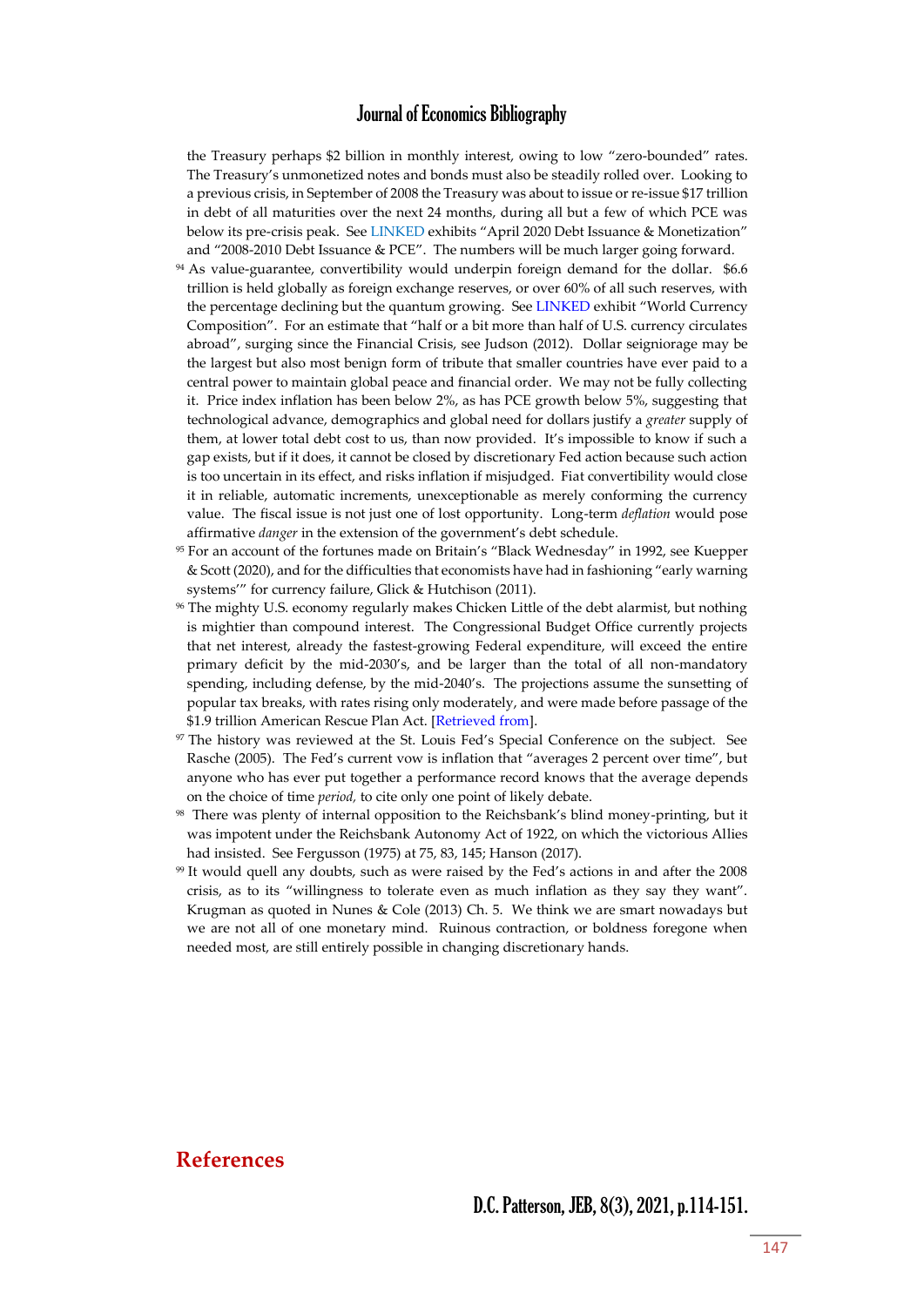the Treasury perhaps $2 billion in monthly interest, owing to low "zero-bounded" rates. The Treasury's unmonetized notes and bonds must also be steadily rolled over. Looking to a previous crisis, in September of 2008 the Treasury was about to issue or re-issue $17 trillion in debt of all maturities over the next 24 months, during all but a few of which PCE was below its pre-crisis peak. See LINKED exhibits "April 2020 Debt Issuance & Monetization" and "2008-2010 Debt Issuance & PCE". The numbers will be much larger going forward.

[94] As value-guarantee, convertibility would underpin foreign demand for the dollar. $6.6 trillion is held globally as foreign exchange reserves, or over 60% of all such reserves, with the percentage declining but the quantum growing. See LINKED exhibit "World Currency Composition". For an estimate that "half or a bit more than half of U.S. currency circulates abroad", surging since the Financial Crisis, see Judson (2012). Dollar seigniorage may be the largest but also most benign form of tribute that smaller countries have ever paid to a central power to maintain global peace and financial order. We may not be fully collecting it. Price index inflation has been below 2%, as has PCE growth below 5%, suggesting that technological advance, demographics and global need for dollars justify a *greater* supply of them, at lower total debt cost to us, than now provided. It's impossible to know if such a gap exists, but if it does, it cannot be closed by discretionary Fed action because such action is too uncertain in its effect, and risks inflation if misjudged. Fiat convertibility would close it in reliable, automatic increments, unexceptionable as merely conforming the currency value. The fiscal issue is not just one of lost opportunity. Long-term *deflation* would pose affirmative *danger* in the extension of the government's debt schedule.

[95] For an account of the fortunes made on Britain's "Black Wednesday" in 1992, see Kuepper & Scott (2020), and for the difficulties that economists have had in fashioning "early warning systems'" for currency failure, Glick & Hutchison (2011).

[96] The mighty U.S. economy regularly makes Chicken Little of the debt alarmist, but nothing is mightier than compound interest. The Congressional Budget Office currently projects that net interest, already the fastest-growing Federal expenditure, will exceed the entire primary deficit by the mid-2030's, and be larger than the total of all non-mandatory spending, including defense, by the mid-2040's. The projections assume the sunsetting of popular tax breaks, with rates rising only moderately, and were made before passage of the $1.9 trillion American Rescue Plan Act. [Retrieved from].

[97] The history was reviewed at the St. Louis Fed's Special Conference on the subject. See Rasche (2005). The Fed's current vow is inflation that "averages 2 percent over time", but anyone who has ever put together a performance record knows that the average depends on the choice of time *period,* to cite only one point of likely debate.

[98] There was plenty of internal opposition to the Reichsbank's blind money-printing, but it was impotent under the Reichsbank Autonomy Act of 1922, on which the victorious Allies had insisted. See Fergusson (1975) at 75, 83, 145; Hanson (2017).

[99] It would quell any doubts, such as were raised by the Fed's actions in and after the 2008 crisis, as to its "willingness to tolerate even as much inflation as they say they want". Krugman as quoted in Nunes & Cole (2013) Ch. 5. We think we are smart nowadays but we are not all of one monetary mind. Ruinous contraction, or boldness foregone when needed most, are still entirely possible in changing discretionary hands.

## References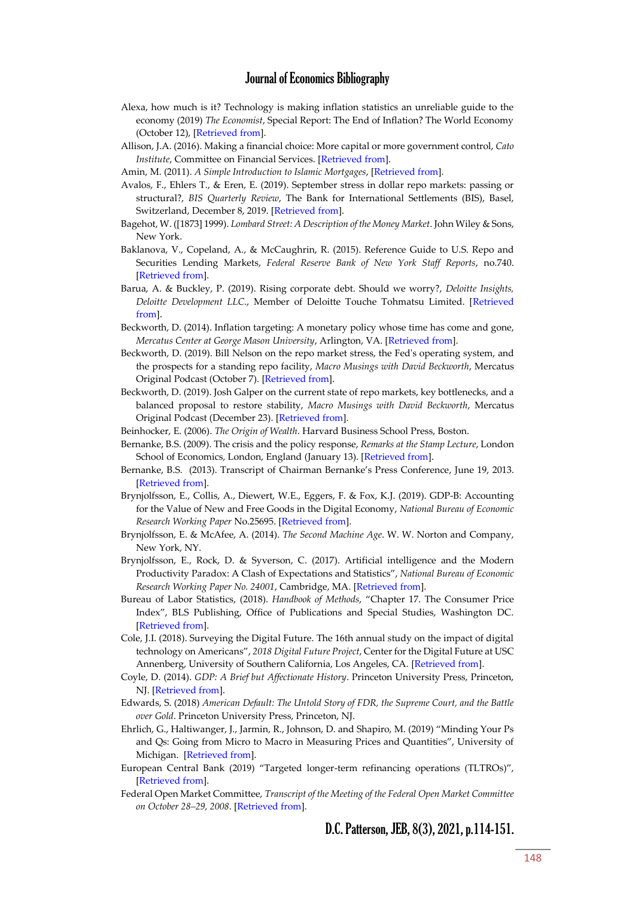Alexa, how much is it? Technology is making inflation statistics an unreliable guide to the economy (2019) *The Economist*, Special Report: The End of Inflation? The World Economy (October 12), [Retrieved from].

Allison, J.A. (2016). Making a financial choice: More capital or more government control, *Cato Institute*, Committee on Financial Services. [Retrieved from].

Amin, M. (2011). *A Simple Introduction to Islamic Mortgages*, [Retrieved from].

Avalos, F., Ehlers T., & Eren, E. (2019). September stress in dollar repo markets: passing or structural?, *BIS Quarterly Review*, The Bank for International Settlements (BIS), Basel, Switzerland, December 8, 2019. [Retrieved from].

Bagehot, W. ([1873] 1999). *Lombard Street: A Description of the Money Market*. John Wiley & Sons, New York.

Baklanova, V., Copeland, A., & McCaughrin, R. (2015). Reference Guide to U.S. Repo and Securities Lending Markets, *Federal Reserve Bank of New York Staff Reports*, no.740. [Retrieved from].

Barua, A. & Buckley, P. (2019). Rising corporate debt. Should we worry?, *Deloitte Insights, Deloitte Development LLC*., Member of Deloitte Touche Tohmatsu Limited. [Retrieved from].

Beckworth, D. (2014). Inflation targeting: A monetary policy whose time has come and gone, *Mercatus Center at George Mason University*, Arlington, VA. [Retrieved from].

Beckworth, D. (2019). Bill Nelson on the repo market stress, the Fed's operating system, and the prospects for a standing repo facility, *Macro Musings with David Beckworth*, Mercatus Original Podcast (October 7). [Retrieved from].

Beckworth, D. (2019). Josh Galper on the current state of repo markets, key bottlenecks, and a balanced proposal to restore stability, *Macro Musings with David Beckworth*, Mercatus Original Podcast (December 23). [Retrieved from].

Beinhocker, E. (2006). *The Origin of Wealth*. Harvard Business School Press, Boston.

Bernanke, B.S. (2009). The crisis and the policy response, *Remarks at the Stamp Lecture*, London School of Economics, London, England (January 13). [Retrieved from].

Bernanke, B.S. (2013). Transcript of Chairman Bernanke's Press Conference, June 19, 2013. [Retrieved from].

Brynjolfsson, E., Collis, A., Diewert, W.E., Eggers, F. & Fox, K.J. (2019). GDP-B: Accounting for the Value of New and Free Goods in the Digital Economy, *National Bureau of Economic Research Working Paper* No.25695. [Retrieved from].

Brynjolfsson, E. & McAfee, A. (2014). *The Second Machine Age*. W. W. Norton and Company, New York, NY.

Brynjolfsson, E., Rock, D. & Syverson, C. (2017). Artificial intelligence and the Modern Productivity Paradox: A Clash of Expectations and Statistics", *National Bureau of Economic Research Working Paper No. 24001*, Cambridge, MA. [Retrieved from].

Bureau of Labor Statistics, (2018). *Handbook of Methods*, "Chapter 17. The Consumer Price Index", BLS Publishing, Office of Publications and Special Studies, Washington DC. [Retrieved from].

Cole, J.I. (2018). Surveying the Digital Future. The 16th annual study on the impact of digital technology on Americans", *2018 Digital Future Project*, Center for the Digital Future at USC Annenberg, University of Southern California, Los Angeles, CA. [Retrieved from].

Coyle, D. (2014). *GDP: A Brief but Affectionate History*. Princeton University Press, Princeton, NJ. [Retrieved from].

Edwards, S. (2018) *American Default: The Untold Story of FDR, the Supreme Court, and the Battle over Gold*. Princeton University Press, Princeton, NJ.

Ehrlich, G., Haltiwanger, J., Jarmin, R., Johnson, D. and Shapiro, M. (2019) "Minding Your Ps and Qs: Going from Micro to Macro in Measuring Prices and Quantities", University of Michigan. [Retrieved from].

European Central Bank (2019) "Targeted longer-term refinancing operations (TLTROs)", [Retrieved from].

Federal Open Market Committee, *Transcript of the Meeting of the Federal Open Market Committee on October 28–29, 2008*. [Retrieved from].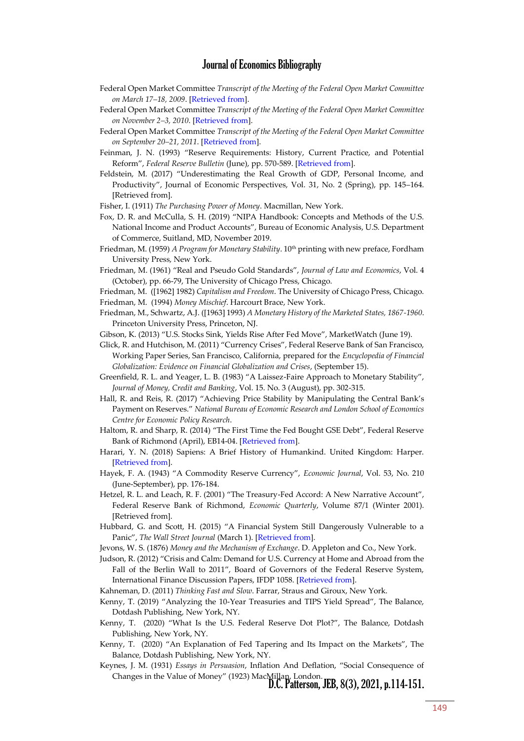Federal Open Market Committee *Transcript of the Meeting of the Federal Open Market Committee on March 17–18, 2009*. [Retrieved from].

Federal Open Market Committee *Transcript of the Meeting of the Federal Open Market Committee on November 2–3, 2010*. [Retrieved from].

Federal Open Market Committee *Transcript of the Meeting of the Federal Open Market Committee on September 20–21, 2011*. [Retrieved from].

Feinman, J. N. (1993) "Reserve Requirements: History, Current Practice, and Potential Reform", *Federal Reserve Bulletin* (June), pp. 570-589. [Retrieved from].

Feldstein, M. (2017) "Underestimating the Real Growth of GDP, Personal Income, and Productivity", Journal of Economic Perspectives, Vol. 31, No. 2 (Spring), pp. 145–164. [Retrieved from].

Fisher, I. (1911) *The Purchasing Power of Money*. Macmillan, New York.

Fox, D. R. and McCulla, S. H. (2019) "NIPA Handbook: Concepts and Methods of the U.S. National Income and Product Accounts", Bureau of Economic Analysis, U.S. Department of Commerce, Suitland, MD, November 2019.

Friedman, M. (1959) *A Program for Monetary Stability*. 10th printing with new preface, Fordham University Press, New York.

Friedman, M. (1961) "Real and Pseudo Gold Standards", *Journal of Law and Economics*, Vol. 4 (October), pp. 66-79, The University of Chicago Press, Chicago.

Friedman, M. ([1962] 1982) *Capitalism and Freedom*. The University of Chicago Press, Chicago.

Friedman, M. (1994) *Money Mischief*. Harcourt Brace, New York.

Friedman, M., Schwartz, A.J. ([1963] 1993) *A Monetary History of the Marketed States, 1867-1960*. Princeton University Press, Princeton, NJ.

Gibson, K. (2013) "U.S. Stocks Sink, Yields Rise After Fed Move", MarketWatch (June 19).

Glick, R. and Hutchison, M. (2011) "Currency Crises", Federal Reserve Bank of San Francisco, Working Paper Series, San Francisco, California, prepared for the *Encyclopedia of Financial Globalization: Evidence on Financial Globalization and Crises*, (September 15).

Greenfield, R. L. and Yeager, L. B. (1983) "A Laissez-Faire Approach to Monetary Stability", *Journal of Money, Credit and Banking*, Vol. 15. No. 3 (August), pp. 302-315.

Hall, R. and Reis, R. (2017) "Achieving Price Stability by Manipulating the Central Bank's Payment on Reserves." *National Bureau of Economic Research and London School of Economics Centre for Economic Policy Research*.

Haltom, R. and Sharp, R. (2014) "The First Time the Fed Bought GSE Debt", Federal Reserve Bank of Richmond (April), EB14-04. [Retrieved from].

Harari, Y. N. (2018) Sapiens: A Brief History of Humankind. United Kingdom: Harper. [Retrieved from].

Hayek, F. A. (1943) "A Commodity Reserve Currency", *Economic Journal*, Vol. 53, No. 210 (June-September), pp. 176-184.

Hetzel, R. L. and Leach, R. F. (2001) "The Treasury-Fed Accord: A New Narrative Account", Federal Reserve Bank of Richmond, *Economic Quarterly*, Volume 87/1 (Winter 2001). [Retrieved from].

Hubbard, G. and Scott, H. (2015) "A Financial System Still Dangerously Vulnerable to a Panic", *The Wall Street Journal* (March 1). [Retrieved from].

Jevons, W. S. (1876) *Money and the Mechanism of Exchange*. D. Appleton and Co., New York.

Judson, R. (2012) "Crisis and Calm: Demand for U.S. Currency at Home and Abroad from the Fall of the Berlin Wall to 2011", Board of Governors of the Federal Reserve System, International Finance Discussion Papers, IFDP 1058. [Retrieved from].

Kahneman, D. (2011) *Thinking Fast and Slow*. Farrar, Straus and Giroux, New York.

Kenny, T. (2019) "Analyzing the 10-Year Treasuries and TIPS Yield Spread", The Balance, Dotdash Publishing, New York, NY.

Kenny, T. (2020) "What Is the U.S. Federal Reserve Dot Plot?", The Balance, Dotdash Publishing, New York, NY.

Kenny, T. (2020) "An Explanation of Fed Tapering and Its Impact on the Markets", The Balance, Dotdash Publishing, New York, NY.

Keynes, J. M. (1931) *Essays in Persuasion*, Inflation And Deflation, "Social Consequence of Changes in the Value of Money" (1923) MacMillan, London.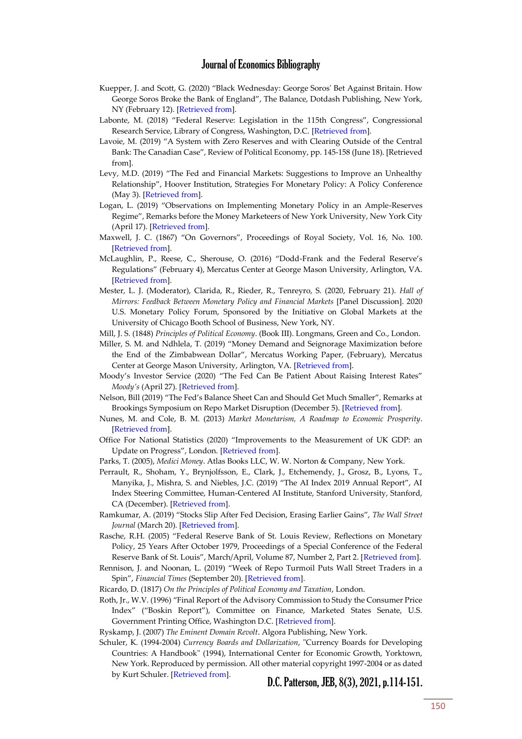Kuepper, J. and Scott, G. (2020) "Black Wednesday: George Soros' Bet Against Britain. How George Soros Broke the Bank of England", The Balance, Dotdash Publishing, New York, NY (February 12). [Retrieved from].

Labonte, M. (2018) "Federal Reserve: Legislation in the 115th Congress", Congressional Research Service, Library of Congress, Washington, D.C. [Retrieved from].

Lavoie, M. (2019) "A System with Zero Reserves and with Clearing Outside of the Central Bank: The Canadian Case", Review of Political Economy, pp. 145-158 (June 18). [Retrieved from].

Levy, M.D. (2019) "The Fed and Financial Markets: Suggestions to Improve an Unhealthy Relationship", Hoover Institution, Strategies For Monetary Policy: A Policy Conference (May 3). [Retrieved from].

Logan, L. (2019) "Observations on Implementing Monetary Policy in an Ample-Reserves Regime", Remarks before the Money Marketeers of New York University, New York City (April 17). [Retrieved from].

Maxwell, J. C. (1867) "On Governors", Proceedings of Royal Society, Vol. 16, No. 100. [Retrieved from].

McLaughlin, P., Reese, C., Sherouse, O. (2016) "Dodd-Frank and the Federal Reserve's Regulations" (February 4), Mercatus Center at George Mason University, Arlington, VA. [Retrieved from].

Mester, L. J. (Moderator), Clarida, R., Rieder, R., Tenreyro, S. (2020, February 21). *Hall of Mirrors: Feedback Between Monetary Policy and Financial Markets* [Panel Discussion]. 2020 U.S. Monetary Policy Forum, Sponsored by the Initiative on Global Markets at the University of Chicago Booth School of Business, New York, NY.

Mill, J. S. (1848) *Principles of Political Economy*. (Book III). Longmans, Green and Co., London.

Miller, S. M. and Ndhlela, T. (2019) "Money Demand and Seignorage Maximization before the End of the Zimbabwean Dollar", Mercatus Working Paper, (February), Mercatus Center at George Mason University, Arlington, VA. [Retrieved from].

Moody's Investor Service (2020) "The Fed Can Be Patient About Raising Interest Rates" *Moody's* (April 27). [Retrieved from].

Nelson, Bill (2019) "The Fed's Balance Sheet Can and Should Get Much Smaller", Remarks at Brookings Symposium on Repo Market Disruption (December 5). [Retrieved from].

Nunes, M. and Cole, B. M. (2013) *Market Monetarism, A Roadmap to Economic Prosperity*. [Retrieved from].

Office For National Statistics (2020) "Improvements to the Measurement of UK GDP: an Update on Progress", London. [Retrieved from].

Parks, T. (2005), *Medici Money*. Atlas Books LLC, W. W. Norton & Company, New York.

Perrault, R., Shoham, Y., Brynjolfsson, E., Clark, J., Etchemendy, J., Grosz, B., Lyons, T., Manyika, J., Mishra, S. and Niebles, J.C. (2019) "The AI Index 2019 Annual Report", AI Index Steering Committee, Human-Centered AI Institute, Stanford University, Stanford, CA (December). [Retrieved from].

Ramkumar, A. (2019) "Stocks Slip After Fed Decision, Erasing Earlier Gains", *The Wall Street Journal* (March 20). [Retrieved from].

Rasche, R.H. (2005) "Federal Reserve Bank of St. Louis Review, Reflections on Monetary Policy, 25 Years After October 1979, Proceedings of a Special Conference of the Federal Reserve Bank of St. Louis", March/April, Volume 87, Number 2, Part 2. [Retrieved from].

Rennison, J. and Noonan, L. (2019) "Week of Repo Turmoil Puts Wall Street Traders in a Spin", *Financial Times* (September 20). [Retrieved from].

Ricardo, D. (1817) *On the Principles of Political Economy and Taxation*, London.

Roth, Jr., W.V. (1996) "Final Report of the Advisory Commission to Study the Consumer Price Index" ("Boskin Report"), Committee on Finance, Marketed States Senate, U.S. Government Printing Office, Washington D.C. [Retrieved from].

Ryskamp, J. (2007) *The Eminent Domain Revolt*. Algora Publishing, New York.

Schuler, K. (1994-2004) *Currency Boards and Dollarization*, "Currency Boards for Developing Countries: A Handbook" (1994), International Center for Economic Growth, Yorktown, New York. Reproduced by permission. All other material copyright 1997-2004 or as dated by Kurt Schuler. [Retrieved from].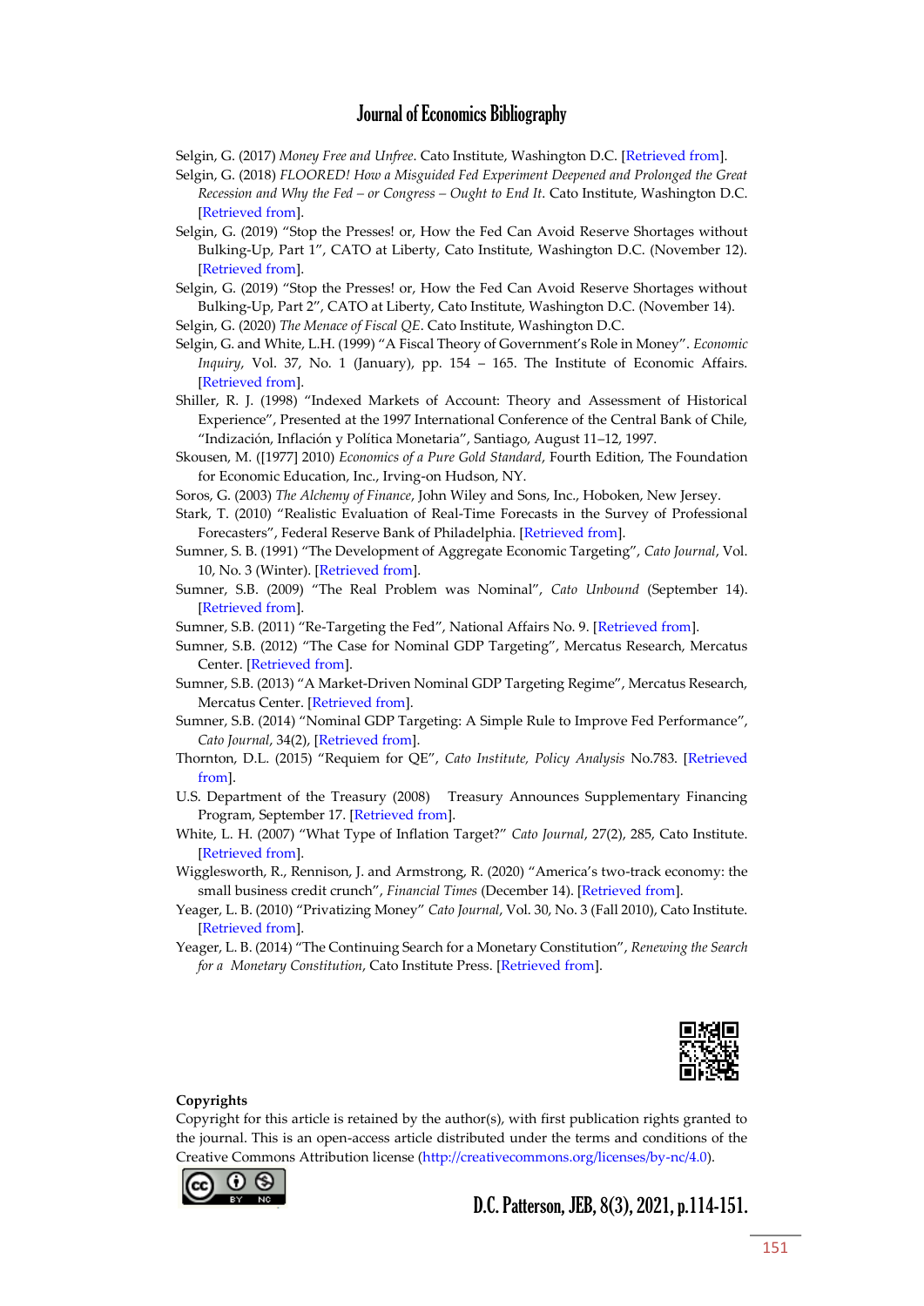Selgin, G. (2017) *Money Free and Unfree*. Cato Institute, Washington D.C. [Retrieved from].

Selgin, G. (2018) *FLOORED! How a Misguided Fed Experiment Deepened and Prolonged the Great Recession and Why the Fed – or Congress – Ought to End It*. Cato Institute, Washington D.C. [Retrieved from].

Selgin, G. (2019) "Stop the Presses! or, How the Fed Can Avoid Reserve Shortages without Bulking-Up, Part 1", CATO at Liberty, Cato Institute, Washington D.C. (November 12). [Retrieved from].

Selgin, G. (2019) "Stop the Presses! or, How the Fed Can Avoid Reserve Shortages without Bulking-Up, Part 2", CATO at Liberty, Cato Institute, Washington D.C. (November 14).

Selgin, G. (2020) *The Menace of Fiscal QE*. Cato Institute, Washington D.C.

Selgin, G. and White, L.H. (1999) "A Fiscal Theory of Government's Role in Money". *Economic Inquiry*, Vol. 37, No. 1 (January), pp. 154 – 165. The Institute of Economic Affairs. [Retrieved from].

Shiller, R. J. (1998) "Indexed Markets of Account: Theory and Assessment of Historical Experience", Presented at the 1997 International Conference of the Central Bank of Chile, "Indización, Inflación y Política Monetaria", Santiago, August 11–12, 1997.

Skousen, M. ([1977] 2010) *Economics of a Pure Gold Standard*, Fourth Edition, The Foundation for Economic Education, Inc., Irving-on Hudson, NY.

Soros, G. (2003) *The Alchemy of Finance*, John Wiley and Sons, Inc., Hoboken, New Jersey.

Stark, T. (2010) "Realistic Evaluation of Real-Time Forecasts in the Survey of Professional Forecasters", Federal Reserve Bank of Philadelphia. [Retrieved from].

Sumner, S. B. (1991) "The Development of Aggregate Economic Targeting", *Cato Journal*, Vol. 10, No. 3 (Winter). [Retrieved from].

Sumner, S.B. (2009) "The Real Problem was Nominal", *Cato Unbound* (September 14). [Retrieved from].

Sumner, S.B. (2011) "Re-Targeting the Fed", National Affairs No. 9. [Retrieved from].

Sumner, S.B. (2012) "The Case for Nominal GDP Targeting", Mercatus Research, Mercatus Center. [Retrieved from].

Sumner, S.B. (2013) "A Market-Driven Nominal GDP Targeting Regime", Mercatus Research, Mercatus Center. [Retrieved from].

Sumner, S.B. (2014) "Nominal GDP Targeting: A Simple Rule to Improve Fed Performance", *Cato Journal*, 34(2), [Retrieved from].

Thornton, D.L. (2015) "Requiem for QE", *Cato Institute, Policy Analysis* No.783. [Retrieved from].

U.S. Department of the Treasury (2008) Treasury Announces Supplementary Financing Program, September 17. [Retrieved from].

White, L. H. (2007) "What Type of Inflation Target?" *Cato Journal*, 27(2), 285, Cato Institute. [Retrieved from].

Wigglesworth, R., Rennison, J. and Armstrong, R. (2020) "America's two-track economy: the small business credit crunch", *Financial Times* (December 14). [Retrieved from].

Yeager, L. B. (2010) "Privatizing Money" *Cato Journal*, Vol. 30, No. 3 (Fall 2010), Cato Institute. [Retrieved from].

Yeager, L. B. (2014) "The Continuing Search for a Monetary Constitution", *Renewing the Search for a Monetary Constitution*, Cato Institute Press. [Retrieved from].

**Copyrights**

Copyright for this article is retained by the author(s), with first publication rights granted to the journal. This is an open-access article distributed under the terms and conditions of the Creative Commons Attribution license (http://creativecommons.org/licenses/by-nc/4.0).